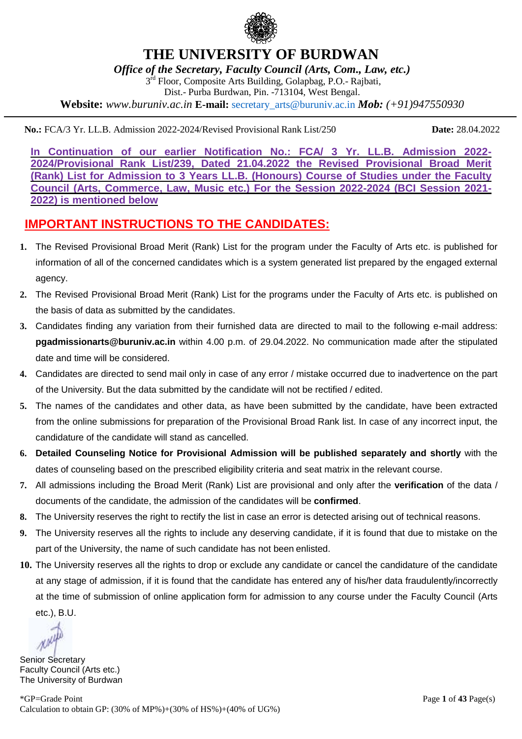# THE UNIVERSITY OF BURDWAN

*Office of the Secretary, Faculty Council (Arts, Com., Law, etc.)*
3rd Floor, Composite Arts Building, Golapbag, P.O.- Rajbati,
Dist.- Purba Burdwan, Pin. -713104, West Bengal.
**Website:** *www.buruniv.ac.in* **E-mail:** secretary_arts@buruniv.ac.in ***Mob:*** *(+91)947550930*

**No.:** FCA/3 Yr. LL.B. Admission 2022-2024/Revised Provisional Rank List/250 **Date:** 28.04.2022

**In Continuation of our earlier Notification No.: FCA/ 3 Yr. LL.B. Admission 2022-2024/Provisional Rank List/239, Dated 21.04.2022 the Revised Provisional Broad Merit (Rank) List for Admission to 3 Years LL.B. (Honours) Course of Studies under the Faculty Council (Arts, Commerce, Law, Music etc.) For the Session 2022-2024 (BCI Session 2021-2022) is mentioned below**

## IMPORTANT INSTRUCTIONS TO THE CANDIDATES:

1. The Revised Provisional Broad Merit (Rank) List for the program under the Faculty of Arts etc. is published for information of all of the concerned candidates which is a system generated list prepared by the engaged external agency.
2. The Revised Provisional Broad Merit (Rank) List for the programs under the Faculty of Arts etc. is published on the basis of data as submitted by the candidates.
3. Candidates finding any variation from their furnished data are directed to mail to the following e-mail address: **pgadmissionarts@buruniv.ac.in** within 4.00 p.m. of 29.04.2022. No communication made after the stipulated date and time will be considered.
4. Candidates are directed to send mail only in case of any error / mistake occurred due to inadvertence on the part of the University. But the data submitted by the candidate will not be rectified / edited.
5. The names of the candidates and other data, as have been submitted by the candidate, have been extracted from the online submissions for preparation of the Provisional Broad Rank list. In case of any incorrect input, the candidature of the candidate will stand as cancelled.
6. **Detailed Counseling Notice for Provisional Admission will be published separately and shortly** with the dates of counseling based on the prescribed eligibility criteria and seat matrix in the relevant course.
7. All admissions including the Broad Merit (Rank) List are provisional and only after the **verification** of the data / documents of the candidate, the admission of the candidates will be **confirmed**.
8. The University reserves the right to rectify the list in case an error is detected arising out of technical reasons.
9. The University reserves all the rights to include any deserving candidate, if it is found that due to mistake on the part of the University, the name of such candidate has not been enlisted.
10. The University reserves all the rights to drop or exclude any candidate or cancel the candidature of the candidate at any stage of admission, if it is found that the candidate has entered any of his/her data fraudulently/incorrectly at the time of submission of online application form for admission to any course under the Faculty Council (Arts etc.), B.U.

Senior Secretary
Faculty Council (Arts etc.)
The University of Burdwan

*GP=Grade Point
Calculation to obtain GP: (30% of MP%)+(30% of HS%)+(40% of UG%)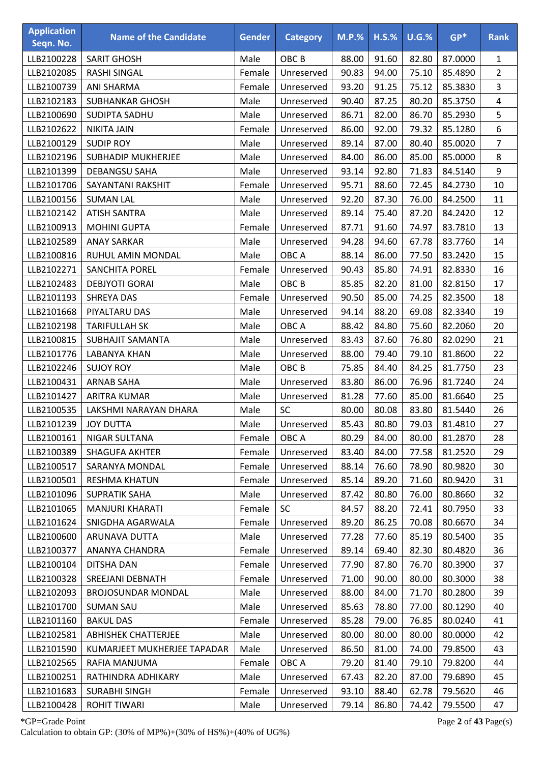| Application Seqn. No. | Name of the Candidate | Gender | Category | M.P.% | H.S.% | U.G.% | GP* | Rank |
|---|---|---|---|---|---|---|---|---|
| LLB2100228 | SARIT GHOSH | Male | OBC B | 88.00 | 91.60 | 82.80 | 87.0000 | 1 |
| LLB2102085 | RASHI SINGAL | Female | Unreserved | 90.83 | 94.00 | 75.10 | 85.4890 | 2 |
| LLB2100739 | ANI SHARMA | Female | Unreserved | 93.20 | 91.25 | 75.12 | 85.3830 | 3 |
| LLB2102183 | SUBHANKAR GHOSH | Male | Unreserved | 90.40 | 87.25 | 80.20 | 85.3750 | 4 |
| LLB2100690 | SUDIPTA SADHU | Male | Unreserved | 86.71 | 82.00 | 86.70 | 85.2930 | 5 |
| LLB2102622 | NIKITA JAIN | Female | Unreserved | 86.00 | 92.00 | 79.32 | 85.1280 | 6 |
| LLB2100129 | SUDIP ROY | Male | Unreserved | 89.14 | 87.00 | 80.40 | 85.0020 | 7 |
| LLB2102196 | SUBHADIP MUKHERJEE | Male | Unreserved | 84.00 | 86.00 | 85.00 | 85.0000 | 8 |
| LLB2101399 | DEBANGSU SAHA | Male | Unreserved | 93.14 | 92.80 | 71.83 | 84.5140 | 9 |
| LLB2101706 | SAYANTANI RAKSHIT | Female | Unreserved | 95.71 | 88.60 | 72.45 | 84.2730 | 10 |
| LLB2100156 | SUMAN LAL | Male | Unreserved | 92.20 | 87.30 | 76.00 | 84.2500 | 11 |
| LLB2102142 | ATISH SANTRA | Male | Unreserved | 89.14 | 75.40 | 87.20 | 84.2420 | 12 |
| LLB2100913 | MOHINI GUPTA | Female | Unreserved | 87.71 | 91.60 | 74.97 | 83.7810 | 13 |
| LLB2102589 | ANAY SARKAR | Male | Unreserved | 94.28 | 94.60 | 67.78 | 83.7760 | 14 |
| LLB2100816 | RUHUL AMIN MONDAL | Male | OBC A | 88.14 | 86.00 | 77.50 | 83.2420 | 15 |
| LLB2102271 | SANCHITA POREL | Female | Unreserved | 90.43 | 85.80 | 74.91 | 82.8330 | 16 |
| LLB2102483 | DEBJYOTI GORAI | Male | OBC B | 85.85 | 82.20 | 81.00 | 82.8150 | 17 |
| LLB2101193 | SHREYA DAS | Female | Unreserved | 90.50 | 85.00 | 74.25 | 82.3500 | 18 |
| LLB2101668 | PIYALTARU DAS | Male | Unreserved | 94.14 | 88.20 | 69.08 | 82.3340 | 19 |
| LLB2102198 | TARIFULLAH SK | Male | OBC A | 88.42 | 84.80 | 75.60 | 82.2060 | 20 |
| LLB2100815 | SUBHAJIT SAMANTA | Male | Unreserved | 83.43 | 87.60 | 76.80 | 82.0290 | 21 |
| LLB2101776 | LABANYA KHAN | Male | Unreserved | 88.00 | 79.40 | 79.10 | 81.8600 | 22 |
| LLB2102246 | SUJOY ROY | Male | OBC B | 75.85 | 84.40 | 84.25 | 81.7750 | 23 |
| LLB2100431 | ARNAB SAHA | Male | Unreserved | 83.80 | 86.00 | 76.96 | 81.7240 | 24 |
| LLB2101427 | ARITRA KUMAR | Male | Unreserved | 81.28 | 77.60 | 85.00 | 81.6640 | 25 |
| LLB2100535 | LAKSHMI NARAYAN DHARA | Male | SC | 80.00 | 80.08 | 83.80 | 81.5440 | 26 |
| LLB2101239 | JOY DUTTA | Male | Unreserved | 85.43 | 80.80 | 79.03 | 81.4810 | 27 |
| LLB2100161 | NIGAR SULTANA | Female | OBC A | 80.29 | 84.00 | 80.00 | 81.2870 | 28 |
| LLB2100389 | SHAGUFA AKHTER | Female | Unreserved | 83.40 | 84.00 | 77.58 | 81.2520 | 29 |
| LLB2100517 | SARANYA MONDAL | Female | Unreserved | 88.14 | 76.60 | 78.90 | 80.9820 | 30 |
| LLB2100501 | RESHMA KHATUN | Female | Unreserved | 85.14 | 89.20 | 71.60 | 80.9420 | 31 |
| LLB2101096 | SUPRATIK SAHA | Male | Unreserved | 87.42 | 80.80 | 76.00 | 80.8660 | 32 |
| LLB2101065 | MANJURI KHARATI | Female | SC | 84.57 | 88.20 | 72.41 | 80.7950 | 33 |
| LLB2101624 | SNIGDHA AGARWALA | Female | Unreserved | 89.20 | 86.25 | 70.08 | 80.6670 | 34 |
| LLB2100600 | ARUNAVA DUTTA | Male | Unreserved | 77.28 | 77.60 | 85.19 | 80.5400 | 35 |
| LLB2100377 | ANANYA CHANDRA | Female | Unreserved | 89.14 | 69.40 | 82.30 | 80.4820 | 36 |
| LLB2100104 | DITSHA DAN | Female | Unreserved | 77.90 | 87.80 | 76.70 | 80.3900 | 37 |
| LLB2100328 | SREEJANI DEBNATH | Female | Unreserved | 71.00 | 90.00 | 80.00 | 80.3000 | 38 |
| LLB2102093 | BROJOSUNDAR MONDAL | Male | Unreserved | 88.00 | 84.00 | 71.70 | 80.2800 | 39 |
| LLB2101700 | SUMAN SAU | Male | Unreserved | 85.63 | 78.80 | 77.00 | 80.1290 | 40 |
| LLB2101160 | BAKUL DAS | Female | Unreserved | 85.28 | 79.00 | 76.85 | 80.0240 | 41 |
| LLB2102581 | ABHISHEK CHATTERJEE | Male | Unreserved | 80.00 | 80.00 | 80.00 | 80.0000 | 42 |
| LLB2101590 | KUMARJEET MUKHERJEE TAPADAR | Male | Unreserved | 86.50 | 81.00 | 74.00 | 79.8500 | 43 |
| LLB2102565 | RAFIA MANJUMA | Female | OBC A | 79.20 | 81.40 | 79.10 | 79.8200 | 44 |
| LLB2100251 | RATHINDRA ADHIKARY | Male | Unreserved | 67.43 | 82.20 | 87.00 | 79.6890 | 45 |
| LLB2101683 | SURABHI SINGH | Female | Unreserved | 93.10 | 88.40 | 62.78 | 79.5620 | 46 |
| LLB2100428 | ROHIT TIWARI | Male | Unreserved | 79.14 | 86.80 | 74.42 | 79.5500 | 47 |

*GP=Grade Point

Calculation to obtain GP: (30% of MP%)+(30% of HS%)+(40% of UG%)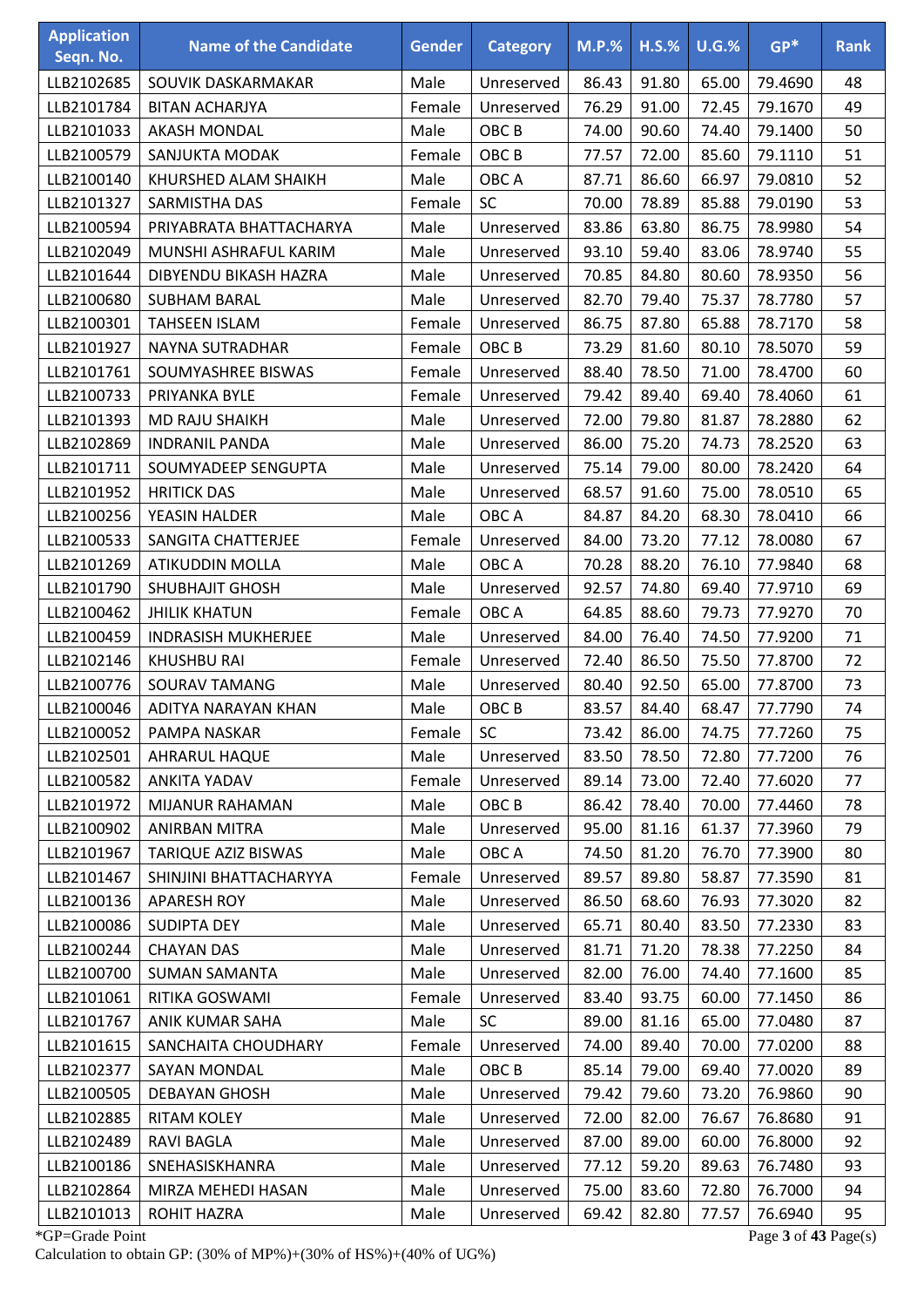| Application Seqn. No. | Name of the Candidate | Gender | Category | M.P.% | H.S.% | U.G.% | GP* | Rank |
|---|---|---|---|---|---|---|---|---|
| LLB2102685 | SOUVIK DASKARMAKAR | Male | Unreserved | 86.43 | 91.80 | 65.00 | 79.4690 | 48 |
| LLB2101784 | BITAN ACHARJYA | Female | Unreserved | 76.29 | 91.00 | 72.45 | 79.1670 | 49 |
| LLB2101033 | AKASH MONDAL | Male | OBC B | 74.00 | 90.60 | 74.40 | 79.1400 | 50 |
| LLB2100579 | SANJUKTA MODAK | Female | OBC B | 77.57 | 72.00 | 85.60 | 79.1110 | 51 |
| LLB2100140 | KHURSHED ALAM SHAIKH | Male | OBC A | 87.71 | 86.60 | 66.97 | 79.0810 | 52 |
| LLB2101327 | SARMISTHA DAS | Female | SC | 70.00 | 78.89 | 85.88 | 79.0190 | 53 |
| LLB2100594 | PRIYABRATA BHATTACHARYA | Male | Unreserved | 83.86 | 63.80 | 86.75 | 78.9980 | 54 |
| LLB2102049 | MUNSHI ASHRAFUL KARIM | Male | Unreserved | 93.10 | 59.40 | 83.06 | 78.9740 | 55 |
| LLB2101644 | DIBYENDU BIKASH HAZRA | Male | Unreserved | 70.85 | 84.80 | 80.60 | 78.9350 | 56 |
| LLB2100680 | SUBHAM BARAL | Male | Unreserved | 82.70 | 79.40 | 75.37 | 78.7780 | 57 |
| LLB2100301 | TAHSEEN ISLAM | Female | Unreserved | 86.75 | 87.80 | 65.88 | 78.7170 | 58 |
| LLB2101927 | NAYNA SUTRADHAR | Female | OBC B | 73.29 | 81.60 | 80.10 | 78.5070 | 59 |
| LLB2101761 | SOUMYASHREE BISWAS | Female | Unreserved | 88.40 | 78.50 | 71.00 | 78.4700 | 60 |
| LLB2100733 | PRIYANKA BYLE | Female | Unreserved | 79.42 | 89.40 | 69.40 | 78.4060 | 61 |
| LLB2101393 | MD RAJU SHAIKH | Male | Unreserved | 72.00 | 79.80 | 81.87 | 78.2880 | 62 |
| LLB2102869 | INDRANIL PANDA | Male | Unreserved | 86.00 | 75.20 | 74.73 | 78.2520 | 63 |
| LLB2101711 | SOUMYADEEP SENGUPTA | Male | Unreserved | 75.14 | 79.00 | 80.00 | 78.2420 | 64 |
| LLB2101952 | HRITICK DAS | Male | Unreserved | 68.57 | 91.60 | 75.00 | 78.0510 | 65 |
| LLB2100256 | YEASIN HALDER | Male | OBC A | 84.87 | 84.20 | 68.30 | 78.0410 | 66 |
| LLB2100533 | SANGITA CHATTERJEE | Female | Unreserved | 84.00 | 73.20 | 77.12 | 78.0080 | 67 |
| LLB2101269 | ATIKUDDIN MOLLA | Male | OBC A | 70.28 | 88.20 | 76.10 | 77.9840 | 68 |
| LLB2101790 | SHUBHAJIT GHOSH | Male | Unreserved | 92.57 | 74.80 | 69.40 | 77.9710 | 69 |
| LLB2100462 | JHILIK KHATUN | Female | OBC A | 64.85 | 88.60 | 79.73 | 77.9270 | 70 |
| LLB2100459 | INDRASISH MUKHERJEE | Male | Unreserved | 84.00 | 76.40 | 74.50 | 77.9200 | 71 |
| LLB2102146 | KHUSHBU RAI | Female | Unreserved | 72.40 | 86.50 | 75.50 | 77.8700 | 72 |
| LLB2100776 | SOURAV TAMANG | Male | Unreserved | 80.40 | 92.50 | 65.00 | 77.8700 | 73 |
| LLB2100046 | ADITYA NARAYAN KHAN | Male | OBC B | 83.57 | 84.40 | 68.47 | 77.7790 | 74 |
| LLB2100052 | PAMPA NASKAR | Female | SC | 73.42 | 86.00 | 74.75 | 77.7260 | 75 |
| LLB2102501 | AHRARUL HAQUE | Male | Unreserved | 83.50 | 78.50 | 72.80 | 77.7200 | 76 |
| LLB2100582 | ANKITA YADAV | Female | Unreserved | 89.14 | 73.00 | 72.40 | 77.6020 | 77 |
| LLB2101972 | MIJANUR RAHAMAN | Male | OBC B | 86.42 | 78.40 | 70.00 | 77.4460 | 78 |
| LLB2100902 | ANIRBAN MITRA | Male | Unreserved | 95.00 | 81.16 | 61.37 | 77.3960 | 79 |
| LLB2101967 | TARIQUE AZIZ BISWAS | Male | OBC A | 74.50 | 81.20 | 76.70 | 77.3900 | 80 |
| LLB2101467 | SHINJINI BHATTACHARYYA | Female | Unreserved | 89.57 | 89.80 | 58.87 | 77.3590 | 81 |
| LLB2100136 | APARESH ROY | Male | Unreserved | 86.50 | 68.60 | 76.93 | 77.3020 | 82 |
| LLB2100086 | SUDIPTA DEY | Male | Unreserved | 65.71 | 80.40 | 83.50 | 77.2330 | 83 |
| LLB2100244 | CHAYAN DAS | Male | Unreserved | 81.71 | 71.20 | 78.38 | 77.2250 | 84 |
| LLB2100700 | SUMAN SAMANTA | Male | Unreserved | 82.00 | 76.00 | 74.40 | 77.1600 | 85 |
| LLB2101061 | RITIKA GOSWAMI | Female | Unreserved | 83.40 | 93.75 | 60.00 | 77.1450 | 86 |
| LLB2101767 | ANIK KUMAR SAHA | Male | SC | 89.00 | 81.16 | 65.00 | 77.0480 | 87 |
| LLB2101615 | SANCHAITA CHOUDHARY | Female | Unreserved | 74.00 | 89.40 | 70.00 | 77.0200 | 88 |
| LLB2102377 | SAYAN MONDAL | Male | OBC B | 85.14 | 79.00 | 69.40 | 77.0020 | 89 |
| LLB2100505 | DEBAYAN GHOSH | Male | Unreserved | 79.42 | 79.60 | 73.20 | 76.9860 | 90 |
| LLB2102885 | RITAM KOLEY | Male | Unreserved | 72.00 | 82.00 | 76.67 | 76.8680 | 91 |
| LLB2102489 | RAVI BAGLA | Male | Unreserved | 87.00 | 89.00 | 60.00 | 76.8000 | 92 |
| LLB2100186 | SNEHASISKHANRA | Male | Unreserved | 77.12 | 59.20 | 89.63 | 76.7480 | 93 |
| LLB2102864 | MIRZA MEHEDI HASAN | Male | Unreserved | 75.00 | 83.60 | 72.80 | 76.7000 | 94 |
| LLB2101013 | ROHIT HAZRA | Male | Unreserved | 69.42 | 82.80 | 77.57 | 76.6940 | 95 |

*GP=Grade Point

Calculation to obtain GP: (30% of MP%)+(30% of HS%)+(40% of UG%)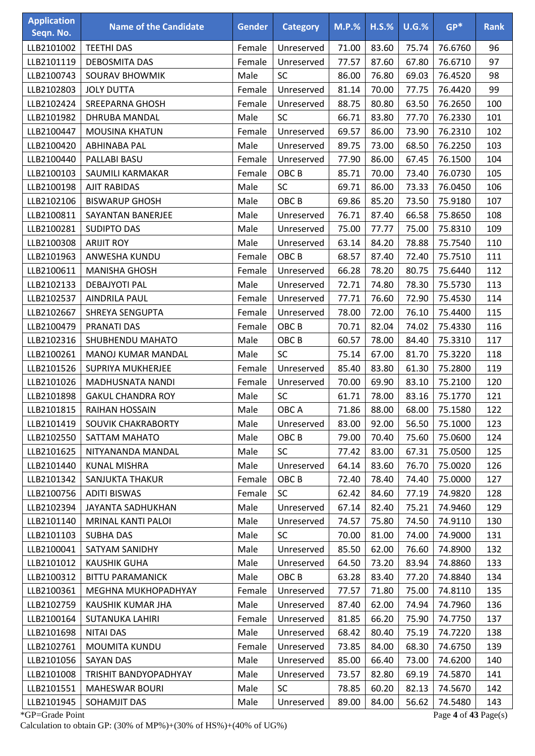| Application Seqn. No. | Name of the Candidate | Gender | Category | M.P.% | H.S.% | U.G.% | GP* | Rank |
|---|---|---|---|---|---|---|---|---|
| LLB2101002 | TEETHI DAS | Female | Unreserved | 71.00 | 83.60 | 75.74 | 76.6760 | 96 |
| LLB2101119 | DEBOSMITA DAS | Female | Unreserved | 77.57 | 87.60 | 67.80 | 76.6710 | 97 |
| LLB2100743 | SOURAV BHOWMIK | Male | SC | 86.00 | 76.80 | 69.03 | 76.4520 | 98 |
| LLB2102803 | JOLY DUTTA | Female | Unreserved | 81.14 | 70.00 | 77.75 | 76.4420 | 99 |
| LLB2102424 | SREEPARNA GHOSH | Female | Unreserved | 88.75 | 80.80 | 63.50 | 76.2650 | 100 |
| LLB2101982 | DHRUBA MANDAL | Male | SC | 66.71 | 83.80 | 77.70 | 76.2330 | 101 |
| LLB2100447 | MOUSINA KHATUN | Female | Unreserved | 69.57 | 86.00 | 73.90 | 76.2310 | 102 |
| LLB2100420 | ABHINABA PAL | Male | Unreserved | 89.75 | 73.00 | 68.50 | 76.2250 | 103 |
| LLB2100440 | PALLABI BASU | Female | Unreserved | 77.90 | 86.00 | 67.45 | 76.1500 | 104 |
| LLB2100103 | SAUMILI KARMAKAR | Female | OBC B | 85.71 | 70.00 | 73.40 | 76.0730 | 105 |
| LLB2100198 | AJIT RABIDAS | Male | SC | 69.71 | 86.00 | 73.33 | 76.0450 | 106 |
| LLB2102106 | BISWARUP GHOSH | Male | OBC B | 69.86 | 85.20 | 73.50 | 75.9180 | 107 |
| LLB2100811 | SAYANTAN BANERJEE | Male | Unreserved | 76.71 | 87.40 | 66.58 | 75.8650 | 108 |
| LLB2100281 | SUDIPTO DAS | Male | Unreserved | 75.00 | 77.77 | 75.00 | 75.8310 | 109 |
| LLB2100308 | ARIJIT ROY | Male | Unreserved | 63.14 | 84.20 | 78.88 | 75.7540 | 110 |
| LLB2101963 | ANWESHA KUNDU | Female | OBC B | 68.57 | 87.40 | 72.40 | 75.7510 | 111 |
| LLB2100611 | MANISHA GHOSH | Female | Unreserved | 66.28 | 78.20 | 80.75 | 75.6440 | 112 |
| LLB2102133 | DEBAJYOTI PAL | Male | Unreserved | 72.71 | 74.80 | 78.30 | 75.5730 | 113 |
| LLB2102537 | AINDRILA PAUL | Female | Unreserved | 77.71 | 76.60 | 72.90 | 75.4530 | 114 |
| LLB2102667 | SHREYA SENGUPTA | Female | Unreserved | 78.00 | 72.00 | 76.10 | 75.4400 | 115 |
| LLB2100479 | PRANATI DAS | Female | OBC B | 70.71 | 82.04 | 74.02 | 75.4330 | 116 |
| LLB2102316 | SHUBHENDU MAHATO | Male | OBC B | 60.57 | 78.00 | 84.40 | 75.3310 | 117 |
| LLB2100261 | MANOJ KUMAR MANDAL | Male | SC | 75.14 | 67.00 | 81.70 | 75.3220 | 118 |
| LLB2101526 | SUPRIYA MUKHERJEE | Female | Unreserved | 85.40 | 83.80 | 61.30 | 75.2800 | 119 |
| LLB2101026 | MADHUSNATA NANDI | Female | Unreserved | 70.00 | 69.90 | 83.10 | 75.2100 | 120 |
| LLB2101898 | GAKUL CHANDRA ROY | Male | SC | 61.71 | 78.00 | 83.16 | 75.1770 | 121 |
| LLB2101815 | RAIHAN HOSSAIN | Male | OBC A | 71.86 | 88.00 | 68.00 | 75.1580 | 122 |
| LLB2101419 | SOUVIK CHAKRABORTY | Male | Unreserved | 83.00 | 92.00 | 56.50 | 75.1000 | 123 |
| LLB2102550 | SATTAM MAHATO | Male | OBC B | 79.00 | 70.40 | 75.60 | 75.0600 | 124 |
| LLB2101625 | NITYANANDA MANDAL | Male | SC | 77.42 | 83.00 | 67.31 | 75.0500 | 125 |
| LLB2101440 | KUNAL MISHRA | Male | Unreserved | 64.14 | 83.60 | 76.70 | 75.0020 | 126 |
| LLB2101342 | SANJUKTA THAKUR | Female | OBC B | 72.40 | 78.40 | 74.40 | 75.0000 | 127 |
| LLB2100756 | ADITI BISWAS | Female | SC | 62.42 | 84.60 | 77.19 | 74.9820 | 128 |
| LLB2102394 | JAYANTA SADHUKHAN | Male | Unreserved | 67.14 | 82.40 | 75.21 | 74.9460 | 129 |
| LLB2101140 | MRINAL KANTI PALOI | Male | Unreserved | 74.57 | 75.80 | 74.50 | 74.9110 | 130 |
| LLB2101103 | SUBHA DAS | Male | SC | 70.00 | 81.00 | 74.00 | 74.9000 | 131 |
| LLB2100041 | SATYAM SANIDHY | Male | Unreserved | 85.50 | 62.00 | 76.60 | 74.8900 | 132 |
| LLB2101012 | KAUSHIK GUHA | Male | Unreserved | 64.50 | 73.20 | 83.94 | 74.8860 | 133 |
| LLB2100312 | BITTU PARAMANICK | Male | OBC B | 63.28 | 83.40 | 77.20 | 74.8840 | 134 |
| LLB2100361 | MEGHNA MUKHOPADHYAY | Female | Unreserved | 77.57 | 71.80 | 75.00 | 74.8110 | 135 |
| LLB2102759 | KAUSHIK KUMAR JHA | Male | Unreserved | 87.40 | 62.00 | 74.94 | 74.7960 | 136 |
| LLB2100164 | SUTANUKA LAHIRI | Female | Unreserved | 81.85 | 66.20 | 75.90 | 74.7750 | 137 |
| LLB2101698 | NITAI DAS | Male | Unreserved | 68.42 | 80.40 | 75.19 | 74.7220 | 138 |
| LLB2102761 | MOUMITA KUNDU | Female | Unreserved | 73.85 | 84.00 | 68.30 | 74.6750 | 139 |
| LLB2101056 | SAYAN DAS | Male | Unreserved | 85.00 | 66.40 | 73.00 | 74.6200 | 140 |
| LLB2101008 | TRISHIT BANDYOPADHYAY | Male | Unreserved | 73.57 | 82.80 | 69.19 | 74.5870 | 141 |
| LLB2101551 | MAHESWAR BOURI | Male | SC | 78.85 | 60.20 | 82.13 | 74.5670 | 142 |
| LLB2101945 | SOHAMJIT DAS | Male | Unreserved | 89.00 | 84.00 | 56.62 | 74.5480 | 143 |

*GP=Grade Point

Calculation to obtain GP: (30% of MP%)+(30% of HS%)+(40% of UG%)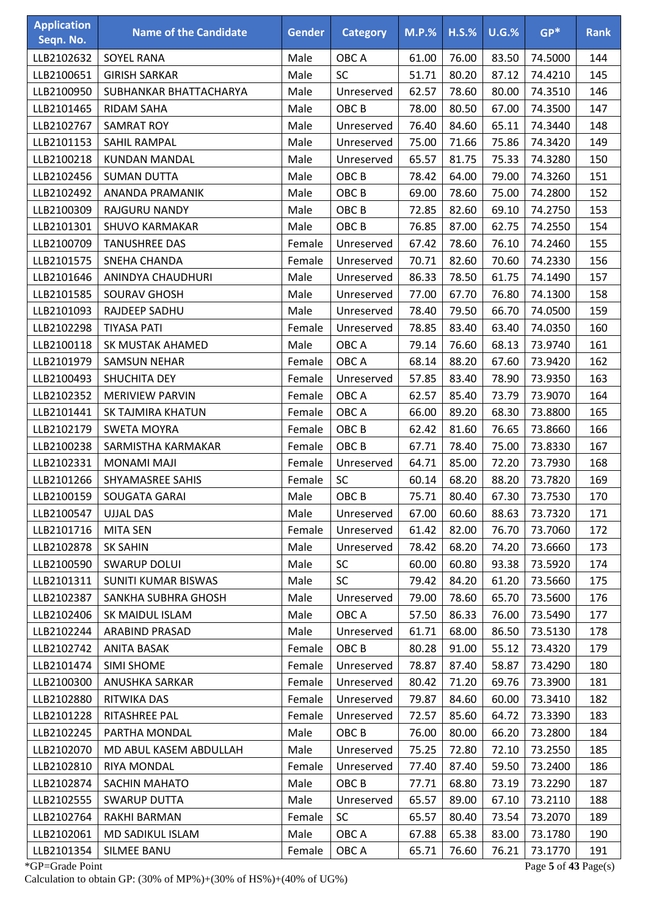| Application Seqn. No. | Name of the Candidate | Gender | Category | M.P.% | H.S.% | U.G.% | GP* | Rank |
|---|---|---|---|---|---|---|---|---|
| LLB2102632 | SOYEL RANA | Male | OBC A | 61.00 | 76.00 | 83.50 | 74.5000 | 144 |
| LLB2100651 | GIRISH SARKAR | Male | SC | 51.71 | 80.20 | 87.12 | 74.4210 | 145 |
| LLB2100950 | SUBHANKAR BHATTACHARYA | Male | Unreserved | 62.57 | 78.60 | 80.00 | 74.3510 | 146 |
| LLB2101465 | RIDAM SAHA | Male | OBC B | 78.00 | 80.50 | 67.00 | 74.3500 | 147 |
| LLB2102767 | SAMRAT ROY | Male | Unreserved | 76.40 | 84.60 | 65.11 | 74.3440 | 148 |
| LLB2101153 | SAHIL RAMPAL | Male | Unreserved | 75.00 | 71.66 | 75.86 | 74.3420 | 149 |
| LLB2100218 | KUNDAN MANDAL | Male | Unreserved | 65.57 | 81.75 | 75.33 | 74.3280 | 150 |
| LLB2102456 | SUMAN DUTTA | Male | OBC B | 78.42 | 64.00 | 79.00 | 74.3260 | 151 |
| LLB2102492 | ANANDA PRAMANIK | Male | OBC B | 69.00 | 78.60 | 75.00 | 74.2800 | 152 |
| LLB2100309 | RAJGURU NANDY | Male | OBC B | 72.85 | 82.60 | 69.10 | 74.2750 | 153 |
| LLB2101301 | SHUVO KARMAKAR | Male | OBC B | 76.85 | 87.00 | 62.75 | 74.2550 | 154 |
| LLB2100709 | TANUSHREE DAS | Female | Unreserved | 67.42 | 78.60 | 76.10 | 74.2460 | 155 |
| LLB2101575 | SNEHA CHANDA | Female | Unreserved | 70.71 | 82.60 | 70.60 | 74.2330 | 156 |
| LLB2101646 | ANINDYA CHAUDHURI | Male | Unreserved | 86.33 | 78.50 | 61.75 | 74.1490 | 157 |
| LLB2101585 | SOURAV GHOSH | Male | Unreserved | 77.00 | 67.70 | 76.80 | 74.1300 | 158 |
| LLB2101093 | RAJDEEP SADHU | Male | Unreserved | 78.40 | 79.50 | 66.70 | 74.0500 | 159 |
| LLB2102298 | TIYASA PATI | Female | Unreserved | 78.85 | 83.40 | 63.40 | 74.0350 | 160 |
| LLB2100118 | SK MUSTAK AHAMED | Male | OBC A | 79.14 | 76.60 | 68.13 | 73.9740 | 161 |
| LLB2101979 | SAMSUN NEHAR | Female | OBC A | 68.14 | 88.20 | 67.60 | 73.9420 | 162 |
| LLB2100493 | SHUCHITA DEY | Female | Unreserved | 57.85 | 83.40 | 78.90 | 73.9350 | 163 |
| LLB2102352 | MERIVIEW PARVIN | Female | OBC A | 62.57 | 85.40 | 73.79 | 73.9070 | 164 |
| LLB2101441 | SK TAJMIRA KHATUN | Female | OBC A | 66.00 | 89.20 | 68.30 | 73.8800 | 165 |
| LLB2102179 | SWETA MOYRA | Female | OBC B | 62.42 | 81.60 | 76.65 | 73.8660 | 166 |
| LLB2100238 | SARMISTHA KARMAKAR | Female | OBC B | 67.71 | 78.40 | 75.00 | 73.8330 | 167 |
| LLB2102331 | MONAMI MAJI | Female | Unreserved | 64.71 | 85.00 | 72.20 | 73.7930 | 168 |
| LLB2101266 | SHYAMASREE SAHIS | Female | SC | 60.14 | 68.20 | 88.20 | 73.7820 | 169 |
| LLB2100159 | SOUGATA GARAI | Male | OBC B | 75.71 | 80.40 | 67.30 | 73.7530 | 170 |
| LLB2100547 | UJJAL DAS | Male | Unreserved | 67.00 | 60.60 | 88.63 | 73.7320 | 171 |
| LLB2101716 | MITA SEN | Female | Unreserved | 61.42 | 82.00 | 76.70 | 73.7060 | 172 |
| LLB2102878 | SK SAHIN | Male | Unreserved | 78.42 | 68.20 | 74.20 | 73.6660 | 173 |
| LLB2100590 | SWARUP DOLUI | Male | SC | 60.00 | 60.80 | 93.38 | 73.5920 | 174 |
| LLB2101311 | SUNITI KUMAR BISWAS | Male | SC | 79.42 | 84.20 | 61.20 | 73.5660 | 175 |
| LLB2102387 | SANKHA SUBHRA GHOSH | Male | Unreserved | 79.00 | 78.60 | 65.70 | 73.5600 | 176 |
| LLB2102406 | SK MAIDUL ISLAM | Male | OBC A | 57.50 | 86.33 | 76.00 | 73.5490 | 177 |
| LLB2102244 | ARABIND PRASAD | Male | Unreserved | 61.71 | 68.00 | 86.50 | 73.5130 | 178 |
| LLB2102742 | ANITA BASAK | Female | OBC B | 80.28 | 91.00 | 55.12 | 73.4320 | 179 |
| LLB2101474 | SIMI SHOME | Female | Unreserved | 78.87 | 87.40 | 58.87 | 73.4290 | 180 |
| LLB2100300 | ANUSHKA SARKAR | Female | Unreserved | 80.42 | 71.20 | 69.76 | 73.3900 | 181 |
| LLB2102880 | RITWIKA DAS | Female | Unreserved | 79.87 | 84.60 | 60.00 | 73.3410 | 182 |
| LLB2101228 | RITASHREE PAL | Female | Unreserved | 72.57 | 85.60 | 64.72 | 73.3390 | 183 |
| LLB2102245 | PARTHA MONDAL | Male | OBC B | 76.00 | 80.00 | 66.20 | 73.2800 | 184 |
| LLB2102070 | MD ABUL KASEM ABDULLAH | Male | Unreserved | 75.25 | 72.80 | 72.10 | 73.2550 | 185 |
| LLB2102810 | RIYA MONDAL | Female | Unreserved | 77.40 | 87.40 | 59.50 | 73.2400 | 186 |
| LLB2102874 | SACHIN MAHATO | Male | OBC B | 77.71 | 68.80 | 73.19 | 73.2290 | 187 |
| LLB2102555 | SWARUP DUTTA | Male | Unreserved | 65.57 | 89.00 | 67.10 | 73.2110 | 188 |
| LLB2102764 | RAKHI BARMAN | Female | SC | 65.57 | 80.40 | 73.54 | 73.2070 | 189 |
| LLB2102061 | MD SADIKUL ISLAM | Male | OBC A | 67.88 | 65.38 | 83.00 | 73.1780 | 190 |
| LLB2101354 | SILMEE BANU | Female | OBC A | 65.71 | 76.60 | 76.21 | 73.1770 | 191 |

*GP=Grade Point

Calculation to obtain GP: (30% of MP%)+(30% of HS%)+(40% of UG%)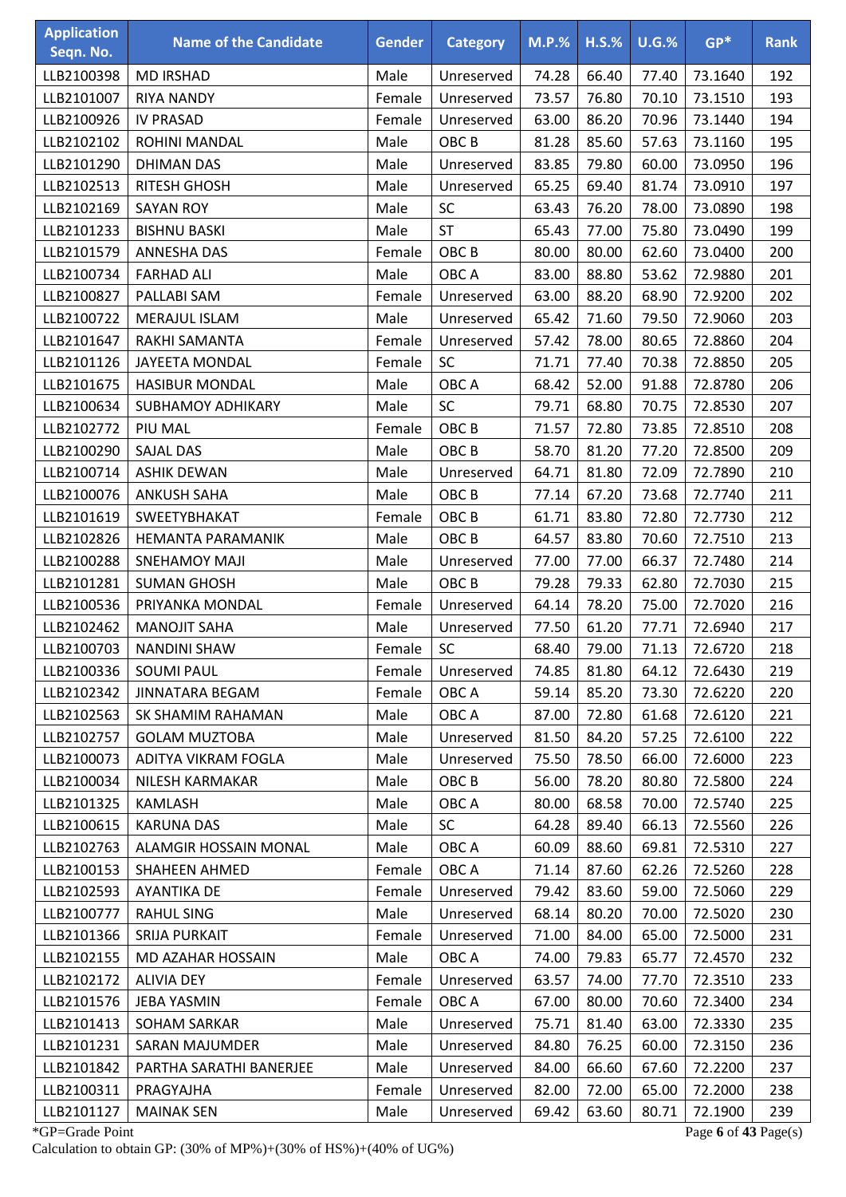| Application Seqn. No. | Name of the Candidate | Gender | Category | M.P.% | H.S.% | U.G.% | GP* | Rank |
|---|---|---|---|---|---|---|---|---|
| LLB2100398 | MD IRSHAD | Male | Unreserved | 74.28 | 66.40 | 77.40 | 73.1640 | 192 |
| LLB2101007 | RIYA NANDY | Female | Unreserved | 73.57 | 76.80 | 70.10 | 73.1510 | 193 |
| LLB2100926 | IV PRASAD | Female | Unreserved | 63.00 | 86.20 | 70.96 | 73.1440 | 194 |
| LLB2102102 | ROHINI MANDAL | Male | OBC B | 81.28 | 85.60 | 57.63 | 73.1160 | 195 |
| LLB2101290 | DHIMAN DAS | Male | Unreserved | 83.85 | 79.80 | 60.00 | 73.0950 | 196 |
| LLB2102513 | RITESH GHOSH | Male | Unreserved | 65.25 | 69.40 | 81.74 | 73.0910 | 197 |
| LLB2102169 | SAYAN ROY | Male | SC | 63.43 | 76.20 | 78.00 | 73.0890 | 198 |
| LLB2101233 | BISHNU BASKI | Male | ST | 65.43 | 77.00 | 75.80 | 73.0490 | 199 |
| LLB2101579 | ANNESHA DAS | Female | OBC B | 80.00 | 80.00 | 62.60 | 73.0400 | 200 |
| LLB2100734 | FARHAD ALI | Male | OBC A | 83.00 | 88.80 | 53.62 | 72.9880 | 201 |
| LLB2100827 | PALLABI SAM | Female | Unreserved | 63.00 | 88.20 | 68.90 | 72.9200 | 202 |
| LLB2100722 | MERAJUL ISLAM | Male | Unreserved | 65.42 | 71.60 | 79.50 | 72.9060 | 203 |
| LLB2101647 | RAKHI SAMANTA | Female | Unreserved | 57.42 | 78.00 | 80.65 | 72.8860 | 204 |
| LLB2101126 | JAYEETA MONDAL | Female | SC | 71.71 | 77.40 | 70.38 | 72.8850 | 205 |
| LLB2101675 | HASIBUR MONDAL | Male | OBC A | 68.42 | 52.00 | 91.88 | 72.8780 | 206 |
| LLB2100634 | SUBHAMOY ADHIKARY | Male | SC | 79.71 | 68.80 | 70.75 | 72.8530 | 207 |
| LLB2102772 | PIU MAL | Female | OBC B | 71.57 | 72.80 | 73.85 | 72.8510 | 208 |
| LLB2100290 | SAJAL DAS | Male | OBC B | 58.70 | 81.20 | 77.20 | 72.8500 | 209 |
| LLB2100714 | ASHIK DEWAN | Male | Unreserved | 64.71 | 81.80 | 72.09 | 72.7890 | 210 |
| LLB2100076 | ANKUSH SAHA | Male | OBC B | 77.14 | 67.20 | 73.68 | 72.7740 | 211 |
| LLB2101619 | SWEETYBHAKAT | Female | OBC B | 61.71 | 83.80 | 72.80 | 72.7730 | 212 |
| LLB2102826 | HEMANTA PARAMANIK | Male | OBC B | 64.57 | 83.80 | 70.60 | 72.7510 | 213 |
| LLB2100288 | SNEHAMOY MAJI | Male | Unreserved | 77.00 | 77.00 | 66.37 | 72.7480 | 214 |
| LLB2101281 | SUMAN GHOSH | Male | OBC B | 79.28 | 79.33 | 62.80 | 72.7030 | 215 |
| LLB2100536 | PRIYANKA MONDAL | Female | Unreserved | 64.14 | 78.20 | 75.00 | 72.7020 | 216 |
| LLB2102462 | MANOJIT SAHA | Male | Unreserved | 77.50 | 61.20 | 77.71 | 72.6940 | 217 |
| LLB2100703 | NANDINI SHAW | Female | SC | 68.40 | 79.00 | 71.13 | 72.6720 | 218 |
| LLB2100336 | SOUMI PAUL | Female | Unreserved | 74.85 | 81.80 | 64.12 | 72.6430 | 219 |
| LLB2102342 | JINNATARA BEGAM | Female | OBC A | 59.14 | 85.20 | 73.30 | 72.6220 | 220 |
| LLB2102563 | SK SHAMIM RAHAMAN | Male | OBC A | 87.00 | 72.80 | 61.68 | 72.6120 | 221 |
| LLB2102757 | GOLAM MUZTOBA | Male | Unreserved | 81.50 | 84.20 | 57.25 | 72.6100 | 222 |
| LLB2100073 | ADITYA VIKRAM FOGLA | Male | Unreserved | 75.50 | 78.50 | 66.00 | 72.6000 | 223 |
| LLB2100034 | NILESH KARMAKAR | Male | OBC B | 56.00 | 78.20 | 80.80 | 72.5800 | 224 |
| LLB2101325 | KAMLASH | Male | OBC A | 80.00 | 68.58 | 70.00 | 72.5740 | 225 |
| LLB2100615 | KARUNA DAS | Male | SC | 64.28 | 89.40 | 66.13 | 72.5560 | 226 |
| LLB2102763 | ALAMGIR HOSSAIN MONAL | Male | OBC A | 60.09 | 88.60 | 69.81 | 72.5310 | 227 |
| LLB2100153 | SHAHEEN AHMED | Female | OBC A | 71.14 | 87.60 | 62.26 | 72.5260 | 228 |
| LLB2102593 | AYANTIKA DE | Female | Unreserved | 79.42 | 83.60 | 59.00 | 72.5060 | 229 |
| LLB2100777 | RAHUL SING | Male | Unreserved | 68.14 | 80.20 | 70.00 | 72.5020 | 230 |
| LLB2101366 | SRIJA PURKAIT | Female | Unreserved | 71.00 | 84.00 | 65.00 | 72.5000 | 231 |
| LLB2102155 | MD AZAHAR HOSSAIN | Male | OBC A | 74.00 | 79.83 | 65.77 | 72.4570 | 232 |
| LLB2102172 | ALIVIA DEY | Female | Unreserved | 63.57 | 74.00 | 77.70 | 72.3510 | 233 |
| LLB2101576 | JEBA YASMIN | Female | OBC A | 67.00 | 80.00 | 70.60 | 72.3400 | 234 |
| LLB2101413 | SOHAM SARKAR | Male | Unreserved | 75.71 | 81.40 | 63.00 | 72.3330 | 235 |
| LLB2101231 | SARAN MAJUMDER | Male | Unreserved | 84.80 | 76.25 | 60.00 | 72.3150 | 236 |
| LLB2101842 | PARTHA SARATHI BANERJEE | Male | Unreserved | 84.00 | 66.60 | 67.60 | 72.2200 | 237 |
| LLB2100311 | PRAGYAJHA | Female | Unreserved | 82.00 | 72.00 | 65.00 | 72.2000 | 238 |
| LLB2101127 | MAINAK SEN | Male | Unreserved | 69.42 | 63.60 | 80.71 | 72.1900 | 239 |

*GP=Grade Point

Calculation to obtain GP: (30% of MP%)+(30% of HS%)+(40% of UG%)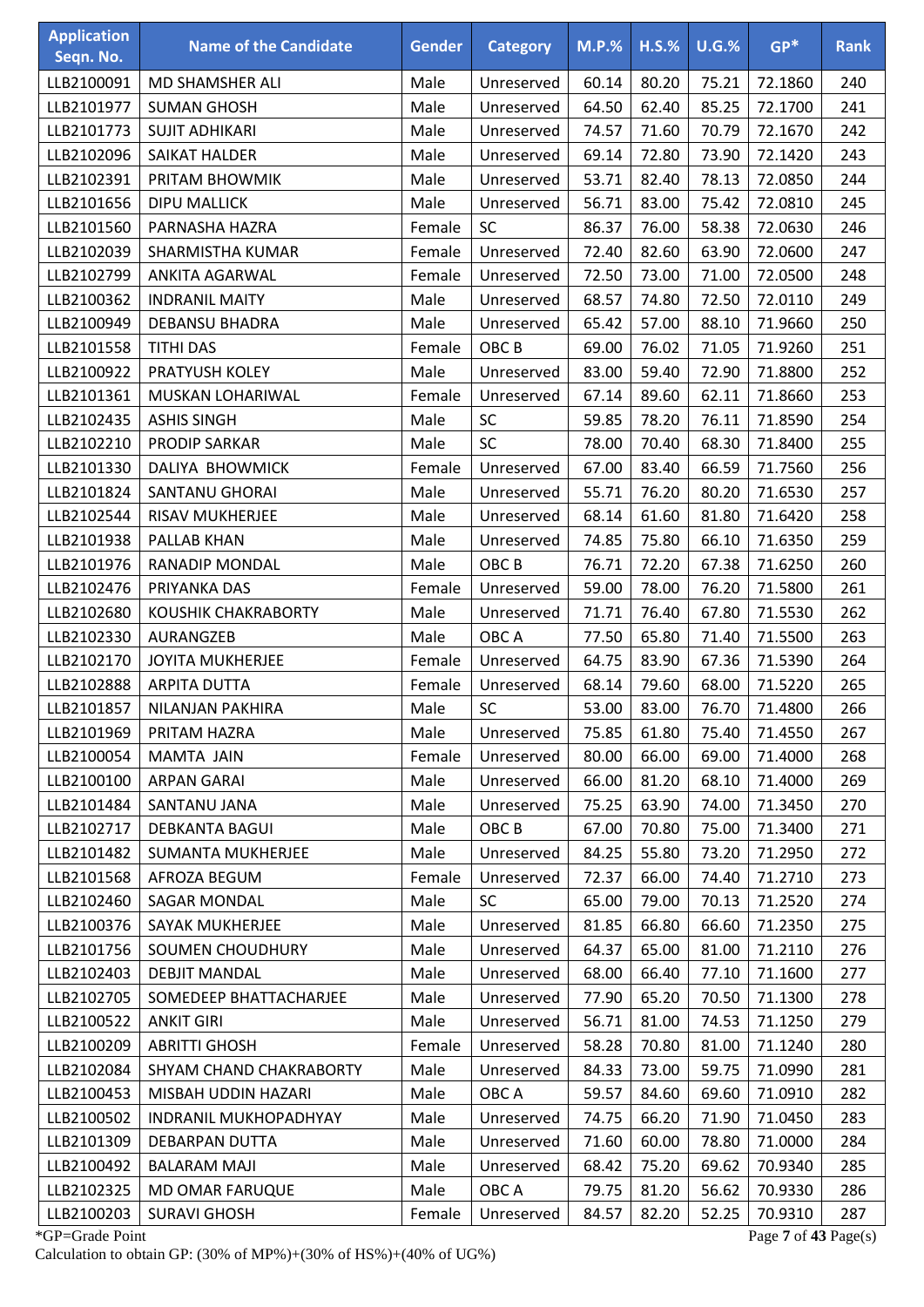| Application Seqn. No. | Name of the Candidate | Gender | Category | M.P.% | H.S.% | U.G.% | GP* | Rank |
|---|---|---|---|---|---|---|---|---|
| LLB2100091 | MD SHAMSHER ALI | Male | Unreserved | 60.14 | 80.20 | 75.21 | 72.1860 | 240 |
| LLB2101977 | SUMAN GHOSH | Male | Unreserved | 64.50 | 62.40 | 85.25 | 72.1700 | 241 |
| LLB2101773 | SUJIT ADHIKARI | Male | Unreserved | 74.57 | 71.60 | 70.79 | 72.1670 | 242 |
| LLB2102096 | SAIKAT HALDER | Male | Unreserved | 69.14 | 72.80 | 73.90 | 72.1420 | 243 |
| LLB2102391 | PRITAM BHOWMIK | Male | Unreserved | 53.71 | 82.40 | 78.13 | 72.0850 | 244 |
| LLB2101656 | DIPU MALLICK | Male | Unreserved | 56.71 | 83.00 | 75.42 | 72.0810 | 245 |
| LLB2101560 | PARNASHA HAZRA | Female | SC | 86.37 | 76.00 | 58.38 | 72.0630 | 246 |
| LLB2102039 | SHARMISTHA KUMAR | Female | Unreserved | 72.40 | 82.60 | 63.90 | 72.0600 | 247 |
| LLB2102799 | ANKITA AGARWAL | Female | Unreserved | 72.50 | 73.00 | 71.00 | 72.0500 | 248 |
| LLB2100362 | INDRANIL MAITY | Male | Unreserved | 68.57 | 74.80 | 72.50 | 72.0110 | 249 |
| LLB2100949 | DEBANSU BHADRA | Male | Unreserved | 65.42 | 57.00 | 88.10 | 71.9660 | 250 |
| LLB2101558 | TITHI DAS | Female | OBC B | 69.00 | 76.02 | 71.05 | 71.9260 | 251 |
| LLB2100922 | PRATYUSH KOLEY | Male | Unreserved | 83.00 | 59.40 | 72.90 | 71.8800 | 252 |
| LLB2101361 | MUSKAN LOHARIWAL | Female | Unreserved | 67.14 | 89.60 | 62.11 | 71.8660 | 253 |
| LLB2102435 | ASHIS SINGH | Male | SC | 59.85 | 78.20 | 76.11 | 71.8590 | 254 |
| LLB2102210 | PRODIP SARKAR | Male | SC | 78.00 | 70.40 | 68.30 | 71.8400 | 255 |
| LLB2101330 | DALIYA BHOWMICK | Female | Unreserved | 67.00 | 83.40 | 66.59 | 71.7560 | 256 |
| LLB2101824 | SANTANU GHORAI | Male | Unreserved | 55.71 | 76.20 | 80.20 | 71.6530 | 257 |
| LLB2102544 | RISAV MUKHERJEE | Male | Unreserved | 68.14 | 61.60 | 81.80 | 71.6420 | 258 |
| LLB2101938 | PALLAB KHAN | Male | Unreserved | 74.85 | 75.80 | 66.10 | 71.6350 | 259 |
| LLB2101976 | RANADIP MONDAL | Male | OBC B | 76.71 | 72.20 | 67.38 | 71.6250 | 260 |
| LLB2102476 | PRIYANKA DAS | Female | Unreserved | 59.00 | 78.00 | 76.20 | 71.5800 | 261 |
| LLB2102680 | KOUSHIK CHAKRABORTY | Male | Unreserved | 71.71 | 76.40 | 67.80 | 71.5530 | 262 |
| LLB2102330 | AURANGZEB | Male | OBC A | 77.50 | 65.80 | 71.40 | 71.5500 | 263 |
| LLB2102170 | JOYITA MUKHERJEE | Female | Unreserved | 64.75 | 83.90 | 67.36 | 71.5390 | 264 |
| LLB2102888 | ARPITA DUTTA | Female | Unreserved | 68.14 | 79.60 | 68.00 | 71.5220 | 265 |
| LLB2101857 | NILANJAN PAKHIRA | Male | SC | 53.00 | 83.00 | 76.70 | 71.4800 | 266 |
| LLB2101969 | PRITAM HAZRA | Male | Unreserved | 75.85 | 61.80 | 75.40 | 71.4550 | 267 |
| LLB2100054 | MAMTA JAIN | Female | Unreserved | 80.00 | 66.00 | 69.00 | 71.4000 | 268 |
| LLB2100100 | ARPAN GARAI | Male | Unreserved | 66.00 | 81.20 | 68.10 | 71.4000 | 269 |
| LLB2101484 | SANTANU JANA | Male | Unreserved | 75.25 | 63.90 | 74.00 | 71.3450 | 270 |
| LLB2102717 | DEBKANTA BAGUI | Male | OBC B | 67.00 | 70.80 | 75.00 | 71.3400 | 271 |
| LLB2101482 | SUMANTA MUKHERJEE | Male | Unreserved | 84.25 | 55.80 | 73.20 | 71.2950 | 272 |
| LLB2101568 | AFROZA BEGUM | Female | Unreserved | 72.37 | 66.00 | 74.40 | 71.2710 | 273 |
| LLB2102460 | SAGAR MONDAL | Male | SC | 65.00 | 79.00 | 70.13 | 71.2520 | 274 |
| LLB2100376 | SAYAK MUKHERJEE | Male | Unreserved | 81.85 | 66.80 | 66.60 | 71.2350 | 275 |
| LLB2101756 | SOUMEN CHOUDHURY | Male | Unreserved | 64.37 | 65.00 | 81.00 | 71.2110 | 276 |
| LLB2102403 | DEBJIT MANDAL | Male | Unreserved | 68.00 | 66.40 | 77.10 | 71.1600 | 277 |
| LLB2102705 | SOMEDEEP BHATTACHARJEE | Male | Unreserved | 77.90 | 65.20 | 70.50 | 71.1300 | 278 |
| LLB2100522 | ANKIT GIRI | Male | Unreserved | 56.71 | 81.00 | 74.53 | 71.1250 | 279 |
| LLB2100209 | ABRITTI GHOSH | Female | Unreserved | 58.28 | 70.80 | 81.00 | 71.1240 | 280 |
| LLB2102084 | SHYAM CHAND CHAKRABORTY | Male | Unreserved | 84.33 | 73.00 | 59.75 | 71.0990 | 281 |
| LLB2100453 | MISBAH UDDIN HAZARI | Male | OBC A | 59.57 | 84.60 | 69.60 | 71.0910 | 282 |
| LLB2100502 | INDRANIL MUKHOPADHYAY | Male | Unreserved | 74.75 | 66.20 | 71.90 | 71.0450 | 283 |
| LLB2101309 | DEBARPAN DUTTA | Male | Unreserved | 71.60 | 60.00 | 78.80 | 71.0000 | 284 |
| LLB2100492 | BALARAM MAJI | Male | Unreserved | 68.42 | 75.20 | 69.62 | 70.9340 | 285 |
| LLB2102325 | MD OMAR FARUQUE | Male | OBC A | 79.75 | 81.20 | 56.62 | 70.9330 | 286 |
| LLB2100203 | SURAVI GHOSH | Female | Unreserved | 84.57 | 82.20 | 52.25 | 70.9310 | 287 |

*GP=Grade Point

Calculation to obtain GP: (30% of MP%)+(30% of HS%)+(40% of UG%)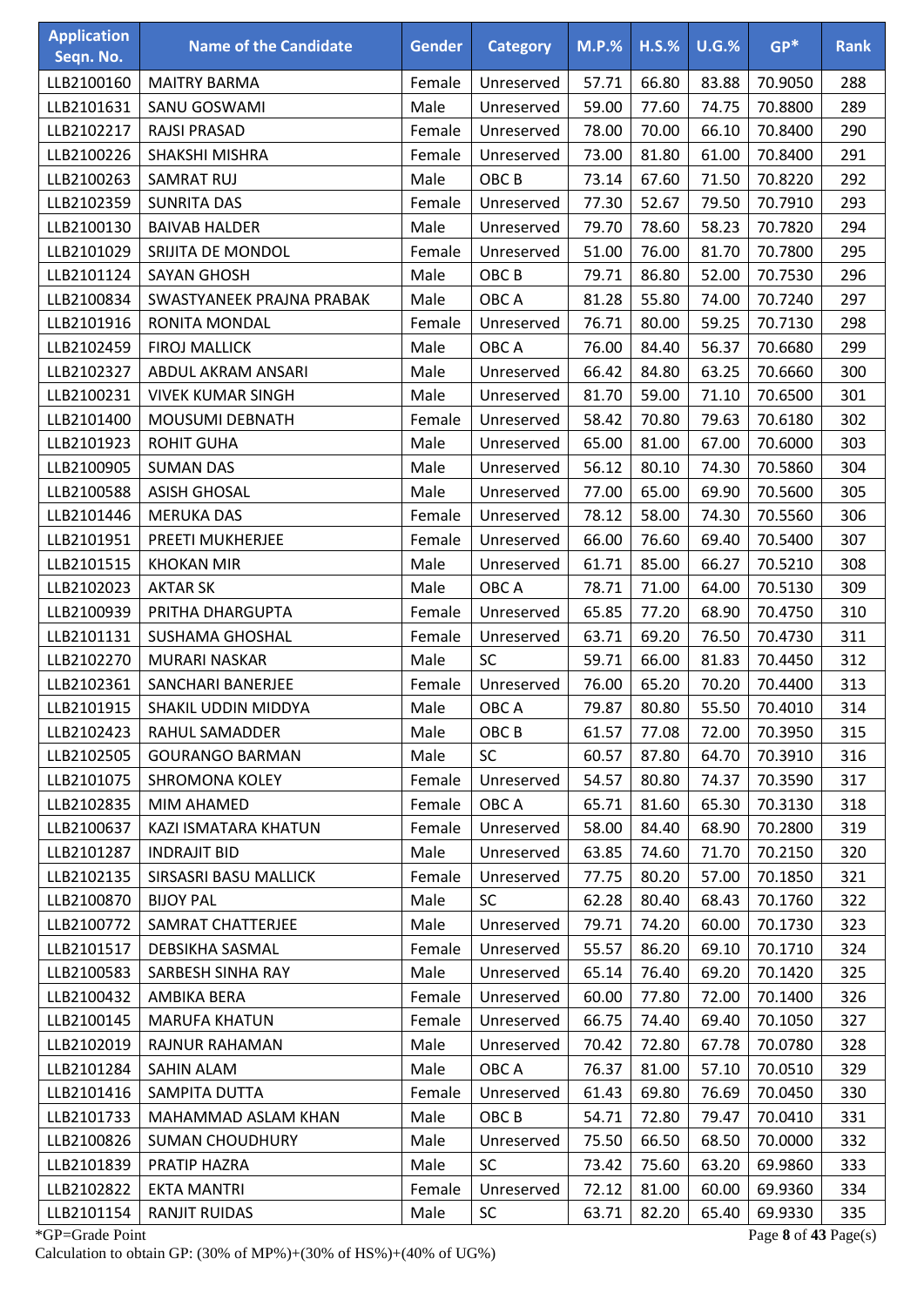| Application Seqn. No. | Name of the Candidate | Gender | Category | M.P.% | H.S.% | U.G.% | GP* | Rank |
|---|---|---|---|---|---|---|---|---|
| LLB2100160 | MAITRY BARMA | Female | Unreserved | 57.71 | 66.80 | 83.88 | 70.9050 | 288 |
| LLB2101631 | SANU GOSWAMI | Male | Unreserved | 59.00 | 77.60 | 74.75 | 70.8800 | 289 |
| LLB2102217 | RAJSI PRASAD | Female | Unreserved | 78.00 | 70.00 | 66.10 | 70.8400 | 290 |
| LLB2100226 | SHAKSHI MISHRA | Female | Unreserved | 73.00 | 81.80 | 61.00 | 70.8400 | 291 |
| LLB2100263 | SAMRAT RUJ | Male | OBC B | 73.14 | 67.60 | 71.50 | 70.8220 | 292 |
| LLB2102359 | SUNRITA DAS | Female | Unreserved | 77.30 | 52.67 | 79.50 | 70.7910 | 293 |
| LLB2100130 | BAIVAB HALDER | Male | Unreserved | 79.70 | 78.60 | 58.23 | 70.7820 | 294 |
| LLB2101029 | SRIJITA DE MONDOL | Female | Unreserved | 51.00 | 76.00 | 81.70 | 70.7800 | 295 |
| LLB2101124 | SAYAN GHOSH | Male | OBC B | 79.71 | 86.80 | 52.00 | 70.7530 | 296 |
| LLB2100834 | SWASTYANEEK PRAJNA PRABAK | Male | OBC A | 81.28 | 55.80 | 74.00 | 70.7240 | 297 |
| LLB2101916 | RONITA MONDAL | Female | Unreserved | 76.71 | 80.00 | 59.25 | 70.7130 | 298 |
| LLB2102459 | FIROJ MALLICK | Male | OBC A | 76.00 | 84.40 | 56.37 | 70.6680 | 299 |
| LLB2102327 | ABDUL AKRAM ANSARI | Male | Unreserved | 66.42 | 84.80 | 63.25 | 70.6660 | 300 |
| LLB2100231 | VIVEK KUMAR SINGH | Male | Unreserved | 81.70 | 59.00 | 71.10 | 70.6500 | 301 |
| LLB2101400 | MOUSUMI DEBNATH | Female | Unreserved | 58.42 | 70.80 | 79.63 | 70.6180 | 302 |
| LLB2101923 | ROHIT GUHA | Male | Unreserved | 65.00 | 81.00 | 67.00 | 70.6000 | 303 |
| LLB2100905 | SUMAN DAS | Male | Unreserved | 56.12 | 80.10 | 74.30 | 70.5860 | 304 |
| LLB2100588 | ASISH GHOSAL | Male | Unreserved | 77.00 | 65.00 | 69.90 | 70.5600 | 305 |
| LLB2101446 | MERUKA DAS | Female | Unreserved | 78.12 | 58.00 | 74.30 | 70.5560 | 306 |
| LLB2101951 | PREETI MUKHERJEE | Female | Unreserved | 66.00 | 76.60 | 69.40 | 70.5400 | 307 |
| LLB2101515 | KHOKAN MIR | Male | Unreserved | 61.71 | 85.00 | 66.27 | 70.5210 | 308 |
| LLB2102023 | AKTAR SK | Male | OBC A | 78.71 | 71.00 | 64.00 | 70.5130 | 309 |
| LLB2100939 | PRITHA DHARGUPTA | Female | Unreserved | 65.85 | 77.20 | 68.90 | 70.4750 | 310 |
| LLB2101131 | SUSHAMA GHOSHAL | Female | Unreserved | 63.71 | 69.20 | 76.50 | 70.4730 | 311 |
| LLB2102270 | MURARI NASKAR | Male | SC | 59.71 | 66.00 | 81.83 | 70.4450 | 312 |
| LLB2102361 | SANCHARI BANERJEE | Female | Unreserved | 76.00 | 65.20 | 70.20 | 70.4400 | 313 |
| LLB2101915 | SHAKIL UDDIN MIDDYA | Male | OBC A | 79.87 | 80.80 | 55.50 | 70.4010 | 314 |
| LLB2102423 | RAHUL SAMADDER | Male | OBC B | 61.57 | 77.08 | 72.00 | 70.3950 | 315 |
| LLB2102505 | GOURANGO BARMAN | Male | SC | 60.57 | 87.80 | 64.70 | 70.3910 | 316 |
| LLB2101075 | SHROMONA KOLEY | Female | Unreserved | 54.57 | 80.80 | 74.37 | 70.3590 | 317 |
| LLB2102835 | MIM AHAMED | Female | OBC A | 65.71 | 81.60 | 65.30 | 70.3130 | 318 |
| LLB2100637 | KAZI ISMATARA KHATUN | Female | Unreserved | 58.00 | 84.40 | 68.90 | 70.2800 | 319 |
| LLB2101287 | INDRAJIT BID | Male | Unreserved | 63.85 | 74.60 | 71.70 | 70.2150 | 320 |
| LLB2102135 | SIRSASRI BASU MALLICK | Female | Unreserved | 77.75 | 80.20 | 57.00 | 70.1850 | 321 |
| LLB2100870 | BIJOY PAL | Male | SC | 62.28 | 80.40 | 68.43 | 70.1760 | 322 |
| LLB2100772 | SAMRAT CHATTERJEE | Male | Unreserved | 79.71 | 74.20 | 60.00 | 70.1730 | 323 |
| LLB2101517 | DEBSIKHA SASMAL | Female | Unreserved | 55.57 | 86.20 | 69.10 | 70.1710 | 324 |
| LLB2100583 | SARBESH SINHA RAY | Male | Unreserved | 65.14 | 76.40 | 69.20 | 70.1420 | 325 |
| LLB2100432 | AMBIKA BERA | Female | Unreserved | 60.00 | 77.80 | 72.00 | 70.1400 | 326 |
| LLB2100145 | MARUFA KHATUN | Female | Unreserved | 66.75 | 74.40 | 69.40 | 70.1050 | 327 |
| LLB2102019 | RAJNUR RAHAMAN | Male | Unreserved | 70.42 | 72.80 | 67.78 | 70.0780 | 328 |
| LLB2101284 | SAHIN ALAM | Male | OBC A | 76.37 | 81.00 | 57.10 | 70.0510 | 329 |
| LLB2101416 | SAMPITA DUTTA | Female | Unreserved | 61.43 | 69.80 | 76.69 | 70.0450 | 330 |
| LLB2101733 | MAHAMMAD ASLAM KHAN | Male | OBC B | 54.71 | 72.80 | 79.47 | 70.0410 | 331 |
| LLB2100826 | SUMAN CHOUDHURY | Male | Unreserved | 75.50 | 66.50 | 68.50 | 70.0000 | 332 |
| LLB2101839 | PRATIP HAZRA | Male | SC | 73.42 | 75.60 | 63.20 | 69.9860 | 333 |
| LLB2102822 | EKTA MANTRI | Female | Unreserved | 72.12 | 81.00 | 60.00 | 69.9360 | 334 |
| LLB2101154 | RANJIT RUIDAS | Male | SC | 63.71 | 82.20 | 65.40 | 69.9330 | 335 |

*GP=Grade Point

Calculation to obtain GP: (30% of MP%)+(30% of HS%)+(40% of UG%)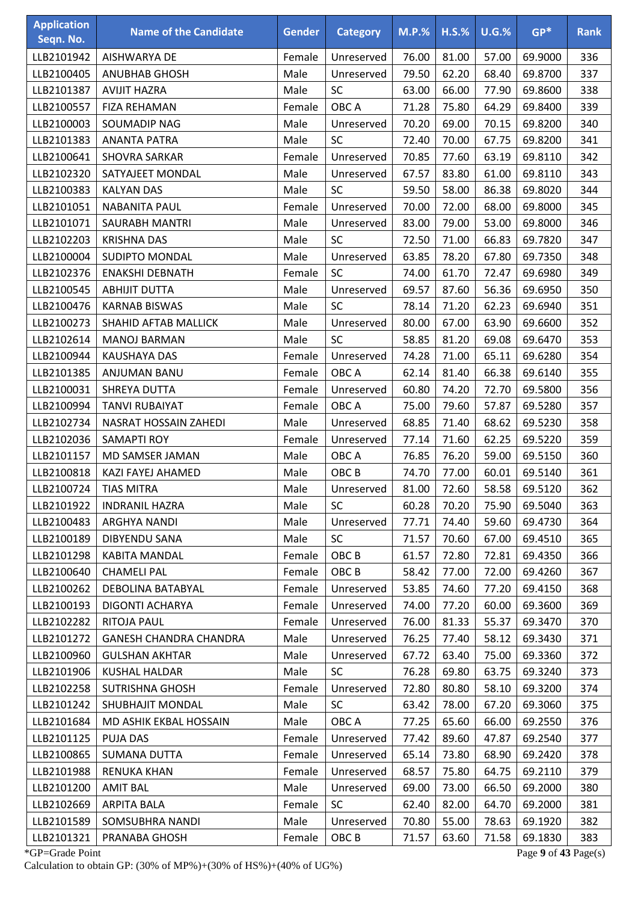| Application Seqn. No. | Name of the Candidate | Gender | Category | M.P.% | H.S.% | U.G.% | GP* | Rank |
|---|---|---|---|---|---|---|---|---|
| LLB2101942 | AISHWARYA DE | Female | Unreserved | 76.00 | 81.00 | 57.00 | 69.9000 | 336 |
| LLB2100405 | ANUBHAB GHOSH | Male | Unreserved | 79.50 | 62.20 | 68.40 | 69.8700 | 337 |
| LLB2101387 | AVIJIT HAZRA | Male | SC | 63.00 | 66.00 | 77.90 | 69.8600 | 338 |
| LLB2100557 | FIZA REHAMAN | Female | OBC A | 71.28 | 75.80 | 64.29 | 69.8400 | 339 |
| LLB2100003 | SOUMADIP NAG | Male | Unreserved | 70.20 | 69.00 | 70.15 | 69.8200 | 340 |
| LLB2101383 | ANANTA PATRA | Male | SC | 72.40 | 70.00 | 67.75 | 69.8200 | 341 |
| LLB2100641 | SHOVRA SARKAR | Female | Unreserved | 70.85 | 77.60 | 63.19 | 69.8110 | 342 |
| LLB2102320 | SATYAJEET MONDAL | Male | Unreserved | 67.57 | 83.80 | 61.00 | 69.8110 | 343 |
| LLB2100383 | KALYAN DAS | Male | SC | 59.50 | 58.00 | 86.38 | 69.8020 | 344 |
| LLB2101051 | NABANITA PAUL | Female | Unreserved | 70.00 | 72.00 | 68.00 | 69.8000 | 345 |
| LLB2101071 | SAURABH MANTRI | Male | Unreserved | 83.00 | 79.00 | 53.00 | 69.8000 | 346 |
| LLB2102203 | KRISHNA DAS | Male | SC | 72.50 | 71.00 | 66.83 | 69.7820 | 347 |
| LLB2100004 | SUDIPTO MONDAL | Male | Unreserved | 63.85 | 78.20 | 67.80 | 69.7350 | 348 |
| LLB2102376 | ENAKSHI DEBNATH | Female | SC | 74.00 | 61.70 | 72.47 | 69.6980 | 349 |
| LLB2100545 | ABHIJIT DUTTA | Male | Unreserved | 69.57 | 87.60 | 56.36 | 69.6950 | 350 |
| LLB2100476 | KARNAB BISWAS | Male | SC | 78.14 | 71.20 | 62.23 | 69.6940 | 351 |
| LLB2100273 | SHAHID AFTAB MALLICK | Male | Unreserved | 80.00 | 67.00 | 63.90 | 69.6600 | 352 |
| LLB2102614 | MANOJ BARMAN | Male | SC | 58.85 | 81.20 | 69.08 | 69.6470 | 353 |
| LLB2100944 | KAUSHAYA DAS | Female | Unreserved | 74.28 | 71.00 | 65.11 | 69.6280 | 354 |
| LLB2101385 | ANJUMAN BANU | Female | OBC A | 62.14 | 81.40 | 66.38 | 69.6140 | 355 |
| LLB2100031 | SHREYA DUTTA | Female | Unreserved | 60.80 | 74.20 | 72.70 | 69.5800 | 356 |
| LLB2100994 | TANVI RUBAIYAT | Female | OBC A | 75.00 | 79.60 | 57.87 | 69.5280 | 357 |
| LLB2102734 | NASRAT HOSSAIN ZAHEDI | Male | Unreserved | 68.85 | 71.40 | 68.62 | 69.5230 | 358 |
| LLB2102036 | SAMAPTI ROY | Female | Unreserved | 77.14 | 71.60 | 62.25 | 69.5220 | 359 |
| LLB2101157 | MD SAMSER JAMAN | Male | OBC A | 76.85 | 76.20 | 59.00 | 69.5150 | 360 |
| LLB2100818 | KAZI FAYEJ AHAMED | Male | OBC B | 74.70 | 77.00 | 60.01 | 69.5140 | 361 |
| LLB2100724 | TIAS MITRA | Male | Unreserved | 81.00 | 72.60 | 58.58 | 69.5120 | 362 |
| LLB2101922 | INDRANIL HAZRA | Male | SC | 60.28 | 70.20 | 75.90 | 69.5040 | 363 |
| LLB2100483 | ARGHYA NANDI | Male | Unreserved | 77.71 | 74.40 | 59.60 | 69.4730 | 364 |
| LLB2100189 | DIBYENDU SANA | Male | SC | 71.57 | 70.60 | 67.00 | 69.4510 | 365 |
| LLB2101298 | KABITA MANDAL | Female | OBC B | 61.57 | 72.80 | 72.81 | 69.4350 | 366 |
| LLB2100640 | CHAMELI PAL | Female | OBC B | 58.42 | 77.00 | 72.00 | 69.4260 | 367 |
| LLB2100262 | DEBOLINA BATABYAL | Female | Unreserved | 53.85 | 74.60 | 77.20 | 69.4150 | 368 |
| LLB2100193 | DIGONTI ACHARYA | Female | Unreserved | 74.00 | 77.20 | 60.00 | 69.3600 | 369 |
| LLB2102282 | RITOJA PAUL | Female | Unreserved | 76.00 | 81.33 | 55.37 | 69.3470 | 370 |
| LLB2101272 | GANESH CHANDRA CHANDRA | Male | Unreserved | 76.25 | 77.40 | 58.12 | 69.3430 | 371 |
| LLB2100960 | GULSHAN AKHTAR | Male | Unreserved | 67.72 | 63.40 | 75.00 | 69.3360 | 372 |
| LLB2101906 | KUSHAL HALDAR | Male | SC | 76.28 | 69.80 | 63.75 | 69.3240 | 373 |
| LLB2102258 | SUTRISHNA GHOSH | Female | Unreserved | 72.80 | 80.80 | 58.10 | 69.3200 | 374 |
| LLB2101242 | SHUBHAJIT MONDAL | Male | SC | 63.42 | 78.00 | 67.20 | 69.3060 | 375 |
| LLB2101684 | MD ASHIK EKBAL HOSSAIN | Male | OBC A | 77.25 | 65.60 | 66.00 | 69.2550 | 376 |
| LLB2101125 | PUJA DAS | Female | Unreserved | 77.42 | 89.60 | 47.87 | 69.2540 | 377 |
| LLB2100865 | SUMANA DUTTA | Female | Unreserved | 65.14 | 73.80 | 68.90 | 69.2420 | 378 |
| LLB2101988 | RENUKA KHAN | Female | Unreserved | 68.57 | 75.80 | 64.75 | 69.2110 | 379 |
| LLB2101200 | AMIT BAL | Male | Unreserved | 69.00 | 73.00 | 66.50 | 69.2000 | 380 |
| LLB2102669 | ARPITA BALA | Female | SC | 62.40 | 82.00 | 64.70 | 69.2000 | 381 |
| LLB2101589 | SOMSUBHRA NANDI | Male | Unreserved | 70.80 | 55.00 | 78.63 | 69.1920 | 382 |
| LLB2101321 | PRANABA GHOSH | Female | OBC B | 71.57 | 63.60 | 71.58 | 69.1830 | 383 |

*GP=Grade Point

Calculation to obtain GP: (30% of MP%)+(30% of HS%)+(40% of UG%)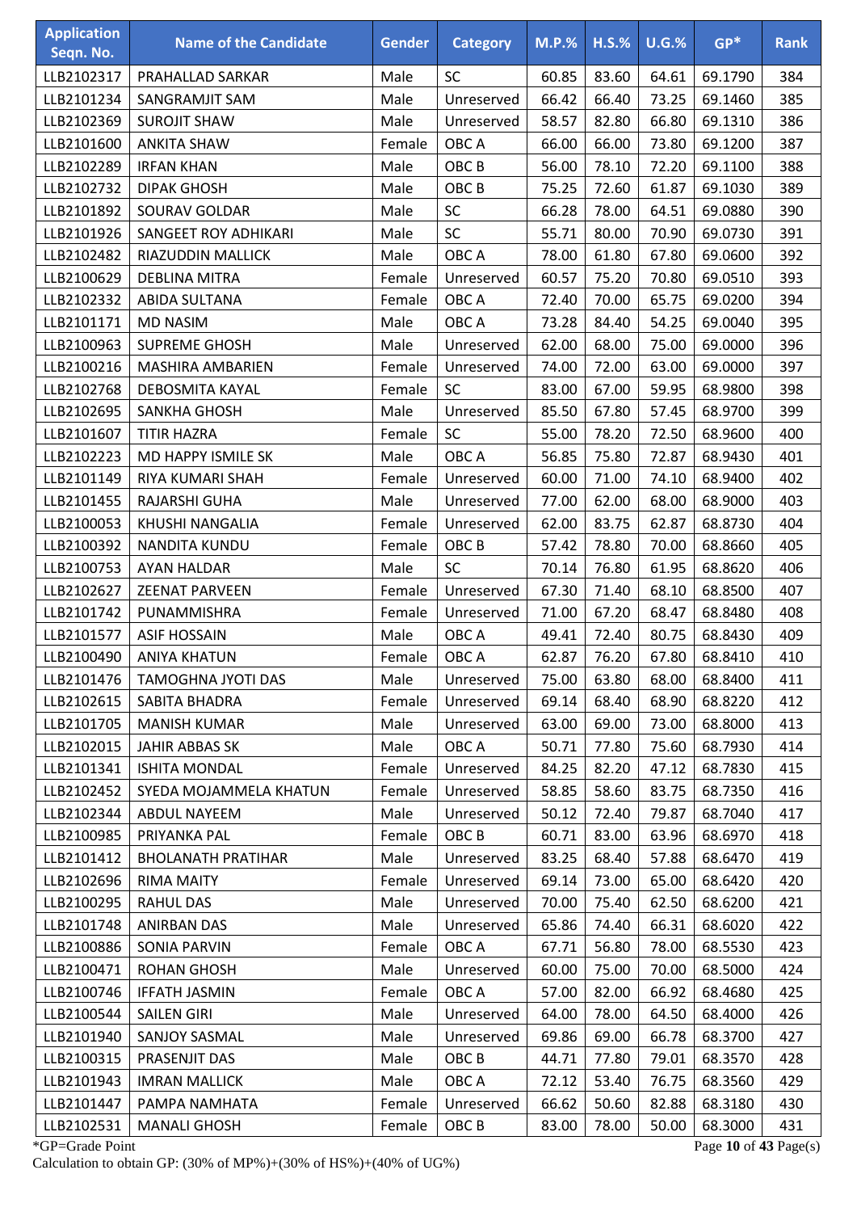| Application Seqn. No. | Name of the Candidate | Gender | Category | M.P.% | H.S.% | U.G.% | GP* | Rank |
|---|---|---|---|---|---|---|---|---|
| LLB2102317 | PRAHALLAD SARKAR | Male | SC | 60.85 | 83.60 | 64.61 | 69.1790 | 384 |
| LLB2101234 | SANGRAMJIT SAM | Male | Unreserved | 66.42 | 66.40 | 73.25 | 69.1460 | 385 |
| LLB2102369 | SUROJIT SHAW | Male | Unreserved | 58.57 | 82.80 | 66.80 | 69.1310 | 386 |
| LLB2101600 | ANKITA SHAW | Female | OBC A | 66.00 | 66.00 | 73.80 | 69.1200 | 387 |
| LLB2102289 | IRFAN KHAN | Male | OBC B | 56.00 | 78.10 | 72.20 | 69.1100 | 388 |
| LLB2102732 | DIPAK GHOSH | Male | OBC B | 75.25 | 72.60 | 61.87 | 69.1030 | 389 |
| LLB2101892 | SOURAV GOLDAR | Male | SC | 66.28 | 78.00 | 64.51 | 69.0880 | 390 |
| LLB2101926 | SANGEET ROY ADHIKARI | Male | SC | 55.71 | 80.00 | 70.90 | 69.0730 | 391 |
| LLB2102482 | RIAZUDDIN MALLICK | Male | OBC A | 78.00 | 61.80 | 67.80 | 69.0600 | 392 |
| LLB2100629 | DEBLINA MITRA | Female | Unreserved | 60.57 | 75.20 | 70.80 | 69.0510 | 393 |
| LLB2102332 | ABIDA SULTANA | Female | OBC A | 72.40 | 70.00 | 65.75 | 69.0200 | 394 |
| LLB2101171 | MD NASIM | Male | OBC A | 73.28 | 84.40 | 54.25 | 69.0040 | 395 |
| LLB2100963 | SUPREME GHOSH | Male | Unreserved | 62.00 | 68.00 | 75.00 | 69.0000 | 396 |
| LLB2100216 | MASHIRA AMBARIEN | Female | Unreserved | 74.00 | 72.00 | 63.00 | 69.0000 | 397 |
| LLB2102768 | DEBOSMITA KAYAL | Female | SC | 83.00 | 67.00 | 59.95 | 68.9800 | 398 |
| LLB2102695 | SANKHA GHOSH | Male | Unreserved | 85.50 | 67.80 | 57.45 | 68.9700 | 399 |
| LLB2101607 | TITIR HAZRA | Female | SC | 55.00 | 78.20 | 72.50 | 68.9600 | 400 |
| LLB2102223 | MD HAPPY ISMILE SK | Male | OBC A | 56.85 | 75.80 | 72.87 | 68.9430 | 401 |
| LLB2101149 | RIYA KUMARI SHAH | Female | Unreserved | 60.00 | 71.00 | 74.10 | 68.9400 | 402 |
| LLB2101455 | RAJARSHI GUHA | Male | Unreserved | 77.00 | 62.00 | 68.00 | 68.9000 | 403 |
| LLB2100053 | KHUSHI NANGALIA | Female | Unreserved | 62.00 | 83.75 | 62.87 | 68.8730 | 404 |
| LLB2100392 | NANDITA KUNDU | Female | OBC B | 57.42 | 78.80 | 70.00 | 68.8660 | 405 |
| LLB2100753 | AYAN HALDAR | Male | SC | 70.14 | 76.80 | 61.95 | 68.8620 | 406 |
| LLB2102627 | ZEENAT PARVEEN | Female | Unreserved | 67.30 | 71.40 | 68.10 | 68.8500 | 407 |
| LLB2101742 | PUNAMMISHRA | Female | Unreserved | 71.00 | 67.20 | 68.47 | 68.8480 | 408 |
| LLB2101577 | ASIF HOSSAIN | Male | OBC A | 49.41 | 72.40 | 80.75 | 68.8430 | 409 |
| LLB2100490 | ANIYA KHATUN | Female | OBC A | 62.87 | 76.20 | 67.80 | 68.8410 | 410 |
| LLB2101476 | TAMOGHNA JYOTI DAS | Male | Unreserved | 75.00 | 63.80 | 68.00 | 68.8400 | 411 |
| LLB2102615 | SABITA BHADRA | Female | Unreserved | 69.14 | 68.40 | 68.90 | 68.8220 | 412 |
| LLB2101705 | MANISH KUMAR | Male | Unreserved | 63.00 | 69.00 | 73.00 | 68.8000 | 413 |
| LLB2102015 | JAHIR ABBAS SK | Male | OBC A | 50.71 | 77.80 | 75.60 | 68.7930 | 414 |
| LLB2101341 | ISHITA MONDAL | Female | Unreserved | 84.25 | 82.20 | 47.12 | 68.7830 | 415 |
| LLB2102452 | SYEDA MOJAMMELA KHATUN | Female | Unreserved | 58.85 | 58.60 | 83.75 | 68.7350 | 416 |
| LLB2102344 | ABDUL NAYEEM | Male | Unreserved | 50.12 | 72.40 | 79.87 | 68.7040 | 417 |
| LLB2100985 | PRIYANKA PAL | Female | OBC B | 60.71 | 83.00 | 63.96 | 68.6970 | 418 |
| LLB2101412 | BHOLANATH PRATIHAR | Male | Unreserved | 83.25 | 68.40 | 57.88 | 68.6470 | 419 |
| LLB2102696 | RIMA MAITY | Female | Unreserved | 69.14 | 73.00 | 65.00 | 68.6420 | 420 |
| LLB2100295 | RAHUL DAS | Male | Unreserved | 70.00 | 75.40 | 62.50 | 68.6200 | 421 |
| LLB2101748 | ANIRBAN DAS | Male | Unreserved | 65.86 | 74.40 | 66.31 | 68.6020 | 422 |
| LLB2100886 | SONIA PARVIN | Female | OBC A | 67.71 | 56.80 | 78.00 | 68.5530 | 423 |
| LLB2100471 | ROHAN GHOSH | Male | Unreserved | 60.00 | 75.00 | 70.00 | 68.5000 | 424 |
| LLB2100746 | IFFATH JASMIN | Female | OBC A | 57.00 | 82.00 | 66.92 | 68.4680 | 425 |
| LLB2100544 | SAILEN GIRI | Male | Unreserved | 64.00 | 78.00 | 64.50 | 68.4000 | 426 |
| LLB2101940 | SANJOY SASMAL | Male | Unreserved | 69.86 | 69.00 | 66.78 | 68.3700 | 427 |
| LLB2100315 | PRASENJIT DAS | Male | OBC B | 44.71 | 77.80 | 79.01 | 68.3570 | 428 |
| LLB2101943 | IMRAN MALLICK | Male | OBC A | 72.12 | 53.40 | 76.75 | 68.3560 | 429 |
| LLB2101447 | PAMPA NAMHATA | Female | Unreserved | 66.62 | 50.60 | 82.88 | 68.3180 | 430 |
| LLB2102531 | MANALI GHOSH | Female | OBC B | 83.00 | 78.00 | 50.00 | 68.3000 | 431 |

*GP=Grade Point

Calculation to obtain GP: (30% of MP%)+(30% of HS%)+(40% of UG%)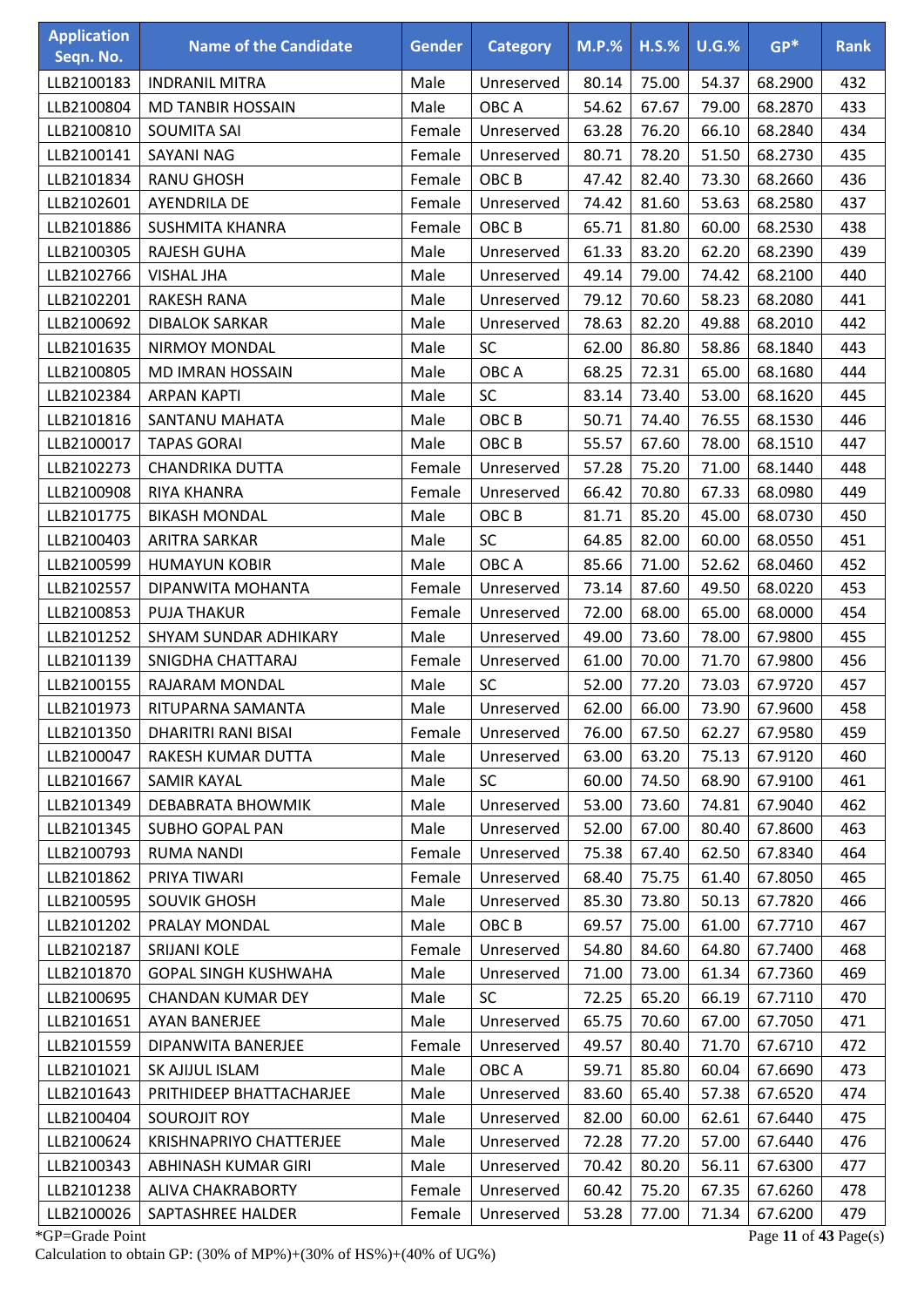| Application Seqn. No. | Name of the Candidate | Gender | Category | M.P.% | H.S.% | U.G.% | GP* | Rank |
|---|---|---|---|---|---|---|---|---|
| LLB2100183 | INDRANIL MITRA | Male | Unreserved | 80.14 | 75.00 | 54.37 | 68.2900 | 432 |
| LLB2100804 | MD TANBIR HOSSAIN | Male | OBC A | 54.62 | 67.67 | 79.00 | 68.2870 | 433 |
| LLB2100810 | SOUMITA SAI | Female | Unreserved | 63.28 | 76.20 | 66.10 | 68.2840 | 434 |
| LLB2100141 | SAYANI NAG | Female | Unreserved | 80.71 | 78.20 | 51.50 | 68.2730 | 435 |
| LLB2101834 | RANU GHOSH | Female | OBC B | 47.42 | 82.40 | 73.30 | 68.2660 | 436 |
| LLB2102601 | AYENDRILA DE | Female | Unreserved | 74.42 | 81.60 | 53.63 | 68.2580 | 437 |
| LLB2101886 | SUSHMITA KHANRA | Female | OBC B | 65.71 | 81.80 | 60.00 | 68.2530 | 438 |
| LLB2100305 | RAJESH GUHA | Male | Unreserved | 61.33 | 83.20 | 62.20 | 68.2390 | 439 |
| LLB2102766 | VISHAL JHA | Male | Unreserved | 49.14 | 79.00 | 74.42 | 68.2100 | 440 |
| LLB2102201 | RAKESH RANA | Male | Unreserved | 79.12 | 70.60 | 58.23 | 68.2080 | 441 |
| LLB2100692 | DIBALOK SARKAR | Male | Unreserved | 78.63 | 82.20 | 49.88 | 68.2010 | 442 |
| LLB2101635 | NIRMOY MONDAL | Male | SC | 62.00 | 86.80 | 58.86 | 68.1840 | 443 |
| LLB2100805 | MD IMRAN HOSSAIN | Male | OBC A | 68.25 | 72.31 | 65.00 | 68.1680 | 444 |
| LLB2102384 | ARPAN KAPTI | Male | SC | 83.14 | 73.40 | 53.00 | 68.1620 | 445 |
| LLB2101816 | SANTANU MAHATA | Male | OBC B | 50.71 | 74.40 | 76.55 | 68.1530 | 446 |
| LLB2100017 | TAPAS GORAI | Male | OBC B | 55.57 | 67.60 | 78.00 | 68.1510 | 447 |
| LLB2102273 | CHANDRIKA DUTTA | Female | Unreserved | 57.28 | 75.20 | 71.00 | 68.1440 | 448 |
| LLB2100908 | RIYA KHANRA | Female | Unreserved | 66.42 | 70.80 | 67.33 | 68.0980 | 449 |
| LLB2101775 | BIKASH MONDAL | Male | OBC B | 81.71 | 85.20 | 45.00 | 68.0730 | 450 |
| LLB2100403 | ARITRA SARKAR | Male | SC | 64.85 | 82.00 | 60.00 | 68.0550 | 451 |
| LLB2100599 | HUMAYUN KOBIR | Male | OBC A | 85.66 | 71.00 | 52.62 | 68.0460 | 452 |
| LLB2102557 | DIPANWITA MOHANTA | Female | Unreserved | 73.14 | 87.60 | 49.50 | 68.0220 | 453 |
| LLB2100853 | PUJA THAKUR | Female | Unreserved | 72.00 | 68.00 | 65.00 | 68.0000 | 454 |
| LLB2101252 | SHYAM SUNDAR ADHIKARY | Male | Unreserved | 49.00 | 73.60 | 78.00 | 67.9800 | 455 |
| LLB2101139 | SNIGDHA CHATTARAJ | Female | Unreserved | 61.00 | 70.00 | 71.70 | 67.9800 | 456 |
| LLB2100155 | RAJARAM MONDAL | Male | SC | 52.00 | 77.20 | 73.03 | 67.9720 | 457 |
| LLB2101973 | RITUPARNA SAMANTA | Male | Unreserved | 62.00 | 66.00 | 73.90 | 67.9600 | 458 |
| LLB2101350 | DHARITRI RANI BISAI | Female | Unreserved | 76.00 | 67.50 | 62.27 | 67.9580 | 459 |
| LLB2100047 | RAKESH KUMAR DUTTA | Male | Unreserved | 63.00 | 63.20 | 75.13 | 67.9120 | 460 |
| LLB2101667 | SAMIR KAYAL | Male | SC | 60.00 | 74.50 | 68.90 | 67.9100 | 461 |
| LLB2101349 | DEBABRATA BHOWMIK | Male | Unreserved | 53.00 | 73.60 | 74.81 | 67.9040 | 462 |
| LLB2101345 | SUBHO GOPAL PAN | Male | Unreserved | 52.00 | 67.00 | 80.40 | 67.8600 | 463 |
| LLB2100793 | RUMA NANDI | Female | Unreserved | 75.38 | 67.40 | 62.50 | 67.8340 | 464 |
| LLB2101862 | PRIYA TIWARI | Female | Unreserved | 68.40 | 75.75 | 61.40 | 67.8050 | 465 |
| LLB2100595 | SOUVIK GHOSH | Male | Unreserved | 85.30 | 73.80 | 50.13 | 67.7820 | 466 |
| LLB2101202 | PRALAY MONDAL | Male | OBC B | 69.57 | 75.00 | 61.00 | 67.7710 | 467 |
| LLB2102187 | SRIJANI KOLE | Female | Unreserved | 54.80 | 84.60 | 64.80 | 67.7400 | 468 |
| LLB2101870 | GOPAL SINGH KUSHWAHA | Male | Unreserved | 71.00 | 73.00 | 61.34 | 67.7360 | 469 |
| LLB2100695 | CHANDAN KUMAR DEY | Male | SC | 72.25 | 65.20 | 66.19 | 67.7110 | 470 |
| LLB2101651 | AYAN BANERJEE | Male | Unreserved | 65.75 | 70.60 | 67.00 | 67.7050 | 471 |
| LLB2101559 | DIPANWITA BANERJEE | Female | Unreserved | 49.57 | 80.40 | 71.70 | 67.6710 | 472 |
| LLB2101021 | SK AJIJUL ISLAM | Male | OBC A | 59.71 | 85.80 | 60.04 | 67.6690 | 473 |
| LLB2101643 | PRITHIDEEP BHATTACHARJEE | Male | Unreserved | 83.60 | 65.40 | 57.38 | 67.6520 | 474 |
| LLB2100404 | SOUROJIT ROY | Male | Unreserved | 82.00 | 60.00 | 62.61 | 67.6440 | 475 |
| LLB2100624 | KRISHNAPRIYO CHATTERJEE | Male | Unreserved | 72.28 | 77.20 | 57.00 | 67.6440 | 476 |
| LLB2100343 | ABHINASH KUMAR GIRI | Male | Unreserved | 70.42 | 80.20 | 56.11 | 67.6300 | 477 |
| LLB2101238 | ALIVA CHAKRABORTY | Female | Unreserved | 60.42 | 75.20 | 67.35 | 67.6260 | 478 |
| LLB2100026 | SAPTASHREE HALDER | Female | Unreserved | 53.28 | 77.00 | 71.34 | 67.6200 | 479 |

*GP=Grade Point

Calculation to obtain GP: (30% of MP%)+(30% of HS%)+(40% of UG%)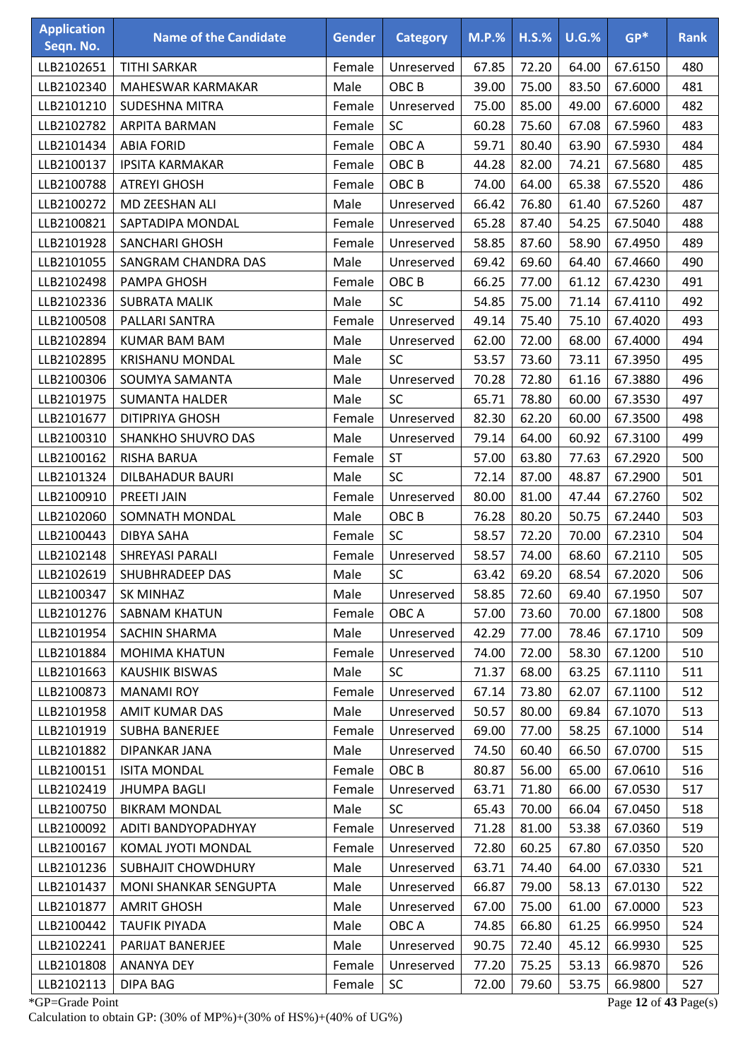| Application Seqn. No. | Name of the Candidate | Gender | Category | M.P.% | H.S.% | U.G.% | GP* | Rank |
|---|---|---|---|---|---|---|---|---|
| LLB2102651 | TITHI SARKAR | Female | Unreserved | 67.85 | 72.20 | 64.00 | 67.6150 | 480 |
| LLB2102340 | MAHESWAR KARMAKAR | Male | OBC B | 39.00 | 75.00 | 83.50 | 67.6000 | 481 |
| LLB2101210 | SUDESHNA MITRA | Female | Unreserved | 75.00 | 85.00 | 49.00 | 67.6000 | 482 |
| LLB2102782 | ARPITA BARMAN | Female | SC | 60.28 | 75.60 | 67.08 | 67.5960 | 483 |
| LLB2101434 | ABIA FORID | Female | OBC A | 59.71 | 80.40 | 63.90 | 67.5930 | 484 |
| LLB2100137 | IPSITA KARMAKAR | Female | OBC B | 44.28 | 82.00 | 74.21 | 67.5680 | 485 |
| LLB2100788 | ATREYI GHOSH | Female | OBC B | 74.00 | 64.00 | 65.38 | 67.5520 | 486 |
| LLB2100272 | MD ZEESHAN ALI | Male | Unreserved | 66.42 | 76.80 | 61.40 | 67.5260 | 487 |
| LLB2100821 | SAPTADIPA MONDAL | Female | Unreserved | 65.28 | 87.40 | 54.25 | 67.5040 | 488 |
| LLB2101928 | SANCHARI GHOSH | Female | Unreserved | 58.85 | 87.60 | 58.90 | 67.4950 | 489 |
| LLB2101055 | SANGRAM CHANDRA DAS | Male | Unreserved | 69.42 | 69.60 | 64.40 | 67.4660 | 490 |
| LLB2102498 | PAMPA GHOSH | Female | OBC B | 66.25 | 77.00 | 61.12 | 67.4230 | 491 |
| LLB2102336 | SUBRATA MALIK | Male | SC | 54.85 | 75.00 | 71.14 | 67.4110 | 492 |
| LLB2100508 | PALLARI SANTRA | Female | Unreserved | 49.14 | 75.40 | 75.10 | 67.4020 | 493 |
| LLB2102894 | KUMAR BAM BAM | Male | Unreserved | 62.00 | 72.00 | 68.00 | 67.4000 | 494 |
| LLB2102895 | KRISHANU MONDAL | Male | SC | 53.57 | 73.60 | 73.11 | 67.3950 | 495 |
| LLB2100306 | SOUMYA SAMANTA | Male | Unreserved | 70.28 | 72.80 | 61.16 | 67.3880 | 496 |
| LLB2101975 | SUMANTA HALDER | Male | SC | 65.71 | 78.80 | 60.00 | 67.3530 | 497 |
| LLB2101677 | DITIPRIYA GHOSH | Female | Unreserved | 82.30 | 62.20 | 60.00 | 67.3500 | 498 |
| LLB2100310 | SHANKHO SHUVRO DAS | Male | Unreserved | 79.14 | 64.00 | 60.92 | 67.3100 | 499 |
| LLB2100162 | RISHA BARUA | Female | ST | 57.00 | 63.80 | 77.63 | 67.2920 | 500 |
| LLB2101324 | DILBAHADUR BAURI | Male | SC | 72.14 | 87.00 | 48.87 | 67.2900 | 501 |
| LLB2100910 | PREETI JAIN | Female | Unreserved | 80.00 | 81.00 | 47.44 | 67.2760 | 502 |
| LLB2102060 | SOMNATH MONDAL | Male | OBC B | 76.28 | 80.20 | 50.75 | 67.2440 | 503 |
| LLB2100443 | DIBYA SAHA | Female | SC | 58.57 | 72.20 | 70.00 | 67.2310 | 504 |
| LLB2102148 | SHREYASI PARALI | Female | Unreserved | 58.57 | 74.00 | 68.60 | 67.2110 | 505 |
| LLB2102619 | SHUBHRADEEP DAS | Male | SC | 63.42 | 69.20 | 68.54 | 67.2020 | 506 |
| LLB2100347 | SK MINHAZ | Male | Unreserved | 58.85 | 72.60 | 69.40 | 67.1950 | 507 |
| LLB2101276 | SABNAM KHATUN | Female | OBC A | 57.00 | 73.60 | 70.00 | 67.1800 | 508 |
| LLB2101954 | SACHIN SHARMA | Male | Unreserved | 42.29 | 77.00 | 78.46 | 67.1710 | 509 |
| LLB2101884 | MOHIMA KHATUN | Female | Unreserved | 74.00 | 72.00 | 58.30 | 67.1200 | 510 |
| LLB2101663 | KAUSHIK BISWAS | Male | SC | 71.37 | 68.00 | 63.25 | 67.1110 | 511 |
| LLB2100873 | MANAMI ROY | Female | Unreserved | 67.14 | 73.80 | 62.07 | 67.1100 | 512 |
| LLB2101958 | AMIT KUMAR DAS | Male | Unreserved | 50.57 | 80.00 | 69.84 | 67.1070 | 513 |
| LLB2101919 | SUBHA BANERJEE | Female | Unreserved | 69.00 | 77.00 | 58.25 | 67.1000 | 514 |
| LLB2101882 | DIPANKAR JANA | Male | Unreserved | 74.50 | 60.40 | 66.50 | 67.0700 | 515 |
| LLB2100151 | ISITA MONDAL | Female | OBC B | 80.87 | 56.00 | 65.00 | 67.0610 | 516 |
| LLB2102419 | JHUMPA BAGLI | Female | Unreserved | 63.71 | 71.80 | 66.00 | 67.0530 | 517 |
| LLB2100750 | BIKRAM MONDAL | Male | SC | 65.43 | 70.00 | 66.04 | 67.0450 | 518 |
| LLB2100092 | ADITI BANDYOPADHYAY | Female | Unreserved | 71.28 | 81.00 | 53.38 | 67.0360 | 519 |
| LLB2100167 | KOMAL JYOTI MONDAL | Female | Unreserved | 72.80 | 60.25 | 67.80 | 67.0350 | 520 |
| LLB2101236 | SUBHAJIT CHOWDHURY | Male | Unreserved | 63.71 | 74.40 | 64.00 | 67.0330 | 521 |
| LLB2101437 | MONI SHANKAR SENGUPTA | Male | Unreserved | 66.87 | 79.00 | 58.13 | 67.0130 | 522 |
| LLB2101877 | AMRIT GHOSH | Male | Unreserved | 67.00 | 75.00 | 61.00 | 67.0000 | 523 |
| LLB2100442 | TAUFIK PIYADA | Male | OBC A | 74.85 | 66.80 | 61.25 | 66.9950 | 524 |
| LLB2102241 | PARIJAT BANERJEE | Male | Unreserved | 90.75 | 72.40 | 45.12 | 66.9930 | 525 |
| LLB2101808 | ANANYA DEY | Female | Unreserved | 77.20 | 75.25 | 53.13 | 66.9870 | 526 |
| LLB2102113 | DIPA BAG | Female | SC | 72.00 | 79.60 | 53.75 | 66.9800 | 527 |

*GP=Grade Point

Calculation to obtain GP: (30% of MP%)+(30% of HS%)+(40% of UG%)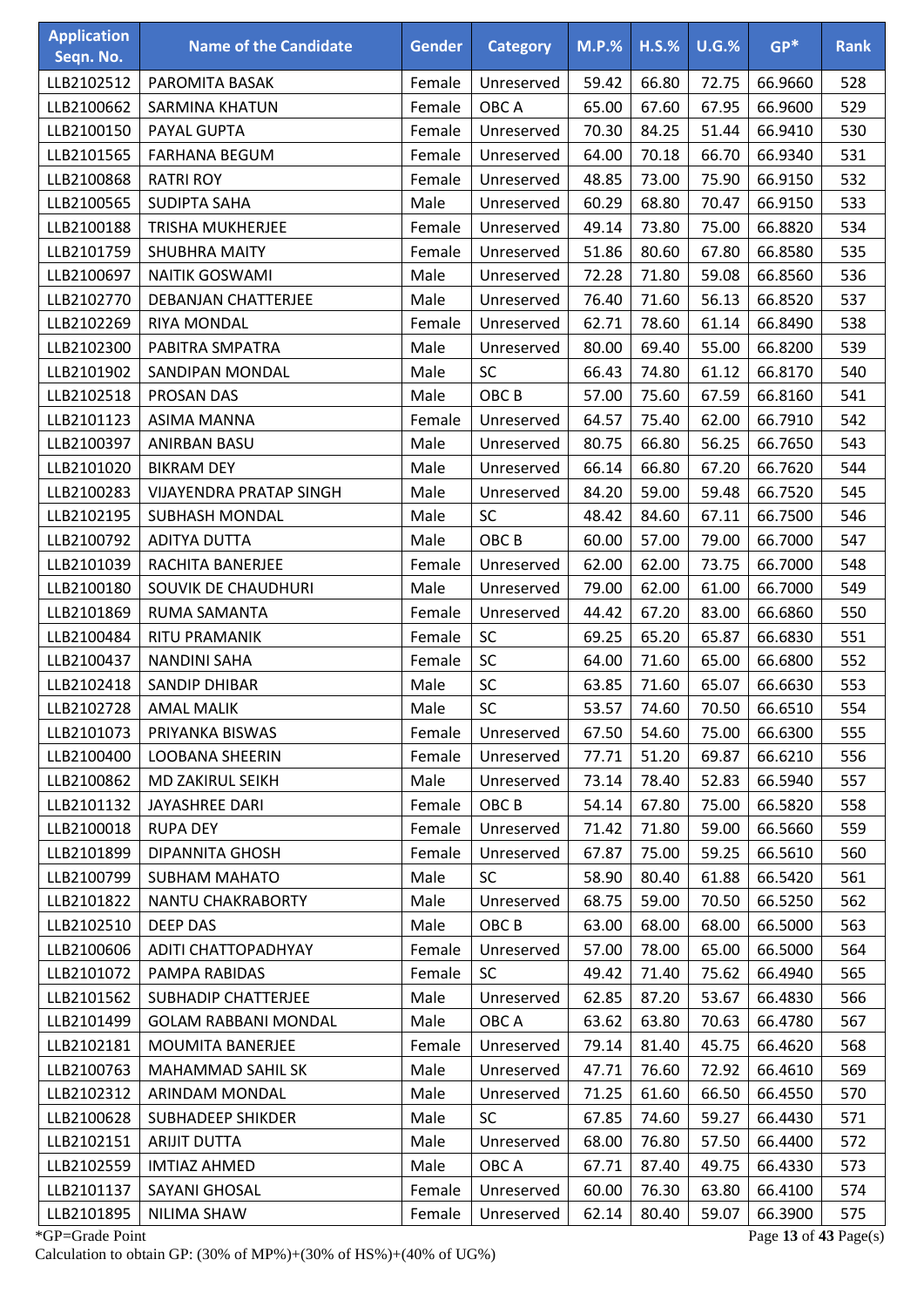| Application Seqn. No. | Name of the Candidate | Gender | Category | M.P.% | H.S.% | U.G.% | GP* | Rank |
|---|---|---|---|---|---|---|---|---|
| LLB2102512 | PAROMITA BASAK | Female | Unreserved | 59.42 | 66.80 | 72.75 | 66.9660 | 528 |
| LLB2100662 | SARMINA KHATUN | Female | OBC A | 65.00 | 67.60 | 67.95 | 66.9600 | 529 |
| LLB2100150 | PAYAL GUPTA | Female | Unreserved | 70.30 | 84.25 | 51.44 | 66.9410 | 530 |
| LLB2101565 | FARHANA BEGUM | Female | Unreserved | 64.00 | 70.18 | 66.70 | 66.9340 | 531 |
| LLB2100868 | RATRI ROY | Female | Unreserved | 48.85 | 73.00 | 75.90 | 66.9150 | 532 |
| LLB2100565 | SUDIPTA SAHA | Male | Unreserved | 60.29 | 68.80 | 70.47 | 66.9150 | 533 |
| LLB2100188 | TRISHA MUKHERJEE | Female | Unreserved | 49.14 | 73.80 | 75.00 | 66.8820 | 534 |
| LLB2101759 | SHUBHRA MAITY | Female | Unreserved | 51.86 | 80.60 | 67.80 | 66.8580 | 535 |
| LLB2100697 | NAITIK GOSWAMI | Male | Unreserved | 72.28 | 71.80 | 59.08 | 66.8560 | 536 |
| LLB2102770 | DEBANJAN CHATTERJEE | Male | Unreserved | 76.40 | 71.60 | 56.13 | 66.8520 | 537 |
| LLB2102269 | RIYA MONDAL | Female | Unreserved | 62.71 | 78.60 | 61.14 | 66.8490 | 538 |
| LLB2102300 | PABITRA SMPATRA | Male | Unreserved | 80.00 | 69.40 | 55.00 | 66.8200 | 539 |
| LLB2101902 | SANDIPAN MONDAL | Male | SC | 66.43 | 74.80 | 61.12 | 66.8170 | 540 |
| LLB2102518 | PROSAN DAS | Male | OBC B | 57.00 | 75.60 | 67.59 | 66.8160 | 541 |
| LLB2101123 | ASIMA MANNA | Female | Unreserved | 64.57 | 75.40 | 62.00 | 66.7910 | 542 |
| LLB2100397 | ANIRBAN BASU | Male | Unreserved | 80.75 | 66.80 | 56.25 | 66.7650 | 543 |
| LLB2101020 | BIKRAM DEY | Male | Unreserved | 66.14 | 66.80 | 67.20 | 66.7620 | 544 |
| LLB2100283 | VIJAYENDRA PRATAP SINGH | Male | Unreserved | 84.20 | 59.00 | 59.48 | 66.7520 | 545 |
| LLB2102195 | SUBHASH MONDAL | Male | SC | 48.42 | 84.60 | 67.11 | 66.7500 | 546 |
| LLB2100792 | ADITYA DUTTA | Male | OBC B | 60.00 | 57.00 | 79.00 | 66.7000 | 547 |
| LLB2101039 | RACHITA BANERJEE | Female | Unreserved | 62.00 | 62.00 | 73.75 | 66.7000 | 548 |
| LLB2100180 | SOUVIK DE CHAUDHURI | Male | Unreserved | 79.00 | 62.00 | 61.00 | 66.7000 | 549 |
| LLB2101869 | RUMA SAMANTA | Female | Unreserved | 44.42 | 67.20 | 83.00 | 66.6860 | 550 |
| LLB2100484 | RITU PRAMANIK | Female | SC | 69.25 | 65.20 | 65.87 | 66.6830 | 551 |
| LLB2100437 | NANDINI SAHA | Female | SC | 64.00 | 71.60 | 65.00 | 66.6800 | 552 |
| LLB2102418 | SANDIP DHIBAR | Male | SC | 63.85 | 71.60 | 65.07 | 66.6630 | 553 |
| LLB2102728 | AMAL MALIK | Male | SC | 53.57 | 74.60 | 70.50 | 66.6510 | 554 |
| LLB2101073 | PRIYANKA BISWAS | Female | Unreserved | 67.50 | 54.60 | 75.00 | 66.6300 | 555 |
| LLB2100400 | LOOBANA SHEERIN | Female | Unreserved | 77.71 | 51.20 | 69.87 | 66.6210 | 556 |
| LLB2100862 | MD ZAKIRUL SEIKH | Male | Unreserved | 73.14 | 78.40 | 52.83 | 66.5940 | 557 |
| LLB2101132 | JAYASHREE DARI | Female | OBC B | 54.14 | 67.80 | 75.00 | 66.5820 | 558 |
| LLB2100018 | RUPA DEY | Female | Unreserved | 71.42 | 71.80 | 59.00 | 66.5660 | 559 |
| LLB2101899 | DIPANNITA GHOSH | Female | Unreserved | 67.87 | 75.00 | 59.25 | 66.5610 | 560 |
| LLB2100799 | SUBHAM MAHATO | Male | SC | 58.90 | 80.40 | 61.88 | 66.5420 | 561 |
| LLB2101822 | NANTU CHAKRABORTY | Male | Unreserved | 68.75 | 59.00 | 70.50 | 66.5250 | 562 |
| LLB2102510 | DEEP DAS | Male | OBC B | 63.00 | 68.00 | 68.00 | 66.5000 | 563 |
| LLB2100606 | ADITI CHATTOPADHYAY | Female | Unreserved | 57.00 | 78.00 | 65.00 | 66.5000 | 564 |
| LLB2101072 | PAMPA RABIDAS | Female | SC | 49.42 | 71.40 | 75.62 | 66.4940 | 565 |
| LLB2101562 | SUBHADIP CHATTERJEE | Male | Unreserved | 62.85 | 87.20 | 53.67 | 66.4830 | 566 |
| LLB2101499 | GOLAM RABBANI MONDAL | Male | OBC A | 63.62 | 63.80 | 70.63 | 66.4780 | 567 |
| LLB2102181 | MOUMITA BANERJEE | Female | Unreserved | 79.14 | 81.40 | 45.75 | 66.4620 | 568 |
| LLB2100763 | MAHAMMAD SAHIL SK | Male | Unreserved | 47.71 | 76.60 | 72.92 | 66.4610 | 569 |
| LLB2102312 | ARINDAM MONDAL | Male | Unreserved | 71.25 | 61.60 | 66.50 | 66.4550 | 570 |
| LLB2100628 | SUBHADEEP SHIKDER | Male | SC | 67.85 | 74.60 | 59.27 | 66.4430 | 571 |
| LLB2102151 | ARIJIT DUTTA | Male | Unreserved | 68.00 | 76.80 | 57.50 | 66.4400 | 572 |
| LLB2102559 | IMTIAZ AHMED | Male | OBC A | 67.71 | 87.40 | 49.75 | 66.4330 | 573 |
| LLB2101137 | SAYANI GHOSAL | Female | Unreserved | 60.00 | 76.30 | 63.80 | 66.4100 | 574 |
| LLB2101895 | NILIMA SHAW | Female | Unreserved | 62.14 | 80.40 | 59.07 | 66.3900 | 575 |

*GP=Grade Point

Calculation to obtain GP: (30% of MP%)+(30% of HS%)+(40% of UG%)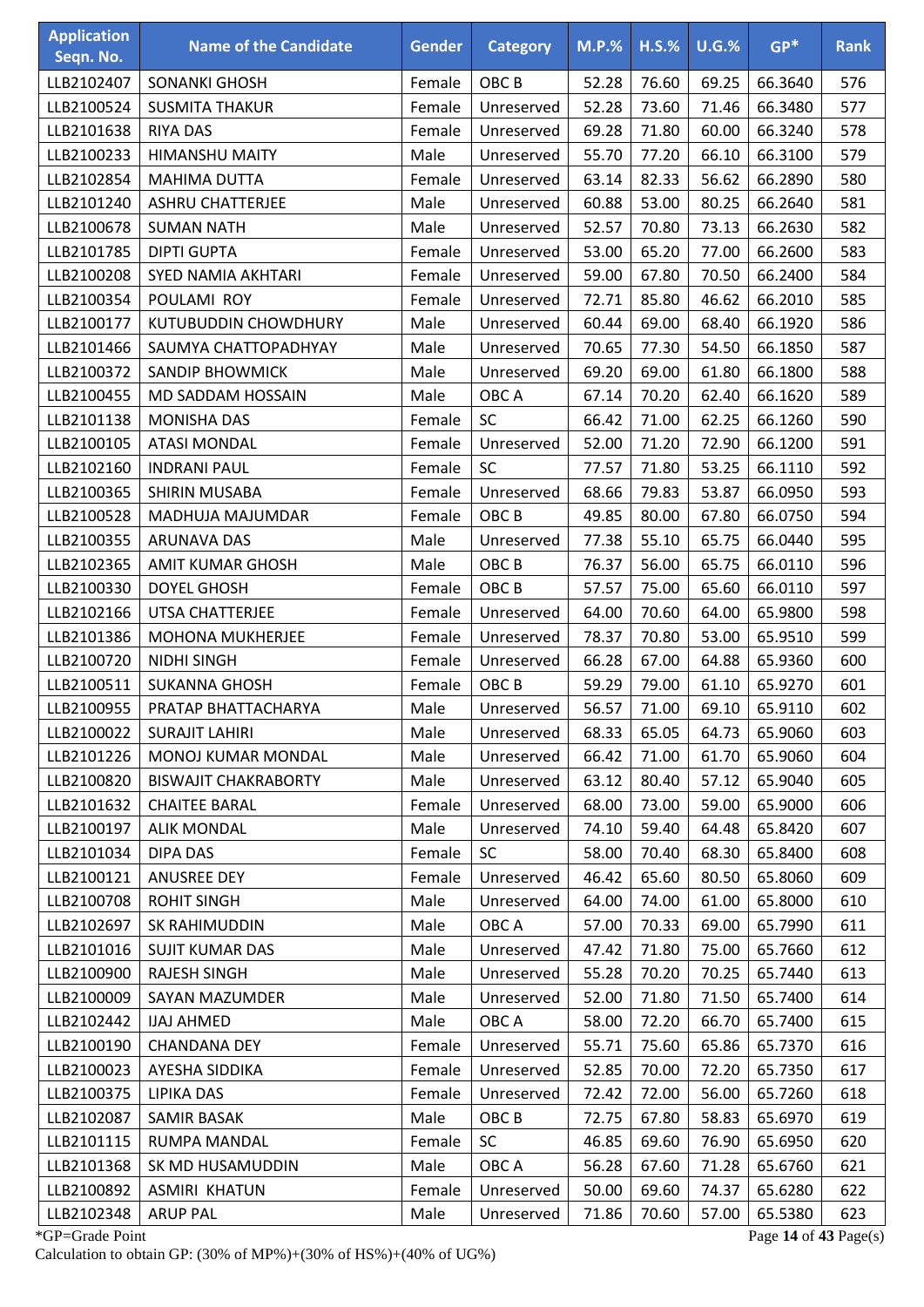| Application Seqn. No. | Name of the Candidate | Gender | Category | M.P.% | H.S.% | U.G.% | GP* | Rank |
|---|---|---|---|---|---|---|---|---|
| LLB2102407 | SONANKI GHOSH | Female | OBC B | 52.28 | 76.60 | 69.25 | 66.3640 | 576 |
| LLB2100524 | SUSMITA THAKUR | Female | Unreserved | 52.28 | 73.60 | 71.46 | 66.3480 | 577 |
| LLB2101638 | RIYA DAS | Female | Unreserved | 69.28 | 71.80 | 60.00 | 66.3240 | 578 |
| LLB2100233 | HIMANSHU MAITY | Male | Unreserved | 55.70 | 77.20 | 66.10 | 66.3100 | 579 |
| LLB2102854 | MAHIMA DUTTA | Female | Unreserved | 63.14 | 82.33 | 56.62 | 66.2890 | 580 |
| LLB2101240 | ASHRU CHATTERJEE | Male | Unreserved | 60.88 | 53.00 | 80.25 | 66.2640 | 581 |
| LLB2100678 | SUMAN NATH | Male | Unreserved | 52.57 | 70.80 | 73.13 | 66.2630 | 582 |
| LLB2101785 | DIPTI GUPTA | Female | Unreserved | 53.00 | 65.20 | 77.00 | 66.2600 | 583 |
| LLB2100208 | SYED NAMIA AKHTARI | Female | Unreserved | 59.00 | 67.80 | 70.50 | 66.2400 | 584 |
| LLB2100354 | POULAMI ROY | Female | Unreserved | 72.71 | 85.80 | 46.62 | 66.2010 | 585 |
| LLB2100177 | KUTUBUDDIN CHOWDHURY | Male | Unreserved | 60.44 | 69.00 | 68.40 | 66.1920 | 586 |
| LLB2101466 | SAUMYA CHATTOPADHYAY | Male | Unreserved | 70.65 | 77.30 | 54.50 | 66.1850 | 587 |
| LLB2100372 | SANDIP BHOWMICK | Male | Unreserved | 69.20 | 69.00 | 61.80 | 66.1800 | 588 |
| LLB2100455 | MD SADDAM HOSSAIN | Male | OBC A | 67.14 | 70.20 | 62.40 | 66.1620 | 589 |
| LLB2101138 | MONISHA DAS | Female | SC | 66.42 | 71.00 | 62.25 | 66.1260 | 590 |
| LLB2100105 | ATASI MONDAL | Female | Unreserved | 52.00 | 71.20 | 72.90 | 66.1200 | 591 |
| LLB2102160 | INDRANI PAUL | Female | SC | 77.57 | 71.80 | 53.25 | 66.1110 | 592 |
| LLB2100365 | SHIRIN MUSABA | Female | Unreserved | 68.66 | 79.83 | 53.87 | 66.0950 | 593 |
| LLB2100528 | MADHUJA MAJUMDAR | Female | OBC B | 49.85 | 80.00 | 67.80 | 66.0750 | 594 |
| LLB2100355 | ARUNAVA DAS | Male | Unreserved | 77.38 | 55.10 | 65.75 | 66.0440 | 595 |
| LLB2102365 | AMIT KUMAR GHOSH | Male | OBC B | 76.37 | 56.00 | 65.75 | 66.0110 | 596 |
| LLB2100330 | DOYEL GHOSH | Female | OBC B | 57.57 | 75.00 | 65.60 | 66.0110 | 597 |
| LLB2102166 | UTSA CHATTERJEE | Female | Unreserved | 64.00 | 70.60 | 64.00 | 65.9800 | 598 |
| LLB2101386 | MOHONA MUKHERJEE | Female | Unreserved | 78.37 | 70.80 | 53.00 | 65.9510 | 599 |
| LLB2100720 | NIDHI SINGH | Female | Unreserved | 66.28 | 67.00 | 64.88 | 65.9360 | 600 |
| LLB2100511 | SUKANNA GHOSH | Female | OBC B | 59.29 | 79.00 | 61.10 | 65.9270 | 601 |
| LLB2100955 | PRATAP BHATTACHARYA | Male | Unreserved | 56.57 | 71.00 | 69.10 | 65.9110 | 602 |
| LLB2100022 | SURAJIT LAHIRI | Male | Unreserved | 68.33 | 65.05 | 64.73 | 65.9060 | 603 |
| LLB2101226 | MONOJ KUMAR MONDAL | Male | Unreserved | 66.42 | 71.00 | 61.70 | 65.9060 | 604 |
| LLB2100820 | BISWAJIT CHAKRABORTY | Male | Unreserved | 63.12 | 80.40 | 57.12 | 65.9040 | 605 |
| LLB2101632 | CHAITEE BARAL | Female | Unreserved | 68.00 | 73.00 | 59.00 | 65.9000 | 606 |
| LLB2100197 | ALIK MONDAL | Male | Unreserved | 74.10 | 59.40 | 64.48 | 65.8420 | 607 |
| LLB2101034 | DIPA DAS | Female | SC | 58.00 | 70.40 | 68.30 | 65.8400 | 608 |
| LLB2100121 | ANUSREE DEY | Female | Unreserved | 46.42 | 65.60 | 80.50 | 65.8060 | 609 |
| LLB2100708 | ROHIT SINGH | Male | Unreserved | 64.00 | 74.00 | 61.00 | 65.8000 | 610 |
| LLB2102697 | SK RAHIMUDDIN | Male | OBC A | 57.00 | 70.33 | 69.00 | 65.7990 | 611 |
| LLB2101016 | SUJIT KUMAR DAS | Male | Unreserved | 47.42 | 71.80 | 75.00 | 65.7660 | 612 |
| LLB2100900 | RAJESH SINGH | Male | Unreserved | 55.28 | 70.20 | 70.25 | 65.7440 | 613 |
| LLB2100009 | SAYAN MAZUMDER | Male | Unreserved | 52.00 | 71.80 | 71.50 | 65.7400 | 614 |
| LLB2102442 | IJAJ AHMED | Male | OBC A | 58.00 | 72.20 | 66.70 | 65.7400 | 615 |
| LLB2100190 | CHANDANA DEY | Female | Unreserved | 55.71 | 75.60 | 65.86 | 65.7370 | 616 |
| LLB2100023 | AYESHA SIDDIKA | Female | Unreserved | 52.85 | 70.00 | 72.20 | 65.7350 | 617 |
| LLB2100375 | LIPIKA DAS | Female | Unreserved | 72.42 | 72.00 | 56.00 | 65.7260 | 618 |
| LLB2102087 | SAMIR BASAK | Male | OBC B | 72.75 | 67.80 | 58.83 | 65.6970 | 619 |
| LLB2101115 | RUMPA MANDAL | Female | SC | 46.85 | 69.60 | 76.90 | 65.6950 | 620 |
| LLB2101368 | SK MD HUSAMUDDIN | Male | OBC A | 56.28 | 67.60 | 71.28 | 65.6760 | 621 |
| LLB2100892 | ASMIRI KHATUN | Female | Unreserved | 50.00 | 69.60 | 74.37 | 65.6280 | 622 |
| LLB2102348 | ARUP PAL | Male | Unreserved | 71.86 | 70.60 | 57.00 | 65.5380 | 623 |

*GP=Grade Point

Calculation to obtain GP: (30% of MP%)+(30% of HS%)+(40% of UG%)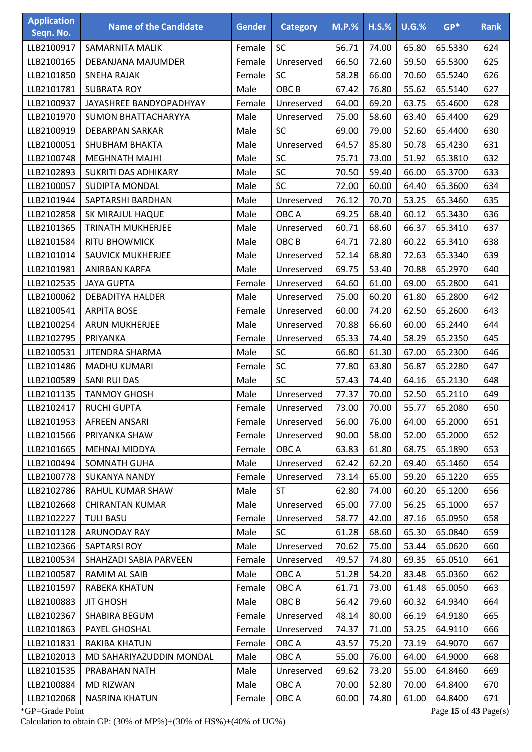| Application Seqn. No. | Name of the Candidate | Gender | Category | M.P.% | H.S.% | U.G.% | GP* | Rank |
|---|---|---|---|---|---|---|---|---|
| LLB2100917 | SAMARNITA MALIK | Female | SC | 56.71 | 74.00 | 65.80 | 65.5330 | 624 |
| LLB2100165 | DEBANJANA MAJUMDER | Female | Unreserved | 66.50 | 72.60 | 59.50 | 65.5300 | 625 |
| LLB2101850 | SNEHA RAJAK | Female | SC | 58.28 | 66.00 | 70.60 | 65.5240 | 626 |
| LLB2101781 | SUBRATA ROY | Male | OBC B | 67.42 | 76.80 | 55.62 | 65.5140 | 627 |
| LLB2100937 | JAYASHREE BANDYOPADHYAY | Female | Unreserved | 64.00 | 69.20 | 63.75 | 65.4600 | 628 |
| LLB2101970 | SUMON BHATTACHARYYA | Male | Unreserved | 75.00 | 58.60 | 63.40 | 65.4400 | 629 |
| LLB2100919 | DEBARPAN SARKAR | Male | SC | 69.00 | 79.00 | 52.60 | 65.4400 | 630 |
| LLB2100051 | SHUBHAM BHAKTA | Male | Unreserved | 64.57 | 85.80 | 50.78 | 65.4230 | 631 |
| LLB2100748 | MEGHNATH MAJHI | Male | SC | 75.71 | 73.00 | 51.92 | 65.3810 | 632 |
| LLB2102893 | SUKRITI DAS ADHIKARY | Male | SC | 70.50 | 59.40 | 66.00 | 65.3700 | 633 |
| LLB2100057 | SUDIPTA MONDAL | Male | SC | 72.00 | 60.00 | 64.40 | 65.3600 | 634 |
| LLB2101944 | SAPTARSHI BARDHAN | Male | Unreserved | 76.12 | 70.70 | 53.25 | 65.3460 | 635 |
| LLB2102858 | SK MIRAJUL HAQUE | Male | OBC A | 69.25 | 68.40 | 60.12 | 65.3430 | 636 |
| LLB2101365 | TRINATH MUKHERJEE | Male | Unreserved | 60.71 | 68.60 | 66.37 | 65.3410 | 637 |
| LLB2101584 | RITU BHOWMICK | Male | OBC B | 64.71 | 72.80 | 60.22 | 65.3410 | 638 |
| LLB2101014 | SAUVICK MUKHERJEE | Male | Unreserved | 52.14 | 68.80 | 72.63 | 65.3340 | 639 |
| LLB2101981 | ANIRBAN KARFA | Male | Unreserved | 69.75 | 53.40 | 70.88 | 65.2970 | 640 |
| LLB2102535 | JAYA GUPTA | Female | Unreserved | 64.60 | 61.00 | 69.00 | 65.2800 | 641 |
| LLB2100062 | DEBADITYA HALDER | Male | Unreserved | 75.00 | 60.20 | 61.80 | 65.2800 | 642 |
| LLB2100541 | ARPITA BOSE | Female | Unreserved | 60.00 | 74.20 | 62.50 | 65.2600 | 643 |
| LLB2100254 | ARUN MUKHERJEE | Male | Unreserved | 70.88 | 66.60 | 60.00 | 65.2440 | 644 |
| LLB2102795 | PRIYANKA | Female | Unreserved | 65.33 | 74.40 | 58.29 | 65.2350 | 645 |
| LLB2100531 | JITENDRA SHARMA | Male | SC | 66.80 | 61.30 | 67.00 | 65.2300 | 646 |
| LLB2101486 | MADHU KUMARI | Female | SC | 77.80 | 63.80 | 56.87 | 65.2280 | 647 |
| LLB2100589 | SANI RUI DAS | Male | SC | 57.43 | 74.40 | 64.16 | 65.2130 | 648 |
| LLB2101135 | TANMOY GHOSH | Male | Unreserved | 77.37 | 70.00 | 52.50 | 65.2110 | 649 |
| LLB2102417 | RUCHI GUPTA | Female | Unreserved | 73.00 | 70.00 | 55.77 | 65.2080 | 650 |
| LLB2101953 | AFREEN ANSARI | Female | Unreserved | 56.00 | 76.00 | 64.00 | 65.2000 | 651 |
| LLB2101566 | PRIYANKA SHAW | Female | Unreserved | 90.00 | 58.00 | 52.00 | 65.2000 | 652 |
| LLB2101665 | MEHNAJ MIDDYA | Female | OBC A | 63.83 | 61.80 | 68.75 | 65.1890 | 653 |
| LLB2100494 | SOMNATH GUHA | Male | Unreserved | 62.42 | 62.20 | 69.40 | 65.1460 | 654 |
| LLB2100778 | SUKANYA NANDY | Female | Unreserved | 73.14 | 65.00 | 59.20 | 65.1220 | 655 |
| LLB2102786 | RAHUL KUMAR SHAW | Male | ST | 62.80 | 74.00 | 60.20 | 65.1200 | 656 |
| LLB2102668 | CHIRANTAN KUMAR | Male | Unreserved | 65.00 | 77.00 | 56.25 | 65.1000 | 657 |
| LLB2102227 | TULI BASU | Female | Unreserved | 58.77 | 42.00 | 87.16 | 65.0950 | 658 |
| LLB2101128 | ARUNODAY RAY | Male | SC | 61.28 | 68.60 | 65.30 | 65.0840 | 659 |
| LLB2102366 | SAPTARSI ROY | Male | Unreserved | 70.62 | 75.00 | 53.44 | 65.0620 | 660 |
| LLB2100534 | SHAHZADI SABIA PARVEEN | Female | Unreserved | 49.57 | 74.80 | 69.35 | 65.0510 | 661 |
| LLB2100587 | RAMIM AL SAIB | Male | OBC A | 51.28 | 54.20 | 83.48 | 65.0360 | 662 |
| LLB2101597 | RABEKA KHATUN | Female | OBC A | 61.71 | 73.00 | 61.48 | 65.0050 | 663 |
| LLB2100883 | JIT GHOSH | Male | OBC B | 56.42 | 79.60 | 60.32 | 64.9340 | 664 |
| LLB2102367 | SHABIRA BEGUM | Female | Unreserved | 48.14 | 80.00 | 66.19 | 64.9180 | 665 |
| LLB2101863 | PAYEL GHOSHAL | Female | Unreserved | 74.37 | 71.00 | 53.25 | 64.9110 | 666 |
| LLB2101831 | RAKIBA KHATUN | Female | OBC A | 43.57 | 75.20 | 73.19 | 64.9070 | 667 |
| LLB2102013 | MD SAHARIYAZUDDIN MONDAL | Male | OBC A | 55.00 | 76.00 | 64.00 | 64.9000 | 668 |
| LLB2101535 | PRABAHAN NATH | Male | Unreserved | 69.62 | 73.20 | 55.00 | 64.8460 | 669 |
| LLB2100884 | MD RIZWAN | Male | OBC A | 70.00 | 52.80 | 70.00 | 64.8400 | 670 |
| LLB2102068 | NASRINA KHATUN | Female | OBC A | 60.00 | 74.80 | 61.00 | 64.8400 | 671 |

*GP=Grade Point

Calculation to obtain GP: (30% of MP%)+(30% of HS%)+(40% of UG%)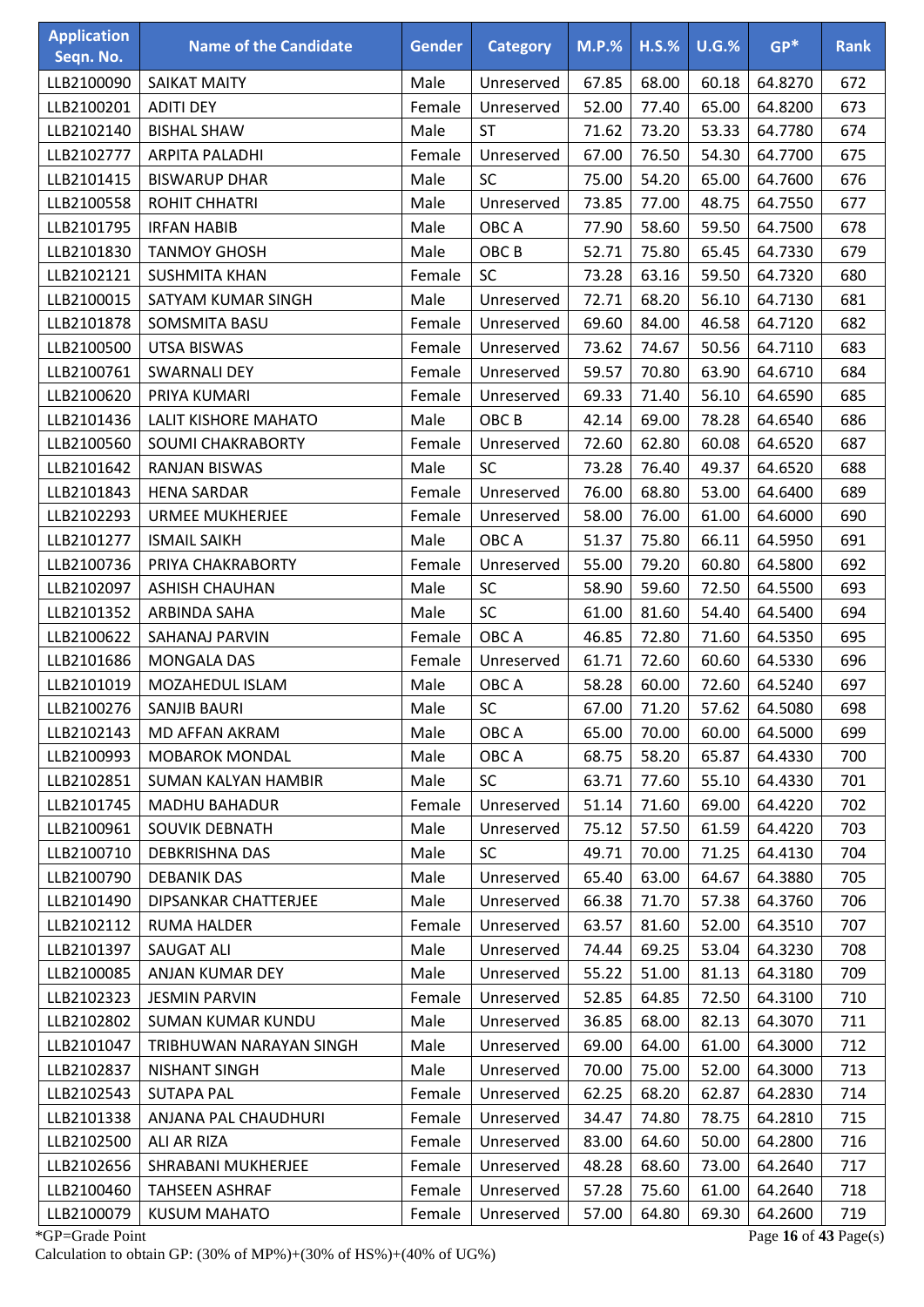| Application Seqn. No. | Name of the Candidate | Gender | Category | M.P.% | H.S.% | U.G.% | GP* | Rank |
|---|---|---|---|---|---|---|---|---|
| LLB2100090 | SAIKAT MAITY | Male | Unreserved | 67.85 | 68.00 | 60.18 | 64.8270 | 672 |
| LLB2100201 | ADITI DEY | Female | Unreserved | 52.00 | 77.40 | 65.00 | 64.8200 | 673 |
| LLB2102140 | BISHAL SHAW | Male | ST | 71.62 | 73.20 | 53.33 | 64.7780 | 674 |
| LLB2102777 | ARPITA PALADHI | Female | Unreserved | 67.00 | 76.50 | 54.30 | 64.7700 | 675 |
| LLB2101415 | BISWARUP DHAR | Male | SC | 75.00 | 54.20 | 65.00 | 64.7600 | 676 |
| LLB2100558 | ROHIT CHHATRI | Male | Unreserved | 73.85 | 77.00 | 48.75 | 64.7550 | 677 |
| LLB2101795 | IRFAN HABIB | Male | OBC A | 77.90 | 58.60 | 59.50 | 64.7500 | 678 |
| LLB2101830 | TANMOY GHOSH | Male | OBC B | 52.71 | 75.80 | 65.45 | 64.7330 | 679 |
| LLB2102121 | SUSHMITA KHAN | Female | SC | 73.28 | 63.16 | 59.50 | 64.7320 | 680 |
| LLB2100015 | SATYAM KUMAR SINGH | Male | Unreserved | 72.71 | 68.20 | 56.10 | 64.7130 | 681 |
| LLB2101878 | SOMSMITA BASU | Female | Unreserved | 69.60 | 84.00 | 46.58 | 64.7120 | 682 |
| LLB2100500 | UTSA BISWAS | Female | Unreserved | 73.62 | 74.67 | 50.56 | 64.7110 | 683 |
| LLB2100761 | SWARNALI DEY | Female | Unreserved | 59.57 | 70.80 | 63.90 | 64.6710 | 684 |
| LLB2100620 | PRIYA KUMARI | Female | Unreserved | 69.33 | 71.40 | 56.10 | 64.6590 | 685 |
| LLB2101436 | LALIT KISHORE MAHATO | Male | OBC B | 42.14 | 69.00 | 78.28 | 64.6540 | 686 |
| LLB2100560 | SOUMI CHAKRABORTY | Female | Unreserved | 72.60 | 62.80 | 60.08 | 64.6520 | 687 |
| LLB2101642 | RANJAN BISWAS | Male | SC | 73.28 | 76.40 | 49.37 | 64.6520 | 688 |
| LLB2101843 | HENA SARDAR | Female | Unreserved | 76.00 | 68.80 | 53.00 | 64.6400 | 689 |
| LLB2102293 | URMEE MUKHERJEE | Female | Unreserved | 58.00 | 76.00 | 61.00 | 64.6000 | 690 |
| LLB2101277 | ISMAIL SAIKH | Male | OBC A | 51.37 | 75.80 | 66.11 | 64.5950 | 691 |
| LLB2100736 | PRIYA CHAKRABORTY | Female | Unreserved | 55.00 | 79.20 | 60.80 | 64.5800 | 692 |
| LLB2102097 | ASHISH CHAUHAN | Male | SC | 58.90 | 59.60 | 72.50 | 64.5500 | 693 |
| LLB2101352 | ARBINDA SAHA | Male | SC | 61.00 | 81.60 | 54.40 | 64.5400 | 694 |
| LLB2100622 | SAHANAJ PARVIN | Female | OBC A | 46.85 | 72.80 | 71.60 | 64.5350 | 695 |
| LLB2101686 | MONGALA DAS | Female | Unreserved | 61.71 | 72.60 | 60.60 | 64.5330 | 696 |
| LLB2101019 | MOZAHEDUL ISLAM | Male | OBC A | 58.28 | 60.00 | 72.60 | 64.5240 | 697 |
| LLB2100276 | SANJIB BAURI | Male | SC | 67.00 | 71.20 | 57.62 | 64.5080 | 698 |
| LLB2102143 | MD AFFAN AKRAM | Male | OBC A | 65.00 | 70.00 | 60.00 | 64.5000 | 699 |
| LLB2100993 | MOBAROK MONDAL | Male | OBC A | 68.75 | 58.20 | 65.87 | 64.4330 | 700 |
| LLB2102851 | SUMAN KALYAN HAMBIR | Male | SC | 63.71 | 77.60 | 55.10 | 64.4330 | 701 |
| LLB2101745 | MADHU BAHADUR | Female | Unreserved | 51.14 | 71.60 | 69.00 | 64.4220 | 702 |
| LLB2100961 | SOUVIK DEBNATH | Male | Unreserved | 75.12 | 57.50 | 61.59 | 64.4220 | 703 |
| LLB2100710 | DEBKRISHNA DAS | Male | SC | 49.71 | 70.00 | 71.25 | 64.4130 | 704 |
| LLB2100790 | DEBANIK DAS | Male | Unreserved | 65.40 | 63.00 | 64.67 | 64.3880 | 705 |
| LLB2101490 | DIPSANKAR CHATTERJEE | Male | Unreserved | 66.38 | 71.70 | 57.38 | 64.3760 | 706 |
| LLB2102112 | RUMA HALDER | Female | Unreserved | 63.57 | 81.60 | 52.00 | 64.3510 | 707 |
| LLB2101397 | SAUGAT ALI | Male | Unreserved | 74.44 | 69.25 | 53.04 | 64.3230 | 708 |
| LLB2100085 | ANJAN KUMAR DEY | Male | Unreserved | 55.22 | 51.00 | 81.13 | 64.3180 | 709 |
| LLB2102323 | JESMIN PARVIN | Female | Unreserved | 52.85 | 64.85 | 72.50 | 64.3100 | 710 |
| LLB2102802 | SUMAN KUMAR KUNDU | Male | Unreserved | 36.85 | 68.00 | 82.13 | 64.3070 | 711 |
| LLB2101047 | TRIBHUWAN NARAYAN SINGH | Male | Unreserved | 69.00 | 64.00 | 61.00 | 64.3000 | 712 |
| LLB2102837 | NISHANT SINGH | Male | Unreserved | 70.00 | 75.00 | 52.00 | 64.3000 | 713 |
| LLB2102543 | SUTAPA PAL | Female | Unreserved | 62.25 | 68.20 | 62.87 | 64.2830 | 714 |
| LLB2101338 | ANJANA PAL CHAUDHURI | Female | Unreserved | 34.47 | 74.80 | 78.75 | 64.2810 | 715 |
| LLB2102500 | ALI AR RIZA | Female | Unreserved | 83.00 | 64.60 | 50.00 | 64.2800 | 716 |
| LLB2102656 | SHRABANI MUKHERJEE | Female | Unreserved | 48.28 | 68.60 | 73.00 | 64.2640 | 717 |
| LLB2100460 | TAHSEEN ASHRAF | Female | Unreserved | 57.28 | 75.60 | 61.00 | 64.2640 | 718 |
| LLB2100079 | KUSUM MAHATO | Female | Unreserved | 57.00 | 64.80 | 69.30 | 64.2600 | 719 |

*GP=Grade Point

Calculation to obtain GP: (30% of MP%)+(30% of HS%)+(40% of UG%)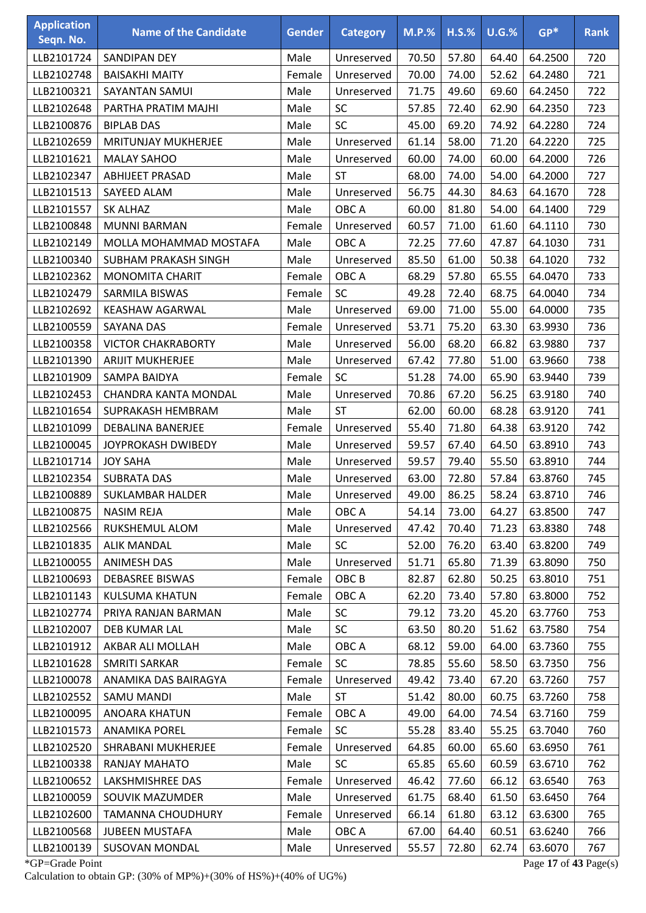| Application Seqn. No. | Name of the Candidate | Gender | Category | M.P.% | H.S.% | U.G.% | GP* | Rank |
|---|---|---|---|---|---|---|---|---|
| LLB2101724 | SANDIPAN DEY | Male | Unreserved | 70.50 | 57.80 | 64.40 | 64.2500 | 720 |
| LLB2102748 | BAISAKHI MAITY | Female | Unreserved | 70.00 | 74.00 | 52.62 | 64.2480 | 721 |
| LLB2100321 | SAYANTAN SAMUI | Male | Unreserved | 71.75 | 49.60 | 69.60 | 64.2450 | 722 |
| LLB2102648 | PARTHA PRATIM MAJHI | Male | SC | 57.85 | 72.40 | 62.90 | 64.2350 | 723 |
| LLB2100876 | BIPLAB DAS | Male | SC | 45.00 | 69.20 | 74.92 | 64.2280 | 724 |
| LLB2102659 | MRITUNJAY MUKHERJEE | Male | Unreserved | 61.14 | 58.00 | 71.20 | 64.2220 | 725 |
| LLB2101621 | MALAY SAHOO | Male | Unreserved | 60.00 | 74.00 | 60.00 | 64.2000 | 726 |
| LLB2102347 | ABHIJEET PRASAD | Male | ST | 68.00 | 74.00 | 54.00 | 64.2000 | 727 |
| LLB2101513 | SAYEED ALAM | Male | Unreserved | 56.75 | 44.30 | 84.63 | 64.1670 | 728 |
| LLB2101557 | SK ALHAZ | Male | OBC A | 60.00 | 81.80 | 54.00 | 64.1400 | 729 |
| LLB2100848 | MUNNI BARMAN | Female | Unreserved | 60.57 | 71.00 | 61.60 | 64.1110 | 730 |
| LLB2102149 | MOLLA MOHAMMAD MOSTAFA | Male | OBC A | 72.25 | 77.60 | 47.87 | 64.1030 | 731 |
| LLB2100340 | SUBHAM PRAKASH SINGH | Male | Unreserved | 85.50 | 61.00 | 50.38 | 64.1020 | 732 |
| LLB2102362 | MONOMITA CHARIT | Female | OBC A | 68.29 | 57.80 | 65.55 | 64.0470 | 733 |
| LLB2102479 | SARMILA BISWAS | Female | SC | 49.28 | 72.40 | 68.75 | 64.0040 | 734 |
| LLB2102692 | KEASHAW AGARWAL | Male | Unreserved | 69.00 | 71.00 | 55.00 | 64.0000 | 735 |
| LLB2100559 | SAYANA DAS | Female | Unreserved | 53.71 | 75.20 | 63.30 | 63.9930 | 736 |
| LLB2100358 | VICTOR CHAKRABORTY | Male | Unreserved | 56.00 | 68.20 | 66.82 | 63.9880 | 737 |
| LLB2101390 | ARIJIT MUKHERJEE | Male | Unreserved | 67.42 | 77.80 | 51.00 | 63.9660 | 738 |
| LLB2101909 | SAMPA BAIDYA | Female | SC | 51.28 | 74.00 | 65.90 | 63.9440 | 739 |
| LLB2102453 | CHANDRA KANTA MONDAL | Male | Unreserved | 70.86 | 67.20 | 56.25 | 63.9180 | 740 |
| LLB2101654 | SUPRAKASH HEMBRAM | Male | ST | 62.00 | 60.00 | 68.28 | 63.9120 | 741 |
| LLB2101099 | DEBALINA BANERJEE | Female | Unreserved | 55.40 | 71.80 | 64.38 | 63.9120 | 742 |
| LLB2100045 | JOYPROKASH DWIBEDY | Male | Unreserved | 59.57 | 67.40 | 64.50 | 63.8910 | 743 |
| LLB2101714 | JOY SAHA | Male | Unreserved | 59.57 | 79.40 | 55.50 | 63.8910 | 744 |
| LLB2102354 | SUBRATA DAS | Male | Unreserved | 63.00 | 72.80 | 57.84 | 63.8760 | 745 |
| LLB2100889 | SUKLAMBAR HALDER | Male | Unreserved | 49.00 | 86.25 | 58.24 | 63.8710 | 746 |
| LLB2100875 | NASIM REJA | Male | OBC A | 54.14 | 73.00 | 64.27 | 63.8500 | 747 |
| LLB2102566 | RUKSHEMUL ALOM | Male | Unreserved | 47.42 | 70.40 | 71.23 | 63.8380 | 748 |
| LLB2101835 | ALIK MANDAL | Male | SC | 52.00 | 76.20 | 63.40 | 63.8200 | 749 |
| LLB2100055 | ANIMESH DAS | Male | Unreserved | 51.71 | 65.80 | 71.39 | 63.8090 | 750 |
| LLB2100693 | DEBASREE BISWAS | Female | OBC B | 82.87 | 62.80 | 50.25 | 63.8010 | 751 |
| LLB2101143 | KULSUMA KHATUN | Female | OBC A | 62.20 | 73.40 | 57.80 | 63.8000 | 752 |
| LLB2102774 | PRIYA RANJAN BARMAN | Male | SC | 79.12 | 73.20 | 45.20 | 63.7760 | 753 |
| LLB2102007 | DEB KUMAR LAL | Male | SC | 63.50 | 80.20 | 51.62 | 63.7580 | 754 |
| LLB2101912 | AKBAR ALI MOLLAH | Male | OBC A | 68.12 | 59.00 | 64.00 | 63.7360 | 755 |
| LLB2101628 | SMRITI SARKAR | Female | SC | 78.85 | 55.60 | 58.50 | 63.7350 | 756 |
| LLB2100078 | ANAMIKA DAS BAIRAGYA | Female | Unreserved | 49.42 | 73.40 | 67.20 | 63.7260 | 757 |
| LLB2102552 | SAMU MANDI | Male | ST | 51.42 | 80.00 | 60.75 | 63.7260 | 758 |
| LLB2100095 | ANOARA KHATUN | Female | OBC A | 49.00 | 64.00 | 74.54 | 63.7160 | 759 |
| LLB2101573 | ANAMIKA POREL | Female | SC | 55.28 | 83.40 | 55.25 | 63.7040 | 760 |
| LLB2102520 | SHRABANI MUKHERJEE | Female | Unreserved | 64.85 | 60.00 | 65.60 | 63.6950 | 761 |
| LLB2100338 | RANJAY MAHATO | Male | SC | 65.85 | 65.60 | 60.59 | 63.6710 | 762 |
| LLB2100652 | LAKSHMISHREE DAS | Female | Unreserved | 46.42 | 77.60 | 66.12 | 63.6540 | 763 |
| LLB2100059 | SOUVIK MAZUMDER | Male | Unreserved | 61.75 | 68.40 | 61.50 | 63.6450 | 764 |
| LLB2102600 | TAMANNA CHOUDHURY | Female | Unreserved | 66.14 | 61.80 | 63.12 | 63.6300 | 765 |
| LLB2100568 | JUBEEN MUSTAFA | Male | OBC A | 67.00 | 64.40 | 60.51 | 63.6240 | 766 |
| LLB2100139 | SUSOVAN MONDAL | Male | Unreserved | 55.57 | 72.80 | 62.74 | 63.6070 | 767 |

*GP=Grade Point

Calculation to obtain GP: (30% of MP%)+(30% of HS%)+(40% of UG%)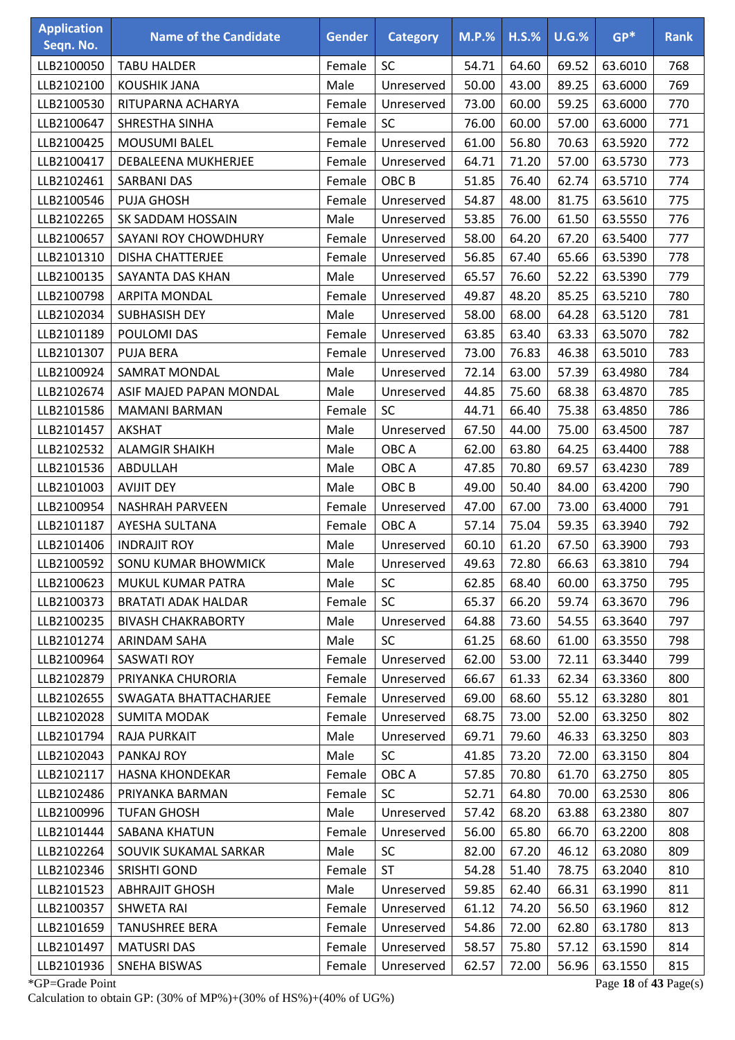| Application Seqn. No. | Name of the Candidate | Gender | Category | M.P.% | H.S.% | U.G.% | GP* | Rank |
|---|---|---|---|---|---|---|---|---|
| LLB2100050 | TABU HALDER | Female | SC | 54.71 | 64.60 | 69.52 | 63.6010 | 768 |
| LLB2102100 | KOUSHIK JANA | Male | Unreserved | 50.00 | 43.00 | 89.25 | 63.6000 | 769 |
| LLB2100530 | RITUPARNA ACHARYA | Female | Unreserved | 73.00 | 60.00 | 59.25 | 63.6000 | 770 |
| LLB2100647 | SHRESTHA SINHA | Female | SC | 76.00 | 60.00 | 57.00 | 63.6000 | 771 |
| LLB2100425 | MOUSUMI BALEL | Female | Unreserved | 61.00 | 56.80 | 70.63 | 63.5920 | 772 |
| LLB2100417 | DEBALEENA MUKHERJEE | Female | Unreserved | 64.71 | 71.20 | 57.00 | 63.5730 | 773 |
| LLB2102461 | SARBANI DAS | Female | OBC B | 51.85 | 76.40 | 62.74 | 63.5710 | 774 |
| LLB2100546 | PUJA GHOSH | Female | Unreserved | 54.87 | 48.00 | 81.75 | 63.5610 | 775 |
| LLB2102265 | SK SADDAM HOSSAIN | Male | Unreserved | 53.85 | 76.00 | 61.50 | 63.5550 | 776 |
| LLB2100657 | SAYANI ROY CHOWDHURY | Female | Unreserved | 58.00 | 64.20 | 67.20 | 63.5400 | 777 |
| LLB2101310 | DISHA CHATTERJEE | Female | Unreserved | 56.85 | 67.40 | 65.66 | 63.5390 | 778 |
| LLB2100135 | SAYANTA DAS KHAN | Male | Unreserved | 65.57 | 76.60 | 52.22 | 63.5390 | 779 |
| LLB2100798 | ARPITA MONDAL | Female | Unreserved | 49.87 | 48.20 | 85.25 | 63.5210 | 780 |
| LLB2102034 | SUBHASISH DEY | Male | Unreserved | 58.00 | 68.00 | 64.28 | 63.5120 | 781 |
| LLB2101189 | POULOMI DAS | Female | Unreserved | 63.85 | 63.40 | 63.33 | 63.5070 | 782 |
| LLB2101307 | PUJA BERA | Female | Unreserved | 73.00 | 76.83 | 46.38 | 63.5010 | 783 |
| LLB2100924 | SAMRAT MONDAL | Male | Unreserved | 72.14 | 63.00 | 57.39 | 63.4980 | 784 |
| LLB2102674 | ASIF MAJED PAPAN MONDAL | Male | Unreserved | 44.85 | 75.60 | 68.38 | 63.4870 | 785 |
| LLB2101586 | MAMANI BARMAN | Female | SC | 44.71 | 66.40 | 75.38 | 63.4850 | 786 |
| LLB2101457 | AKSHAT | Male | Unreserved | 67.50 | 44.00 | 75.00 | 63.4500 | 787 |
| LLB2102532 | ALAMGIR SHAIKH | Male | OBC A | 62.00 | 63.80 | 64.25 | 63.4400 | 788 |
| LLB2101536 | ABDULLAH | Male | OBC A | 47.85 | 70.80 | 69.57 | 63.4230 | 789 |
| LLB2101003 | AVIJIT DEY | Male | OBC B | 49.00 | 50.40 | 84.00 | 63.4200 | 790 |
| LLB2100954 | NASHRAH PARVEEN | Female | Unreserved | 47.00 | 67.00 | 73.00 | 63.4000 | 791 |
| LLB2101187 | AYESHA SULTANA | Female | OBC A | 57.14 | 75.04 | 59.35 | 63.3940 | 792 |
| LLB2101406 | INDRAJIT ROY | Male | Unreserved | 60.10 | 61.20 | 67.50 | 63.3900 | 793 |
| LLB2100592 | SONU KUMAR BHOWMICK | Male | Unreserved | 49.63 | 72.80 | 66.63 | 63.3810 | 794 |
| LLB2100623 | MUKUL KUMAR PATRA | Male | SC | 62.85 | 68.40 | 60.00 | 63.3750 | 795 |
| LLB2100373 | BRATATI ADAK HALDAR | Female | SC | 65.37 | 66.20 | 59.74 | 63.3670 | 796 |
| LLB2100235 | BIVASH CHAKRABORTY | Male | Unreserved | 64.88 | 73.60 | 54.55 | 63.3640 | 797 |
| LLB2101274 | ARINDAM SAHA | Male | SC | 61.25 | 68.60 | 61.00 | 63.3550 | 798 |
| LLB2100964 | SASWATI ROY | Female | Unreserved | 62.00 | 53.00 | 72.11 | 63.3440 | 799 |
| LLB2102879 | PRIYANKA CHURORIA | Female | Unreserved | 66.67 | 61.33 | 62.34 | 63.3360 | 800 |
| LLB2102655 | SWAGATA BHATTACHARJEE | Female | Unreserved | 69.00 | 68.60 | 55.12 | 63.3280 | 801 |
| LLB2102028 | SUMITA MODAK | Female | Unreserved | 68.75 | 73.00 | 52.00 | 63.3250 | 802 |
| LLB2101794 | RAJA PURKAIT | Male | Unreserved | 69.71 | 79.60 | 46.33 | 63.3250 | 803 |
| LLB2102043 | PANKAJ ROY | Male | SC | 41.85 | 73.20 | 72.00 | 63.3150 | 804 |
| LLB2102117 | HASNA KHONDEKAR | Female | OBC A | 57.85 | 70.80 | 61.70 | 63.2750 | 805 |
| LLB2102486 | PRIYANKA BARMAN | Female | SC | 52.71 | 64.80 | 70.00 | 63.2530 | 806 |
| LLB2100996 | TUFAN GHOSH | Male | Unreserved | 57.42 | 68.20 | 63.88 | 63.2380 | 807 |
| LLB2101444 | SABANA KHATUN | Female | Unreserved | 56.00 | 65.80 | 66.70 | 63.2200 | 808 |
| LLB2102264 | SOUVIK SUKAMAL SARKAR | Male | SC | 82.00 | 67.20 | 46.12 | 63.2080 | 809 |
| LLB2102346 | SRISHTI GOND | Female | ST | 54.28 | 51.40 | 78.75 | 63.2040 | 810 |
| LLB2101523 | ABHRAJIT GHOSH | Male | Unreserved | 59.85 | 62.40 | 66.31 | 63.1990 | 811 |
| LLB2100357 | SHWETA RAI | Female | Unreserved | 61.12 | 74.20 | 56.50 | 63.1960 | 812 |
| LLB2101659 | TANUSHREE BERA | Female | Unreserved | 54.86 | 72.00 | 62.80 | 63.1780 | 813 |
| LLB2101497 | MATUSRI DAS | Female | Unreserved | 58.57 | 75.80 | 57.12 | 63.1590 | 814 |
| LLB2101936 | SNEHA BISWAS | Female | Unreserved | 62.57 | 72.00 | 56.96 | 63.1550 | 815 |

*GP=Grade Point

Calculation to obtain GP: (30% of MP%)+(30% of HS%)+(40% of UG%)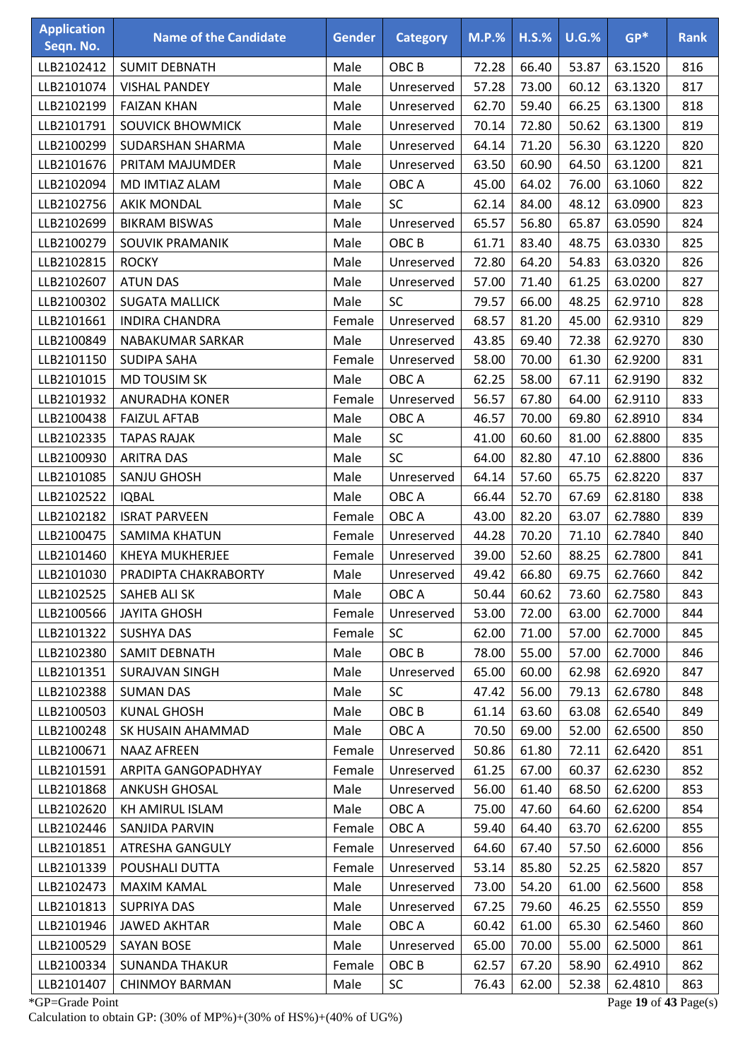| Application Seqn. No. | Name of the Candidate | Gender | Category | M.P.% | H.S.% | U.G.% | GP* | Rank |
|---|---|---|---|---|---|---|---|---|
| LLB2102412 | SUMIT DEBNATH | Male | OBC B | 72.28 | 66.40 | 53.87 | 63.1520 | 816 |
| LLB2101074 | VISHAL PANDEY | Male | Unreserved | 57.28 | 73.00 | 60.12 | 63.1320 | 817 |
| LLB2102199 | FAIZAN KHAN | Male | Unreserved | 62.70 | 59.40 | 66.25 | 63.1300 | 818 |
| LLB2101791 | SOUVICK BHOWMICK | Male | Unreserved | 70.14 | 72.80 | 50.62 | 63.1300 | 819 |
| LLB2100299 | SUDARSHAN SHARMA | Male | Unreserved | 64.14 | 71.20 | 56.30 | 63.1220 | 820 |
| LLB2101676 | PRITAM MAJUMDER | Male | Unreserved | 63.50 | 60.90 | 64.50 | 63.1200 | 821 |
| LLB2102094 | MD IMTIAZ ALAM | Male | OBC A | 45.00 | 64.02 | 76.00 | 63.1060 | 822 |
| LLB2102756 | AKIK MONDAL | Male | SC | 62.14 | 84.00 | 48.12 | 63.0900 | 823 |
| LLB2102699 | BIKRAM BISWAS | Male | Unreserved | 65.57 | 56.80 | 65.87 | 63.0590 | 824 |
| LLB2100279 | SOUVIK PRAMANIK | Male | OBC B | 61.71 | 83.40 | 48.75 | 63.0330 | 825 |
| LLB2102815 | ROCKY | Male | Unreserved | 72.80 | 64.20 | 54.83 | 63.0320 | 826 |
| LLB2102607 | ATUN DAS | Male | Unreserved | 57.00 | 71.40 | 61.25 | 63.0200 | 827 |
| LLB2100302 | SUGATA MALLICK | Male | SC | 79.57 | 66.00 | 48.25 | 62.9710 | 828 |
| LLB2101661 | INDIRA CHANDRA | Female | Unreserved | 68.57 | 81.20 | 45.00 | 62.9310 | 829 |
| LLB2100849 | NABAKUMAR SARKAR | Male | Unreserved | 43.85 | 69.40 | 72.38 | 62.9270 | 830 |
| LLB2101150 | SUDIPA SAHA | Female | Unreserved | 58.00 | 70.00 | 61.30 | 62.9200 | 831 |
| LLB2101015 | MD TOUSIM SK | Male | OBC A | 62.25 | 58.00 | 67.11 | 62.9190 | 832 |
| LLB2101932 | ANURADHA KONER | Female | Unreserved | 56.57 | 67.80 | 64.00 | 62.9110 | 833 |
| LLB2100438 | FAIZUL AFTAB | Male | OBC A | 46.57 | 70.00 | 69.80 | 62.8910 | 834 |
| LLB2102335 | TAPAS RAJAK | Male | SC | 41.00 | 60.60 | 81.00 | 62.8800 | 835 |
| LLB2100930 | ARITRA DAS | Male | SC | 64.00 | 82.80 | 47.10 | 62.8800 | 836 |
| LLB2101085 | SANJU GHOSH | Male | Unreserved | 64.14 | 57.60 | 65.75 | 62.8220 | 837 |
| LLB2102522 | IQBAL | Male | OBC A | 66.44 | 52.70 | 67.69 | 62.8180 | 838 |
| LLB2102182 | ISRAT PARVEEN | Female | OBC A | 43.00 | 82.20 | 63.07 | 62.7880 | 839 |
| LLB2100475 | SAMIMA KHATUN | Female | Unreserved | 44.28 | 70.20 | 71.10 | 62.7840 | 840 |
| LLB2101460 | KHEYA MUKHERJEE | Female | Unreserved | 39.00 | 52.60 | 88.25 | 62.7800 | 841 |
| LLB2101030 | PRADIPTA CHAKRABORTY | Male | Unreserved | 49.42 | 66.80 | 69.75 | 62.7660 | 842 |
| LLB2102525 | SAHEB ALI SK | Male | OBC A | 50.44 | 60.62 | 73.60 | 62.7580 | 843 |
| LLB2100566 | JAYITA GHOSH | Female | Unreserved | 53.00 | 72.00 | 63.00 | 62.7000 | 844 |
| LLB2101322 | SUSHYA DAS | Female | SC | 62.00 | 71.00 | 57.00 | 62.7000 | 845 |
| LLB2102380 | SAMIT DEBNATH | Male | OBC B | 78.00 | 55.00 | 57.00 | 62.7000 | 846 |
| LLB2101351 | SURAJVAN SINGH | Male | Unreserved | 65.00 | 60.00 | 62.98 | 62.6920 | 847 |
| LLB2102388 | SUMAN DAS | Male | SC | 47.42 | 56.00 | 79.13 | 62.6780 | 848 |
| LLB2100503 | KUNAL GHOSH | Male | OBC B | 61.14 | 63.60 | 63.08 | 62.6540 | 849 |
| LLB2100248 | SK HUSAIN AHAMMAD | Male | OBC A | 70.50 | 69.00 | 52.00 | 62.6500 | 850 |
| LLB2100671 | NAAZ AFREEN | Female | Unreserved | 50.86 | 61.80 | 72.11 | 62.6420 | 851 |
| LLB2101591 | ARPITA GANGOPADHYAY | Female | Unreserved | 61.25 | 67.00 | 60.37 | 62.6230 | 852 |
| LLB2101868 | ANKUSH GHOSAL | Male | Unreserved | 56.00 | 61.40 | 68.50 | 62.6200 | 853 |
| LLB2102620 | KH AMIRUL ISLAM | Male | OBC A | 75.00 | 47.60 | 64.60 | 62.6200 | 854 |
| LLB2102446 | SANJIDA PARVIN | Female | OBC A | 59.40 | 64.40 | 63.70 | 62.6200 | 855 |
| LLB2101851 | ATRESHA GANGULY | Female | Unreserved | 64.60 | 67.40 | 57.50 | 62.6000 | 856 |
| LLB2101339 | POUSHALI DUTTA | Female | Unreserved | 53.14 | 85.80 | 52.25 | 62.5820 | 857 |
| LLB2102473 | MAXIM KAMAL | Male | Unreserved | 73.00 | 54.20 | 61.00 | 62.5600 | 858 |
| LLB2101813 | SUPRIYA DAS | Male | Unreserved | 67.25 | 79.60 | 46.25 | 62.5550 | 859 |
| LLB2101946 | JAWED AKHTAR | Male | OBC A | 60.42 | 61.00 | 65.30 | 62.5460 | 860 |
| LLB2100529 | SAYAN BOSE | Male | Unreserved | 65.00 | 70.00 | 55.00 | 62.5000 | 861 |
| LLB2100334 | SUNANDA THAKUR | Female | OBC B | 62.57 | 67.20 | 58.90 | 62.4910 | 862 |
| LLB2101407 | CHINMOY BARMAN | Male | SC | 76.43 | 62.00 | 52.38 | 62.4810 | 863 |

*GP=Grade Point

Calculation to obtain GP: (30% of MP%)+(30% of HS%)+(40% of UG%)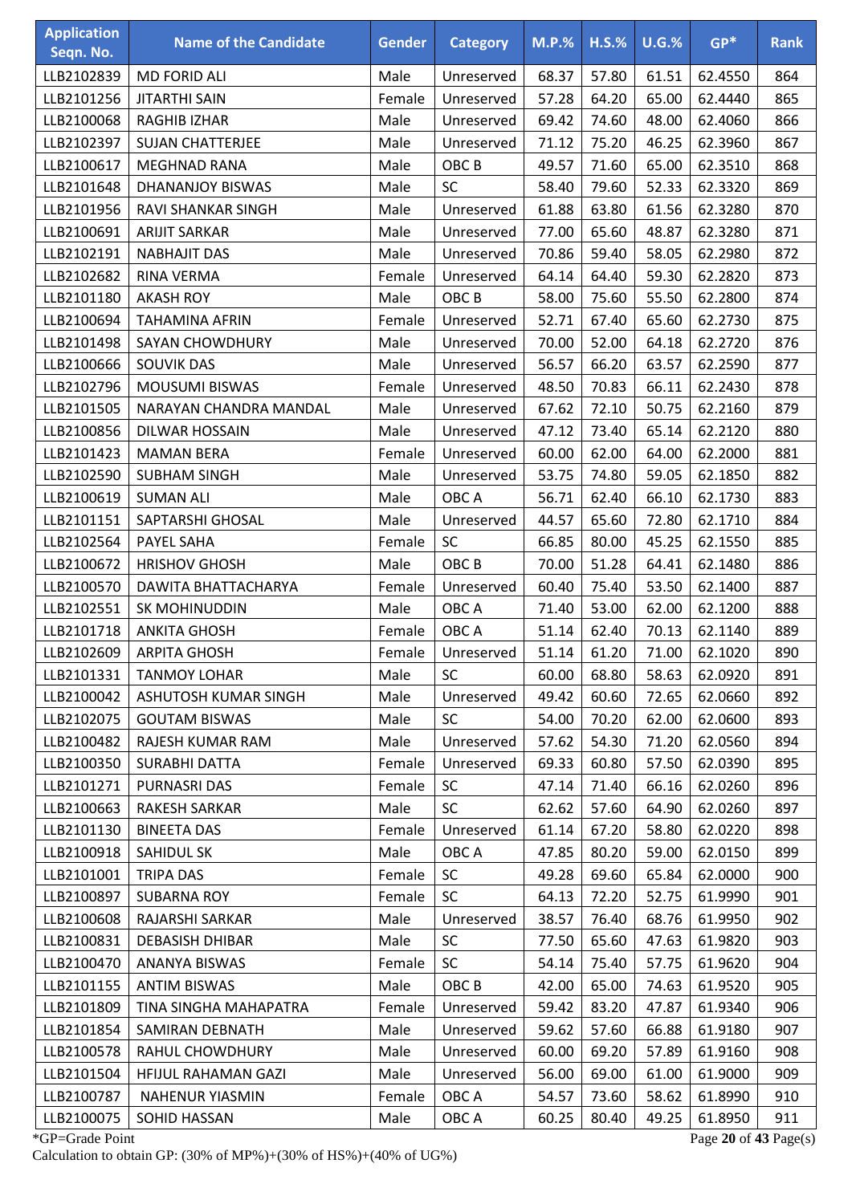| Application Seqn. No. | Name of the Candidate | Gender | Category | M.P.% | H.S.% | U.G.% | GP* | Rank |
|---|---|---|---|---|---|---|---|---|
| LLB2102839 | MD FORID ALI | Male | Unreserved | 68.37 | 57.80 | 61.51 | 62.4550 | 864 |
| LLB2101256 | JITARTHI SAIN | Female | Unreserved | 57.28 | 64.20 | 65.00 | 62.4440 | 865 |
| LLB2100068 | RAGHIB IZHAR | Male | Unreserved | 69.42 | 74.60 | 48.00 | 62.4060 | 866 |
| LLB2102397 | SUJAN CHATTERJEE | Male | Unreserved | 71.12 | 75.20 | 46.25 | 62.3960 | 867 |
| LLB2100617 | MEGHNAD RANA | Male | OBC B | 49.57 | 71.60 | 65.00 | 62.3510 | 868 |
| LLB2101648 | DHANANJOY BISWAS | Male | SC | 58.40 | 79.60 | 52.33 | 62.3320 | 869 |
| LLB2101956 | RAVI SHANKAR SINGH | Male | Unreserved | 61.88 | 63.80 | 61.56 | 62.3280 | 870 |
| LLB2100691 | ARIJIT SARKAR | Male | Unreserved | 77.00 | 65.60 | 48.87 | 62.3280 | 871 |
| LLB2102191 | NABHAJIT DAS | Male | Unreserved | 70.86 | 59.40 | 58.05 | 62.2980 | 872 |
| LLB2102682 | RINA VERMA | Female | Unreserved | 64.14 | 64.40 | 59.30 | 62.2820 | 873 |
| LLB2101180 | AKASH ROY | Male | OBC B | 58.00 | 75.60 | 55.50 | 62.2800 | 874 |
| LLB2100694 | TAHAMINA AFRIN | Female | Unreserved | 52.71 | 67.40 | 65.60 | 62.2730 | 875 |
| LLB2101498 | SAYAN CHOWDHURY | Male | Unreserved | 70.00 | 52.00 | 64.18 | 62.2720 | 876 |
| LLB2100666 | SOUVIK DAS | Male | Unreserved | 56.57 | 66.20 | 63.57 | 62.2590 | 877 |
| LLB2102796 | MOUSUMI BISWAS | Female | Unreserved | 48.50 | 70.83 | 66.11 | 62.2430 | 878 |
| LLB2101505 | NARAYAN CHANDRA MANDAL | Male | Unreserved | 67.62 | 72.10 | 50.75 | 62.2160 | 879 |
| LLB2100856 | DILWAR HOSSAIN | Male | Unreserved | 47.12 | 73.40 | 65.14 | 62.2120 | 880 |
| LLB2101423 | MAMAN BERA | Female | Unreserved | 60.00 | 62.00 | 64.00 | 62.2000 | 881 |
| LLB2102590 | SUBHAM SINGH | Male | Unreserved | 53.75 | 74.80 | 59.05 | 62.1850 | 882 |
| LLB2100619 | SUMAN ALI | Male | OBC A | 56.71 | 62.40 | 66.10 | 62.1730 | 883 |
| LLB2101151 | SAPTARSHI GHOSAL | Male | Unreserved | 44.57 | 65.60 | 72.80 | 62.1710 | 884 |
| LLB2102564 | PAYEL SAHA | Female | SC | 66.85 | 80.00 | 45.25 | 62.1550 | 885 |
| LLB2100672 | HRISHOV GHOSH | Male | OBC B | 70.00 | 51.28 | 64.41 | 62.1480 | 886 |
| LLB2100570 | DAWITA BHATTACHARYA | Female | Unreserved | 60.40 | 75.40 | 53.50 | 62.1400 | 887 |
| LLB2102551 | SK MOHINUDDIN | Male | OBC A | 71.40 | 53.00 | 62.00 | 62.1200 | 888 |
| LLB2101718 | ANKITA GHOSH | Female | OBC A | 51.14 | 62.40 | 70.13 | 62.1140 | 889 |
| LLB2102609 | ARPITA GHOSH | Female | Unreserved | 51.14 | 61.20 | 71.00 | 62.1020 | 890 |
| LLB2101331 | TANMOY LOHAR | Male | SC | 60.00 | 68.80 | 58.63 | 62.0920 | 891 |
| LLB2100042 | ASHUTOSH KUMAR SINGH | Male | Unreserved | 49.42 | 60.60 | 72.65 | 62.0660 | 892 |
| LLB2102075 | GOUTAM BISWAS | Male | SC | 54.00 | 70.20 | 62.00 | 62.0600 | 893 |
| LLB2100482 | RAJESH KUMAR RAM | Male | Unreserved | 57.62 | 54.30 | 71.20 | 62.0560 | 894 |
| LLB2100350 | SURABHI DATTA | Female | Unreserved | 69.33 | 60.80 | 57.50 | 62.0390 | 895 |
| LLB2101271 | PURNASRI DAS | Female | SC | 47.14 | 71.40 | 66.16 | 62.0260 | 896 |
| LLB2100663 | RAKESH SARKAR | Male | SC | 62.62 | 57.60 | 64.90 | 62.0260 | 897 |
| LLB2101130 | BINEETA DAS | Female | Unreserved | 61.14 | 67.20 | 58.80 | 62.0220 | 898 |
| LLB2100918 | SAHIDUL SK | Male | OBC A | 47.85 | 80.20 | 59.00 | 62.0150 | 899 |
| LLB2101001 | TRIPA DAS | Female | SC | 49.28 | 69.60 | 65.84 | 62.0000 | 900 |
| LLB2100897 | SUBARNA ROY | Female | SC | 64.13 | 72.20 | 52.75 | 61.9990 | 901 |
| LLB2100608 | RAJARSHI SARKAR | Male | Unreserved | 38.57 | 76.40 | 68.76 | 61.9950 | 902 |
| LLB2100831 | DEBASISH DHIBAR | Male | SC | 77.50 | 65.60 | 47.63 | 61.9820 | 903 |
| LLB2100470 | ANANYA BISWAS | Female | SC | 54.14 | 75.40 | 57.75 | 61.9620 | 904 |
| LLB2101155 | ANTIM BISWAS | Male | OBC B | 42.00 | 65.00 | 74.63 | 61.9520 | 905 |
| LLB2101809 | TINA SINGHA MAHAPATRA | Female | Unreserved | 59.42 | 83.20 | 47.87 | 61.9340 | 906 |
| LLB2101854 | SAMIRAN DEBNATH | Male | Unreserved | 59.62 | 57.60 | 66.88 | 61.9180 | 907 |
| LLB2100578 | RAHUL CHOWDHURY | Male | Unreserved | 60.00 | 69.20 | 57.89 | 61.9160 | 908 |
| LLB2101504 | HFIJUL RAHAMAN GAZI | Male | Unreserved | 56.00 | 69.00 | 61.00 | 61.9000 | 909 |
| LLB2100787 | NAHENUR YIASMIN | Female | OBC A | 54.57 | 73.60 | 58.62 | 61.8990 | 910 |
| LLB2100075 | SOHID HASSAN | Male | OBC A | 60.25 | 80.40 | 49.25 | 61.8950 | 911 |

*GP=Grade Point

Calculation to obtain GP: (30% of MP%)+(30% of HS%)+(40% of UG%)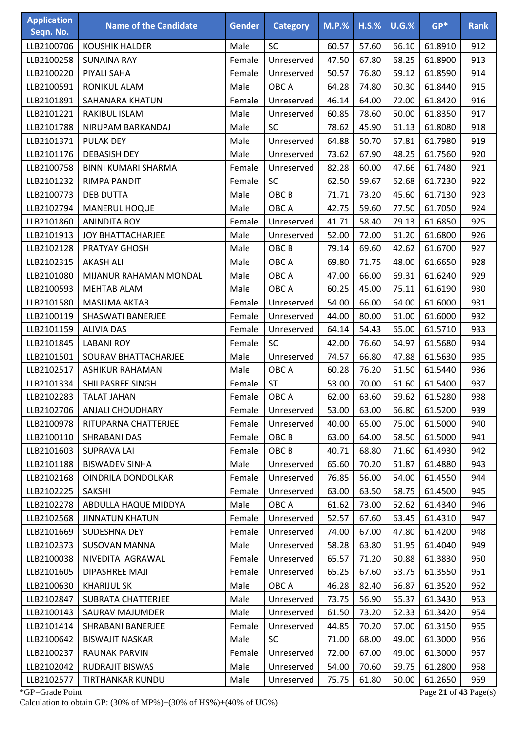| Application Seqn. No. | Name of the Candidate | Gender | Category | M.P.% | H.S.% | U.G.% | GP* | Rank |
|---|---|---|---|---|---|---|---|---|
| LLB2100706 | KOUSHIK HALDER | Male | SC | 60.57 | 57.60 | 66.10 | 61.8910 | 912 |
| LLB2100258 | SUNAINA RAY | Female | Unreserved | 47.50 | 67.80 | 68.25 | 61.8900 | 913 |
| LLB2100220 | PIYALI SAHA | Female | Unreserved | 50.57 | 76.80 | 59.12 | 61.8590 | 914 |
| LLB2100591 | RONIKUL ALAM | Male | OBC A | 64.28 | 74.80 | 50.30 | 61.8440 | 915 |
| LLB2101891 | SAHANARA KHATUN | Female | Unreserved | 46.14 | 64.00 | 72.00 | 61.8420 | 916 |
| LLB2101221 | RAKIBUL ISLAM | Male | Unreserved | 60.85 | 78.60 | 50.00 | 61.8350 | 917 |
| LLB2101788 | NIRUPAM BARKANDAJ | Male | SC | 78.62 | 45.90 | 61.13 | 61.8080 | 918 |
| LLB2101371 | PULAK DEY | Male | Unreserved | 64.88 | 50.70 | 67.81 | 61.7980 | 919 |
| LLB2101176 | DEBASISH DEY | Male | Unreserved | 73.62 | 67.90 | 48.25 | 61.7560 | 920 |
| LLB2100758 | BINNI KUMARI SHARMA | Female | Unreserved | 82.28 | 60.00 | 47.66 | 61.7480 | 921 |
| LLB2101232 | RIMPA PANDIT | Female | SC | 62.50 | 59.67 | 62.68 | 61.7230 | 922 |
| LLB2100773 | DEB DUTTA | Male | OBC B | 71.71 | 73.20 | 45.60 | 61.7130 | 923 |
| LLB2102794 | MANERUL HOQUE | Male | OBC A | 42.75 | 59.60 | 77.50 | 61.7050 | 924 |
| LLB2101860 | ANINDITA ROY | Female | Unreserved | 41.71 | 58.40 | 79.13 | 61.6850 | 925 |
| LLB2101913 | JOY BHATTACHARJEE | Male | Unreserved | 52.00 | 72.00 | 61.20 | 61.6800 | 926 |
| LLB2102128 | PRATYAY GHOSH | Male | OBC B | 79.14 | 69.60 | 42.62 | 61.6700 | 927 |
| LLB2102315 | AKASH ALI | Male | OBC A | 69.80 | 71.75 | 48.00 | 61.6650 | 928 |
| LLB2101080 | MIJANUR RAHAMAN MONDAL | Male | OBC A | 47.00 | 66.00 | 69.31 | 61.6240 | 929 |
| LLB2100593 | MEHTAB ALAM | Male | OBC A | 60.25 | 45.00 | 75.11 | 61.6190 | 930 |
| LLB2101580 | MASUMA AKTAR | Female | Unreserved | 54.00 | 66.00 | 64.00 | 61.6000 | 931 |
| LLB2100119 | SHASWATI BANERJEE | Female | Unreserved | 44.00 | 80.00 | 61.00 | 61.6000 | 932 |
| LLB2101159 | ALIVIA DAS | Female | Unreserved | 64.14 | 54.43 | 65.00 | 61.5710 | 933 |
| LLB2101845 | LABANI ROY | Female | SC | 42.00 | 76.60 | 64.97 | 61.5680 | 934 |
| LLB2101501 | SOURAV BHATTACHARJEE | Male | Unreserved | 74.57 | 66.80 | 47.88 | 61.5630 | 935 |
| LLB2102517 | ASHIKUR RAHAMAN | Male | OBC A | 60.28 | 76.20 | 51.50 | 61.5440 | 936 |
| LLB2101334 | SHILPASREE SINGH | Female | ST | 53.00 | 70.00 | 61.60 | 61.5400 | 937 |
| LLB2102283 | TALAT JAHAN | Female | OBC A | 62.00 | 63.60 | 59.62 | 61.5280 | 938 |
| LLB2102706 | ANJALI CHOUDHARY | Female | Unreserved | 53.00 | 63.00 | 66.80 | 61.5200 | 939 |
| LLB2100978 | RITUPARNA CHATTERJEE | Female | Unreserved | 40.00 | 65.00 | 75.00 | 61.5000 | 940 |
| LLB2100110 | SHRABANI DAS | Female | OBC B | 63.00 | 64.00 | 58.50 | 61.5000 | 941 |
| LLB2101603 | SUPRAVA LAI | Female | OBC B | 40.71 | 68.80 | 71.60 | 61.4930 | 942 |
| LLB2101188 | BISWADEV SINHA | Male | Unreserved | 65.60 | 70.20 | 51.87 | 61.4880 | 943 |
| LLB2102168 | OINDRILA DONDOLKAR | Female | Unreserved | 76.85 | 56.00 | 54.00 | 61.4550 | 944 |
| LLB2102225 | SAKSHI | Female | Unreserved | 63.00 | 63.50 | 58.75 | 61.4500 | 945 |
| LLB2102278 | ABDULLA HAQUE MIDDYA | Male | OBC A | 61.62 | 73.00 | 52.62 | 61.4340 | 946 |
| LLB2102568 | JINNATUN KHATUN | Female | Unreserved | 52.57 | 67.60 | 63.45 | 61.4310 | 947 |
| LLB2101669 | SUDESHNA DEY | Female | Unreserved | 74.00 | 67.00 | 47.80 | 61.4200 | 948 |
| LLB2102373 | SUSOVAN MANNA | Male | Unreserved | 58.28 | 63.80 | 61.95 | 61.4040 | 949 |
| LLB2100038 | NIVEDITA AGRAWAL | Female | Unreserved | 65.57 | 71.20 | 50.88 | 61.3830 | 950 |
| LLB2101605 | DIPASHREE MAJI | Female | Unreserved | 65.25 | 67.60 | 53.75 | 61.3550 | 951 |
| LLB2100630 | KHARIJUL SK | Male | OBC A | 46.28 | 82.40 | 56.87 | 61.3520 | 952 |
| LLB2102847 | SUBRATA CHATTERJEE | Male | Unreserved | 73.75 | 56.90 | 55.37 | 61.3430 | 953 |
| LLB2100143 | SAURAV MAJUMDER | Male | Unreserved | 61.50 | 73.20 | 52.33 | 61.3420 | 954 |
| LLB2101414 | SHRABANI BANERJEE | Female | Unreserved | 44.85 | 70.20 | 67.00 | 61.3150 | 955 |
| LLB2100642 | BISWAJIT NASKAR | Male | SC | 71.00 | 68.00 | 49.00 | 61.3000 | 956 |
| LLB2100237 | RAUNAK PARVIN | Female | Unreserved | 72.00 | 67.00 | 49.00 | 61.3000 | 957 |
| LLB2102042 | RUDRAJIT BISWAS | Male | Unreserved | 54.00 | 70.60 | 59.75 | 61.2800 | 958 |
| LLB2102577 | TIRTHANKAR KUNDU | Male | Unreserved | 75.75 | 61.80 | 50.00 | 61.2650 | 959 |

*GP=Grade Point

Calculation to obtain GP: (30% of MP%)+(30% of HS%)+(40% of UG%)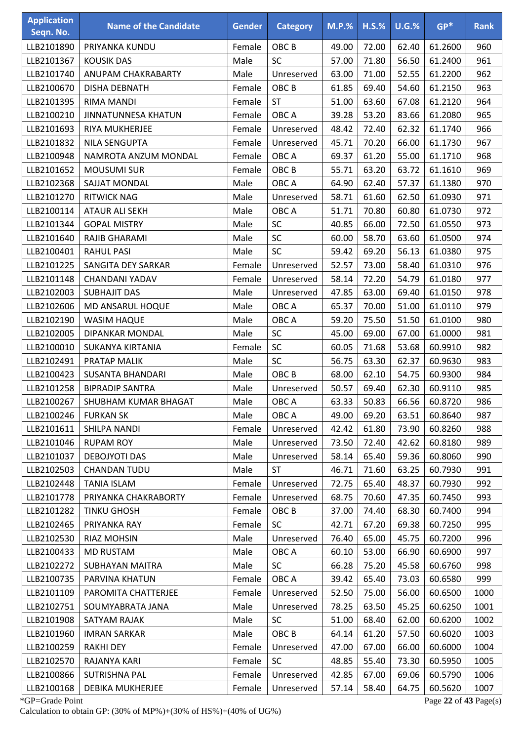| Application Seqn. No. | Name of the Candidate | Gender | Category | M.P.% | H.S.% | U.G.% | GP* | Rank |
|---|---|---|---|---|---|---|---|---|
| LLB2101890 | PRIYANKA KUNDU | Female | OBC B | 49.00 | 72.00 | 62.40 | 61.2600 | 960 |
| LLB2101367 | KOUSIK DAS | Male | SC | 57.00 | 71.80 | 56.50 | 61.2400 | 961 |
| LLB2101740 | ANUPAM CHAKRABARTY | Male | Unreserved | 63.00 | 71.00 | 52.55 | 61.2200 | 962 |
| LLB2100670 | DISHA DEBNATH | Female | OBC B | 61.85 | 69.40 | 54.60 | 61.2150 | 963 |
| LLB2101395 | RIMA MANDI | Female | ST | 51.00 | 63.60 | 67.08 | 61.2120 | 964 |
| LLB2100210 | JINNATUNNESA KHATUN | Female | OBC A | 39.28 | 53.20 | 83.66 | 61.2080 | 965 |
| LLB2101693 | RIYA MUKHERJEE | Female | Unreserved | 48.42 | 72.40 | 62.32 | 61.1740 | 966 |
| LLB2101832 | NILA SENGUPTA | Female | Unreserved | 45.71 | 70.20 | 66.00 | 61.1730 | 967 |
| LLB2100948 | NAMROTA ANZUM MONDAL | Female | OBC A | 69.37 | 61.20 | 55.00 | 61.1710 | 968 |
| LLB2101652 | MOUSUMI SUR | Female | OBC B | 55.71 | 63.20 | 63.72 | 61.1610 | 969 |
| LLB2102368 | SAJJAT MONDAL | Male | OBC A | 64.90 | 62.40 | 57.37 | 61.1380 | 970 |
| LLB2101270 | RITWICK NAG | Male | Unreserved | 58.71 | 61.60 | 62.50 | 61.0930 | 971 |
| LLB2100114 | ATAUR ALI SEKH | Male | OBC A | 51.71 | 70.80 | 60.80 | 61.0730 | 972 |
| LLB2101344 | GOPAL MISTRY | Male | SC | 40.85 | 66.00 | 72.50 | 61.0550 | 973 |
| LLB2101640 | RAJIB GHARAMI | Male | SC | 60.00 | 58.70 | 63.60 | 61.0500 | 974 |
| LLB2100401 | RAHUL PASI | Male | SC | 59.42 | 69.20 | 56.13 | 61.0380 | 975 |
| LLB2101225 | SANGITA DEY SARKAR | Female | Unreserved | 52.57 | 73.00 | 58.40 | 61.0310 | 976 |
| LLB2101148 | CHANDANI YADAV | Female | Unreserved | 58.14 | 72.20 | 54.79 | 61.0180 | 977 |
| LLB2102003 | SUBHAJIT DAS | Male | Unreserved | 47.85 | 63.00 | 69.40 | 61.0150 | 978 |
| LLB2102606 | MD ANSARUL HOQUE | Male | OBC A | 65.37 | 70.00 | 51.00 | 61.0110 | 979 |
| LLB2102190 | WASIM HAQUE | Male | OBC A | 59.20 | 75.50 | 51.50 | 61.0100 | 980 |
| LLB2102005 | DIPANKAR MONDAL | Male | SC | 45.00 | 69.00 | 67.00 | 61.0000 | 981 |
| LLB2100010 | SUKANYA KIRTANIA | Female | SC | 60.05 | 71.68 | 53.68 | 60.9910 | 982 |
| LLB2102491 | PRATAP MALIK | Male | SC | 56.75 | 63.30 | 62.37 | 60.9630 | 983 |
| LLB2100423 | SUSANTA BHANDARI | Male | OBC B | 68.00 | 62.10 | 54.75 | 60.9300 | 984 |
| LLB2101258 | BIPRADIP SANTRA | Male | Unreserved | 50.57 | 69.40 | 62.30 | 60.9110 | 985 |
| LLB2100267 | SHUBHAM KUMAR BHAGAT | Male | OBC A | 63.33 | 50.83 | 66.56 | 60.8720 | 986 |
| LLB2100246 | FURKAN SK | Male | OBC A | 49.00 | 69.20 | 63.51 | 60.8640 | 987 |
| LLB2101611 | SHILPA NANDI | Female | Unreserved | 42.42 | 61.80 | 73.90 | 60.8260 | 988 |
| LLB2101046 | RUPAM ROY | Male | Unreserved | 73.50 | 72.40 | 42.62 | 60.8180 | 989 |
| LLB2101037 | DEBOJYOTI DAS | Male | Unreserved | 58.14 | 65.40 | 59.36 | 60.8060 | 990 |
| LLB2102503 | CHANDAN TUDU | Male | ST | 46.71 | 71.60 | 63.25 | 60.7930 | 991 |
| LLB2102448 | TANIA ISLAM | Female | Unreserved | 72.75 | 65.40 | 48.37 | 60.7930 | 992 |
| LLB2101778 | PRIYANKA CHAKRABORTY | Female | Unreserved | 68.75 | 70.60 | 47.35 | 60.7450 | 993 |
| LLB2101282 | TINKU GHOSH | Female | OBC B | 37.00 | 74.40 | 68.30 | 60.7400 | 994 |
| LLB2102465 | PRIYANKA RAY | Female | SC | 42.71 | 67.20 | 69.38 | 60.7250 | 995 |
| LLB2102530 | RIAZ MOHSIN | Male | Unreserved | 76.40 | 65.00 | 45.75 | 60.7200 | 996 |
| LLB2100433 | MD RUSTAM | Male | OBC A | 60.10 | 53.00 | 66.90 | 60.6900 | 997 |
| LLB2102272 | SUBHAYAN MAITRA | Male | SC | 66.28 | 75.20 | 45.58 | 60.6760 | 998 |
| LLB2100735 | PARVINA KHATUN | Female | OBC A | 39.42 | 65.40 | 73.03 | 60.6580 | 999 |
| LLB2101109 | PAROMITA CHATTERJEE | Female | Unreserved | 52.50 | 75.00 | 56.00 | 60.6500 | 1000 |
| LLB2102751 | SOUMYABRATA JANA | Male | Unreserved | 78.25 | 63.50 | 45.25 | 60.6250 | 1001 |
| LLB2101908 | SATYAM RAJAK | Male | SC | 51.00 | 68.40 | 62.00 | 60.6200 | 1002 |
| LLB2101960 | IMRAN SARKAR | Male | OBC B | 64.14 | 61.20 | 57.50 | 60.6020 | 1003 |
| LLB2100259 | RAKHI DEY | Female | Unreserved | 47.00 | 67.00 | 66.00 | 60.6000 | 1004 |
| LLB2102570 | RAJANYA KARI | Female | SC | 48.85 | 55.40 | 73.30 | 60.5950 | 1005 |
| LLB2100866 | SUTRISHNA PAL | Female | Unreserved | 42.85 | 67.00 | 69.06 | 60.5790 | 1006 |
| LLB2100168 | DEBIKA MUKHERJEE | Female | Unreserved | 57.14 | 58.40 | 64.75 | 60.5620 | 1007 |

*GP=Grade Point

Calculation to obtain GP: (30% of MP%)+(30% of HS%)+(40% of UG%)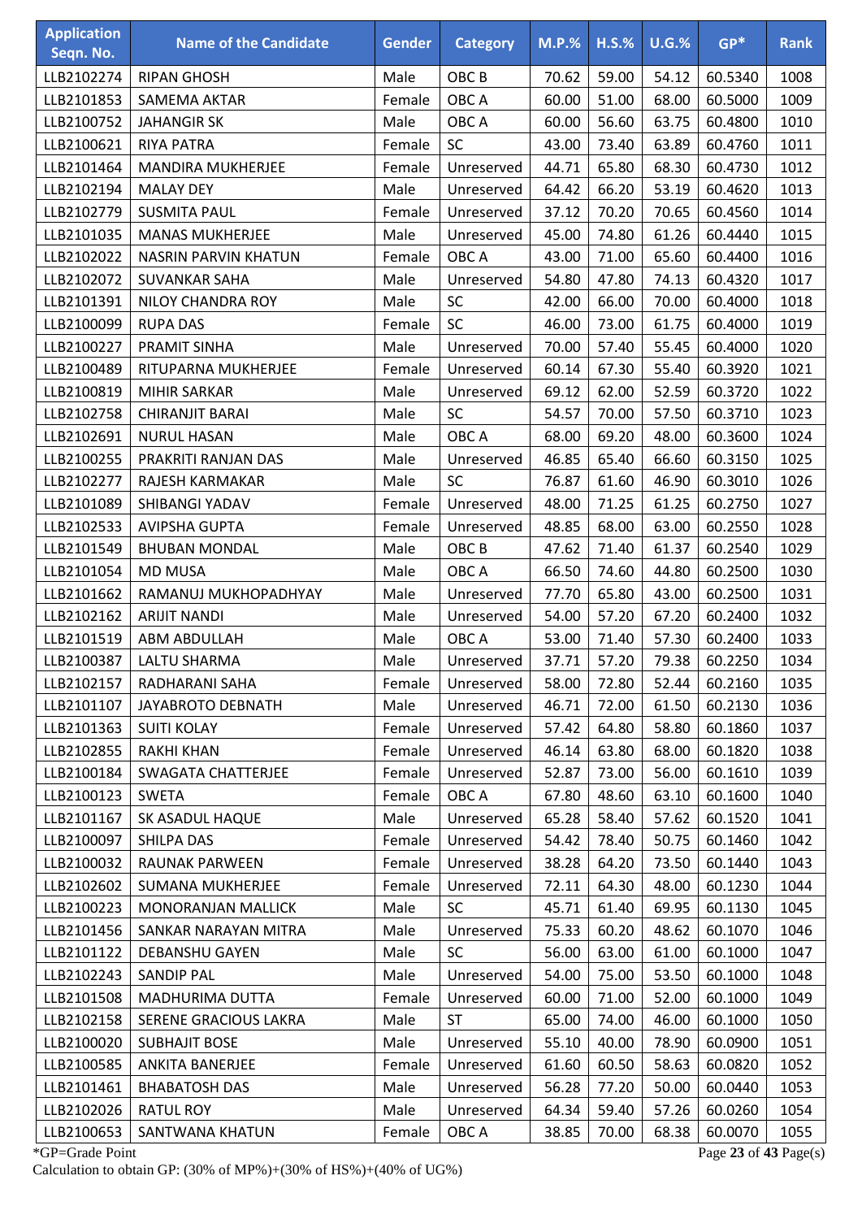| Application Seqn. No. | Name of the Candidate | Gender | Category | M.P.% | H.S.% | U.G.% | GP* | Rank |
|---|---|---|---|---|---|---|---|---|
| LLB2102274 | RIPAN GHOSH | Male | OBC B | 70.62 | 59.00 | 54.12 | 60.5340 | 1008 |
| LLB2101853 | SAMEMA AKTAR | Female | OBC A | 60.00 | 51.00 | 68.00 | 60.5000 | 1009 |
| LLB2100752 | JAHANGIR SK | Male | OBC A | 60.00 | 56.60 | 63.75 | 60.4800 | 1010 |
| LLB2100621 | RIYA PATRA | Female | SC | 43.00 | 73.40 | 63.89 | 60.4760 | 1011 |
| LLB2101464 | MANDIRA MUKHERJEE | Female | Unreserved | 44.71 | 65.80 | 68.30 | 60.4730 | 1012 |
| LLB2102194 | MALAY DEY | Male | Unreserved | 64.42 | 66.20 | 53.19 | 60.4620 | 1013 |
| LLB2102779 | SUSMITA PAUL | Female | Unreserved | 37.12 | 70.20 | 70.65 | 60.4560 | 1014 |
| LLB2101035 | MANAS MUKHERJEE | Male | Unreserved | 45.00 | 74.80 | 61.26 | 60.4440 | 1015 |
| LLB2102022 | NASRIN PARVIN KHATUN | Female | OBC A | 43.00 | 71.00 | 65.60 | 60.4400 | 1016 |
| LLB2102072 | SUVANKAR SAHA | Male | Unreserved | 54.80 | 47.80 | 74.13 | 60.4320 | 1017 |
| LLB2101391 | NILOY CHANDRA ROY | Male | SC | 42.00 | 66.00 | 70.00 | 60.4000 | 1018 |
| LLB2100099 | RUPA DAS | Female | SC | 46.00 | 73.00 | 61.75 | 60.4000 | 1019 |
| LLB2100227 | PRAMIT SINHA | Male | Unreserved | 70.00 | 57.40 | 55.45 | 60.4000 | 1020 |
| LLB2100489 | RITUPARNA MUKHERJEE | Female | Unreserved | 60.14 | 67.30 | 55.40 | 60.3920 | 1021 |
| LLB2100819 | MIHIR SARKAR | Male | Unreserved | 69.12 | 62.00 | 52.59 | 60.3720 | 1022 |
| LLB2102758 | CHIRANJIT BARAI | Male | SC | 54.57 | 70.00 | 57.50 | 60.3710 | 1023 |
| LLB2102691 | NURUL HASAN | Male | OBC A | 68.00 | 69.20 | 48.00 | 60.3600 | 1024 |
| LLB2100255 | PRAKRITI RANJAN DAS | Male | Unreserved | 46.85 | 65.40 | 66.60 | 60.3150 | 1025 |
| LLB2102277 | RAJESH KARMAKAR | Male | SC | 76.87 | 61.60 | 46.90 | 60.3010 | 1026 |
| LLB2101089 | SHIBANGI YADAV | Female | Unreserved | 48.00 | 71.25 | 61.25 | 60.2750 | 1027 |
| LLB2102533 | AVIPSHA GUPTA | Female | Unreserved | 48.85 | 68.00 | 63.00 | 60.2550 | 1028 |
| LLB2101549 | BHUBAN MONDAL | Male | OBC B | 47.62 | 71.40 | 61.37 | 60.2540 | 1029 |
| LLB2101054 | MD MUSA | Male | OBC A | 66.50 | 74.60 | 44.80 | 60.2500 | 1030 |
| LLB2101662 | RAMANUJ MUKHOPADHYAY | Male | Unreserved | 77.70 | 65.80 | 43.00 | 60.2500 | 1031 |
| LLB2102162 | ARIJIT NANDI | Male | Unreserved | 54.00 | 57.20 | 67.20 | 60.2400 | 1032 |
| LLB2101519 | ABM ABDULLAH | Male | OBC A | 53.00 | 71.40 | 57.30 | 60.2400 | 1033 |
| LLB2100387 | LALTU SHARMA | Male | Unreserved | 37.71 | 57.20 | 79.38 | 60.2250 | 1034 |
| LLB2102157 | RADHARANI SAHA | Female | Unreserved | 58.00 | 72.80 | 52.44 | 60.2160 | 1035 |
| LLB2101107 | JAYABROTO DEBNATH | Male | Unreserved | 46.71 | 72.00 | 61.50 | 60.2130 | 1036 |
| LLB2101363 | SUITI KOLAY | Female | Unreserved | 57.42 | 64.80 | 58.80 | 60.1860 | 1037 |
| LLB2102855 | RAKHI KHAN | Female | Unreserved | 46.14 | 63.80 | 68.00 | 60.1820 | 1038 |
| LLB2100184 | SWAGATA CHATTERJEE | Female | Unreserved | 52.87 | 73.00 | 56.00 | 60.1610 | 1039 |
| LLB2100123 | SWETA | Female | OBC A | 67.80 | 48.60 | 63.10 | 60.1600 | 1040 |
| LLB2101167 | SK ASADUL HAQUE | Male | Unreserved | 65.28 | 58.40 | 57.62 | 60.1520 | 1041 |
| LLB2100097 | SHILPA DAS | Female | Unreserved | 54.42 | 78.40 | 50.75 | 60.1460 | 1042 |
| LLB2100032 | RAUNAK PARWEEN | Female | Unreserved | 38.28 | 64.20 | 73.50 | 60.1440 | 1043 |
| LLB2102602 | SUMANA MUKHERJEE | Female | Unreserved | 72.11 | 64.30 | 48.00 | 60.1230 | 1044 |
| LLB2100223 | MONORANJAN MALLICK | Male | SC | 45.71 | 61.40 | 69.95 | 60.1130 | 1045 |
| LLB2101456 | SANKAR NARAYAN MITRA | Male | Unreserved | 75.33 | 60.20 | 48.62 | 60.1070 | 1046 |
| LLB2101122 | DEBANSHU GAYEN | Male | SC | 56.00 | 63.00 | 61.00 | 60.1000 | 1047 |
| LLB2102243 | SANDIP PAL | Male | Unreserved | 54.00 | 75.00 | 53.50 | 60.1000 | 1048 |
| LLB2101508 | MADHURIMA DUTTA | Female | Unreserved | 60.00 | 71.00 | 52.00 | 60.1000 | 1049 |
| LLB2102158 | SERENE GRACIOUS LAKRA | Male | ST | 65.00 | 74.00 | 46.00 | 60.1000 | 1050 |
| LLB2100020 | SUBHAJIT BOSE | Male | Unreserved | 55.10 | 40.00 | 78.90 | 60.0900 | 1051 |
| LLB2100585 | ANKITA BANERJEE | Female | Unreserved | 61.60 | 60.50 | 58.63 | 60.0820 | 1052 |
| LLB2101461 | BHABATOSH DAS | Male | Unreserved | 56.28 | 77.20 | 50.00 | 60.0440 | 1053 |
| LLB2102026 | RATUL ROY | Male | Unreserved | 64.34 | 59.40 | 57.26 | 60.0260 | 1054 |
| LLB2100653 | SANTWANA KHATUN | Female | OBC A | 38.85 | 70.00 | 68.38 | 60.0070 | 1055 |

*GP=Grade Point

Calculation to obtain GP: (30% of MP%)+(30% of HS%)+(40% of UG%)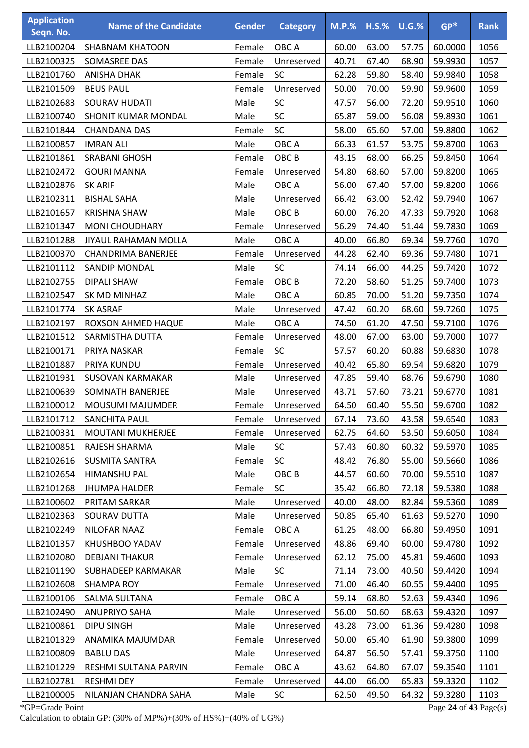| Application Seqn. No. | Name of the Candidate | Gender | Category | M.P.% | H.S.% | U.G.% | GP* | Rank |
|---|---|---|---|---|---|---|---|---|
| LLB2100204 | SHABNAM KHATOON | Female | OBC A | 60.00 | 63.00 | 57.75 | 60.0000 | 1056 |
| LLB2100325 | SOMASREE DAS | Female | Unreserved | 40.71 | 67.40 | 68.90 | 59.9930 | 1057 |
| LLB2101760 | ANISHA DHAK | Female | SC | 62.28 | 59.80 | 58.40 | 59.9840 | 1058 |
| LLB2101509 | BEUS PAUL | Female | Unreserved | 50.00 | 70.00 | 59.90 | 59.9600 | 1059 |
| LLB2102683 | SOURAV HUDATI | Male | SC | 47.57 | 56.00 | 72.20 | 59.9510 | 1060 |
| LLB2100740 | SHONIT KUMAR MONDAL | Male | SC | 65.87 | 59.00 | 56.08 | 59.8930 | 1061 |
| LLB2101844 | CHANDANA DAS | Female | SC | 58.00 | 65.60 | 57.00 | 59.8800 | 1062 |
| LLB2100857 | IMRAN ALI | Male | OBC A | 66.33 | 61.57 | 53.75 | 59.8700 | 1063 |
| LLB2101861 | SRABANI GHOSH | Female | OBC B | 43.15 | 68.00 | 66.25 | 59.8450 | 1064 |
| LLB2102472 | GOURI MANNA | Female | Unreserved | 54.80 | 68.60 | 57.00 | 59.8200 | 1065 |
| LLB2102876 | SK ARIF | Male | OBC A | 56.00 | 67.40 | 57.00 | 59.8200 | 1066 |
| LLB2102311 | BISHAL SAHA | Male | Unreserved | 66.42 | 63.00 | 52.42 | 59.7940 | 1067 |
| LLB2101657 | KRISHNA SHAW | Male | OBC B | 60.00 | 76.20 | 47.33 | 59.7920 | 1068 |
| LLB2101347 | MONI CHOUDHARY | Female | Unreserved | 56.29 | 74.40 | 51.44 | 59.7830 | 1069 |
| LLB2101288 | JIYAUL RAHAMAN MOLLA | Male | OBC A | 40.00 | 66.80 | 69.34 | 59.7760 | 1070 |
| LLB2100370 | CHANDRIMA BANERJEE | Female | Unreserved | 44.28 | 62.40 | 69.36 | 59.7480 | 1071 |
| LLB2101112 | SANDIP MONDAL | Male | SC | 74.14 | 66.00 | 44.25 | 59.7420 | 1072 |
| LLB2102755 | DIPALI SHAW | Female | OBC B | 72.20 | 58.60 | 51.25 | 59.7400 | 1073 |
| LLB2102547 | SK MD MINHAZ | Male | OBC A | 60.85 | 70.00 | 51.20 | 59.7350 | 1074 |
| LLB2101774 | SK ASRAF | Male | Unreserved | 47.42 | 60.20 | 68.60 | 59.7260 | 1075 |
| LLB2102197 | ROXSON AHMED HAQUE | Male | OBC A | 74.50 | 61.20 | 47.50 | 59.7100 | 1076 |
| LLB2101512 | SARMISTHA DUTTA | Female | Unreserved | 48.00 | 67.00 | 63.00 | 59.7000 | 1077 |
| LLB2100171 | PRIYA NASKAR | Female | SC | 57.57 | 60.20 | 60.88 | 59.6830 | 1078 |
| LLB2101887 | PRIYA KUNDU | Female | Unreserved | 40.42 | 65.80 | 69.54 | 59.6820 | 1079 |
| LLB2101931 | SUSOVAN KARMAKAR | Male | Unreserved | 47.85 | 59.40 | 68.76 | 59.6790 | 1080 |
| LLB2100639 | SOMNATH BANERJEE | Male | Unreserved | 43.71 | 57.60 | 73.21 | 59.6770 | 1081 |
| LLB2100012 | MOUSUMI MAJUMDER | Female | Unreserved | 64.50 | 60.40 | 55.50 | 59.6700 | 1082 |
| LLB2101712 | SANCHITA PAUL | Female | Unreserved | 67.14 | 73.60 | 43.58 | 59.6540 | 1083 |
| LLB2100331 | MOUTANI MUKHERJEE | Female | Unreserved | 62.75 | 64.60 | 53.50 | 59.6050 | 1084 |
| LLB2100851 | RAJESH SHARMA | Male | SC | 57.43 | 60.80 | 60.32 | 59.5970 | 1085 |
| LLB2102616 | SUSMITA SANTRA | Female | SC | 48.42 | 76.80 | 55.00 | 59.5660 | 1086 |
| LLB2102654 | HIMANSHU PAL | Male | OBC B | 44.57 | 60.60 | 70.00 | 59.5510 | 1087 |
| LLB2101268 | JHUMPA HALDER | Female | SC | 35.42 | 66.80 | 72.18 | 59.5380 | 1088 |
| LLB2100602 | PRITAM SARKAR | Male | Unreserved | 40.00 | 48.00 | 82.84 | 59.5360 | 1089 |
| LLB2102363 | SOURAV DUTTA | Male | Unreserved | 50.85 | 65.40 | 61.63 | 59.5270 | 1090 |
| LLB2102249 | NILOFAR NAAZ | Female | OBC A | 61.25 | 48.00 | 66.80 | 59.4950 | 1091 |
| LLB2101357 | KHUSHBOO YADAV | Female | Unreserved | 48.86 | 69.40 | 60.00 | 59.4780 | 1092 |
| LLB2102080 | DEBJANI THAKUR | Female | Unreserved | 62.12 | 75.00 | 45.81 | 59.4600 | 1093 |
| LLB2101190 | SUBHADEEP KARMAKAR | Male | SC | 71.14 | 73.00 | 40.50 | 59.4420 | 1094 |
| LLB2102608 | SHAMPA ROY | Female | Unreserved | 71.00 | 46.40 | 60.55 | 59.4400 | 1095 |
| LLB2100106 | SALMA SULTANA | Female | OBC A | 59.14 | 68.80 | 52.63 | 59.4340 | 1096 |
| LLB2102490 | ANUPRIYO SAHA | Male | Unreserved | 56.00 | 50.60 | 68.63 | 59.4320 | 1097 |
| LLB2100861 | DIPU SINGH | Male | Unreserved | 43.28 | 73.00 | 61.36 | 59.4280 | 1098 |
| LLB2101329 | ANAMIKA MAJUMDAR | Female | Unreserved | 50.00 | 65.40 | 61.90 | 59.3800 | 1099 |
| LLB2100809 | BABLU DAS | Male | Unreserved | 64.87 | 56.50 | 57.41 | 59.3750 | 1100 |
| LLB2101229 | RESHMI SULTANA PARVIN | Female | OBC A | 43.62 | 64.80 | 67.07 | 59.3540 | 1101 |
| LLB2102781 | RESHMI DEY | Female | Unreserved | 44.00 | 66.00 | 65.83 | 59.3320 | 1102 |
| LLB2100005 | NILANJAN CHANDRA SAHA | Male | SC | 62.50 | 49.50 | 64.32 | 59.3280 | 1103 |

*GP=Grade Point

Calculation to obtain GP: (30% of MP%)+(30% of HS%)+(40% of UG%)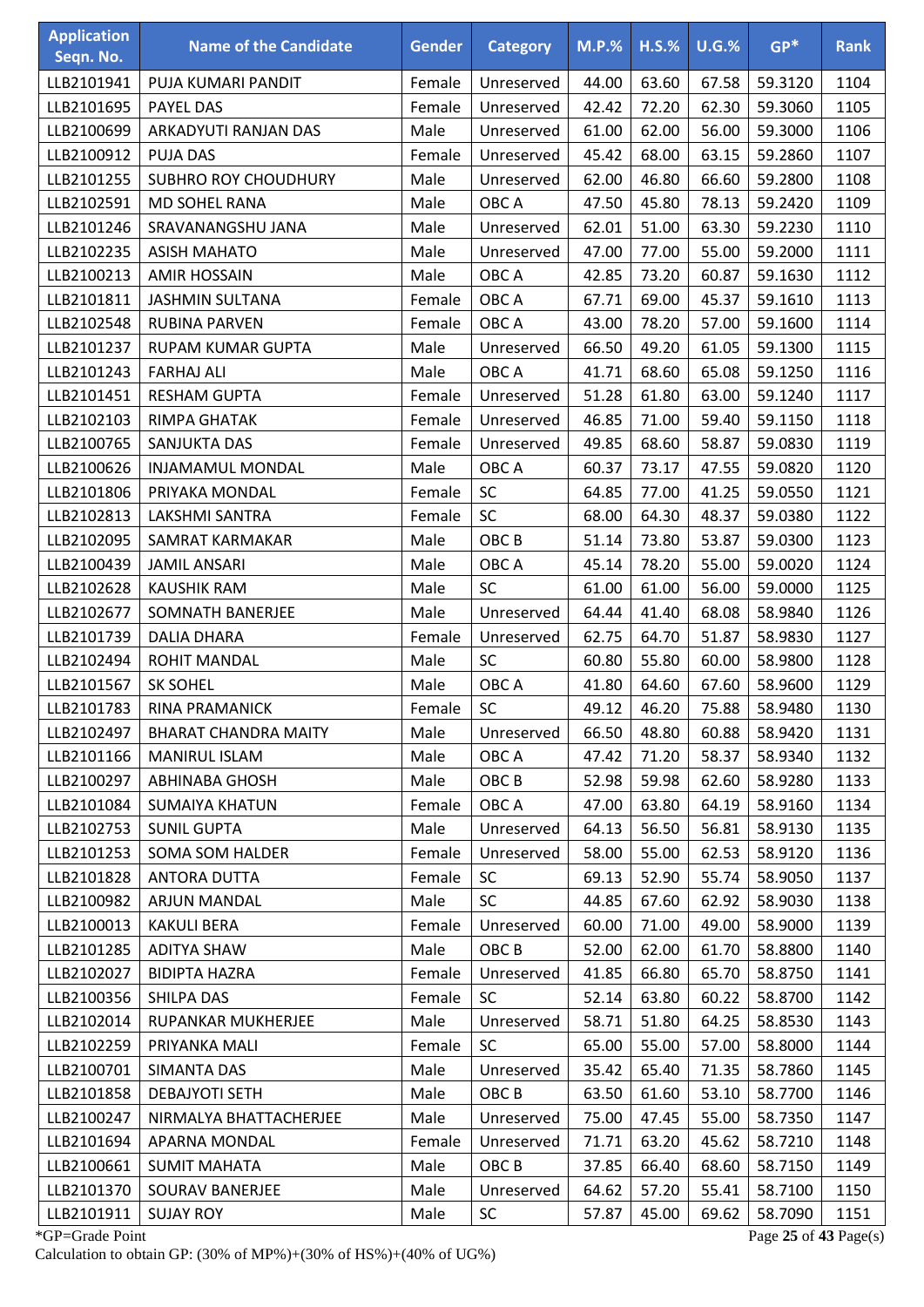| Application Seqn. No. | Name of the Candidate | Gender | Category | M.P.% | H.S.% | U.G.% | GP* | Rank |
|---|---|---|---|---|---|---|---|---|
| LLB2101941 | PUJA KUMARI PANDIT | Female | Unreserved | 44.00 | 63.60 | 67.58 | 59.3120 | 1104 |
| LLB2101695 | PAYEL DAS | Female | Unreserved | 42.42 | 72.20 | 62.30 | 59.3060 | 1105 |
| LLB2100699 | ARKADYUTI RANJAN DAS | Male | Unreserved | 61.00 | 62.00 | 56.00 | 59.3000 | 1106 |
| LLB2100912 | PUJA DAS | Female | Unreserved | 45.42 | 68.00 | 63.15 | 59.2860 | 1107 |
| LLB2101255 | SUBHRO ROY CHOUDHURY | Male | Unreserved | 62.00 | 46.80 | 66.60 | 59.2800 | 1108 |
| LLB2102591 | MD SOHEL RANA | Male | OBC A | 47.50 | 45.80 | 78.13 | 59.2420 | 1109 |
| LLB2101246 | SRAVANANGSHU JANA | Male | Unreserved | 62.01 | 51.00 | 63.30 | 59.2230 | 1110 |
| LLB2102235 | ASISH MAHATO | Male | Unreserved | 47.00 | 77.00 | 55.00 | 59.2000 | 1111 |
| LLB2100213 | AMIR HOSSAIN | Male | OBC A | 42.85 | 73.20 | 60.87 | 59.1630 | 1112 |
| LLB2101811 | JASHMIN SULTANA | Female | OBC A | 67.71 | 69.00 | 45.37 | 59.1610 | 1113 |
| LLB2102548 | RUBINA PARVEN | Female | OBC A | 43.00 | 78.20 | 57.00 | 59.1600 | 1114 |
| LLB2101237 | RUPAM KUMAR GUPTA | Male | Unreserved | 66.50 | 49.20 | 61.05 | 59.1300 | 1115 |
| LLB2101243 | FARHAJ ALI | Male | OBC A | 41.71 | 68.60 | 65.08 | 59.1250 | 1116 |
| LLB2101451 | RESHAM GUPTA | Female | Unreserved | 51.28 | 61.80 | 63.00 | 59.1240 | 1117 |
| LLB2102103 | RIMPA GHATAK | Female | Unreserved | 46.85 | 71.00 | 59.40 | 59.1150 | 1118 |
| LLB2100765 | SANJUKTA DAS | Female | Unreserved | 49.85 | 68.60 | 58.87 | 59.0830 | 1119 |
| LLB2100626 | INJAMAMUL MONDAL | Male | OBC A | 60.37 | 73.17 | 47.55 | 59.0820 | 1120 |
| LLB2101806 | PRIYAKA MONDAL | Female | SC | 64.85 | 77.00 | 41.25 | 59.0550 | 1121 |
| LLB2102813 | LAKSHMI SANTRA | Female | SC | 68.00 | 64.30 | 48.37 | 59.0380 | 1122 |
| LLB2102095 | SAMRAT KARMAKAR | Male | OBC B | 51.14 | 73.80 | 53.87 | 59.0300 | 1123 |
| LLB2100439 | JAMIL ANSARI | Male | OBC A | 45.14 | 78.20 | 55.00 | 59.0020 | 1124 |
| LLB2102628 | KAUSHIK RAM | Male | SC | 61.00 | 61.00 | 56.00 | 59.0000 | 1125 |
| LLB2102677 | SOMNATH BANERJEE | Male | Unreserved | 64.44 | 41.40 | 68.08 | 58.9840 | 1126 |
| LLB2101739 | DALIA DHARA | Female | Unreserved | 62.75 | 64.70 | 51.87 | 58.9830 | 1127 |
| LLB2102494 | ROHIT MANDAL | Male | SC | 60.80 | 55.80 | 60.00 | 58.9800 | 1128 |
| LLB2101567 | SK SOHEL | Male | OBC A | 41.80 | 64.60 | 67.60 | 58.9600 | 1129 |
| LLB2101783 | RINA PRAMANICK | Female | SC | 49.12 | 46.20 | 75.88 | 58.9480 | 1130 |
| LLB2102497 | BHARAT CHANDRA MAITY | Male | Unreserved | 66.50 | 48.80 | 60.88 | 58.9420 | 1131 |
| LLB2101166 | MANIRUL ISLAM | Male | OBC A | 47.42 | 71.20 | 58.37 | 58.9340 | 1132 |
| LLB2100297 | ABHINABA GHOSH | Male | OBC B | 52.98 | 59.98 | 62.60 | 58.9280 | 1133 |
| LLB2101084 | SUMAIYA KHATUN | Female | OBC A | 47.00 | 63.80 | 64.19 | 58.9160 | 1134 |
| LLB2102753 | SUNIL GUPTA | Male | Unreserved | 64.13 | 56.50 | 56.81 | 58.9130 | 1135 |
| LLB2101253 | SOMA SOM HALDER | Female | Unreserved | 58.00 | 55.00 | 62.53 | 58.9120 | 1136 |
| LLB2101828 | ANTORA DUTTA | Female | SC | 69.13 | 52.90 | 55.74 | 58.9050 | 1137 |
| LLB2100982 | ARJUN MANDAL | Male | SC | 44.85 | 67.60 | 62.92 | 58.9030 | 1138 |
| LLB2100013 | KAKULI BERA | Female | Unreserved | 60.00 | 71.00 | 49.00 | 58.9000 | 1139 |
| LLB2101285 | ADITYA SHAW | Male | OBC B | 52.00 | 62.00 | 61.70 | 58.8800 | 1140 |
| LLB2102027 | BIDIPTA HAZRA | Female | Unreserved | 41.85 | 66.80 | 65.70 | 58.8750 | 1141 |
| LLB2100356 | SHILPA DAS | Female | SC | 52.14 | 63.80 | 60.22 | 58.8700 | 1142 |
| LLB2102014 | RUPANKAR MUKHERJEE | Male | Unreserved | 58.71 | 51.80 | 64.25 | 58.8530 | 1143 |
| LLB2102259 | PRIYANKA MALI | Female | SC | 65.00 | 55.00 | 57.00 | 58.8000 | 1144 |
| LLB2100701 | SIMANTA DAS | Male | Unreserved | 35.42 | 65.40 | 71.35 | 58.7860 | 1145 |
| LLB2101858 | DEBAJYOTI SETH | Male | OBC B | 63.50 | 61.60 | 53.10 | 58.7700 | 1146 |
| LLB2100247 | NIRMALYA BHATTACHERJEE | Male | Unreserved | 75.00 | 47.45 | 55.00 | 58.7350 | 1147 |
| LLB2101694 | APARNA MONDAL | Female | Unreserved | 71.71 | 63.20 | 45.62 | 58.7210 | 1148 |
| LLB2100661 | SUMIT MAHATA | Male | OBC B | 37.85 | 66.40 | 68.60 | 58.7150 | 1149 |
| LLB2101370 | SOURAV BANERJEE | Male | Unreserved | 64.62 | 57.20 | 55.41 | 58.7100 | 1150 |
| LLB2101911 | SUJAY ROY | Male | SC | 57.87 | 45.00 | 69.62 | 58.7090 | 1151 |

*GP=Grade Point

Calculation to obtain GP: (30% of MP%)+(30% of HS%)+(40% of UG%)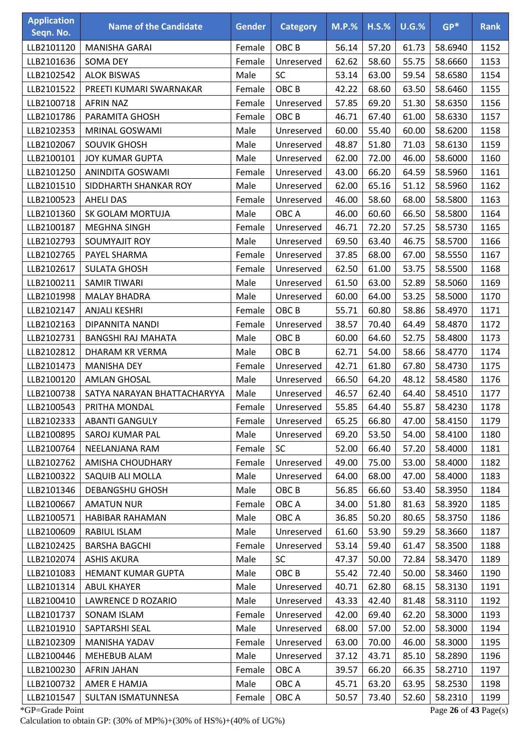| Application Seqn. No. | Name of the Candidate | Gender | Category | M.P.% | H.S.% | U.G.% | GP* | Rank |
|---|---|---|---|---|---|---|---|---|
| LLB2101120 | MANISHA GARAI | Female | OBC B | 56.14 | 57.20 | 61.73 | 58.6940 | 1152 |
| LLB2101636 | SOMA DEY | Female | Unreserved | 62.62 | 58.60 | 55.75 | 58.6660 | 1153 |
| LLB2102542 | ALOK BISWAS | Male | SC | 53.14 | 63.00 | 59.54 | 58.6580 | 1154 |
| LLB2101522 | PREETI KUMARI SWARNAKAR | Female | OBC B | 42.22 | 68.60 | 63.50 | 58.6460 | 1155 |
| LLB2100718 | AFRIN NAZ | Female | Unreserved | 57.85 | 69.20 | 51.30 | 58.6350 | 1156 |
| LLB2101786 | PARAMITA GHOSH | Female | OBC B | 46.71 | 67.40 | 61.00 | 58.6330 | 1157 |
| LLB2102353 | MRINAL GOSWAMI | Male | Unreserved | 60.00 | 55.40 | 60.00 | 58.6200 | 1158 |
| LLB2102067 | SOUVIK GHOSH | Male | Unreserved | 48.87 | 51.80 | 71.03 | 58.6130 | 1159 |
| LLB2100101 | JOY KUMAR GUPTA | Male | Unreserved | 62.00 | 72.00 | 46.00 | 58.6000 | 1160 |
| LLB2101250 | ANINDITA GOSWAMI | Female | Unreserved | 43.00 | 66.20 | 64.59 | 58.5960 | 1161 |
| LLB2101510 | SIDDHARTH SHANKAR ROY | Male | Unreserved | 62.00 | 65.16 | 51.12 | 58.5960 | 1162 |
| LLB2100523 | AHELI DAS | Female | Unreserved | 46.00 | 58.60 | 68.00 | 58.5800 | 1163 |
| LLB2101360 | SK GOLAM MORTUJA | Male | OBC A | 46.00 | 60.60 | 66.50 | 58.5800 | 1164 |
| LLB2100187 | MEGHNA SINGH | Female | Unreserved | 46.71 | 72.20 | 57.25 | 58.5730 | 1165 |
| LLB2102793 | SOUMYAJIT ROY | Male | Unreserved | 69.50 | 63.40 | 46.75 | 58.5700 | 1166 |
| LLB2102765 | PAYEL SHARMA | Female | Unreserved | 37.85 | 68.00 | 67.00 | 58.5550 | 1167 |
| LLB2102617 | SULATA GHOSH | Female | Unreserved | 62.50 | 61.00 | 53.75 | 58.5500 | 1168 |
| LLB2100211 | SAMIR TIWARI | Male | Unreserved | 61.50 | 63.00 | 52.89 | 58.5060 | 1169 |
| LLB2101998 | MALAY BHADRA | Male | Unreserved | 60.00 | 64.00 | 53.25 | 58.5000 | 1170 |
| LLB2102147 | ANJALI KESHRI | Female | OBC B | 55.71 | 60.80 | 58.86 | 58.4970 | 1171 |
| LLB2102163 | DIPANNITA NANDI | Female | Unreserved | 38.57 | 70.40 | 64.49 | 58.4870 | 1172 |
| LLB2102731 | BANGSHI RAJ MAHATA | Male | OBC B | 60.00 | 64.60 | 52.75 | 58.4800 | 1173 |
| LLB2102812 | DHARAM KR VERMA | Male | OBC B | 62.71 | 54.00 | 58.66 | 58.4770 | 1174 |
| LLB2101473 | MANISHA DEY | Female | Unreserved | 42.71 | 61.80 | 67.80 | 58.4730 | 1175 |
| LLB2100120 | AMLAN GHOSAL | Male | Unreserved | 66.50 | 64.20 | 48.12 | 58.4580 | 1176 |
| LLB2100738 | SATYA NARAYAN BHATTACHARYYA | Male | Unreserved | 46.57 | 62.40 | 64.40 | 58.4510 | 1177 |
| LLB2100543 | PRITHA MONDAL | Female | Unreserved | 55.85 | 64.40 | 55.87 | 58.4230 | 1178 |
| LLB2102333 | ABANTI GANGULY | Female | Unreserved | 65.25 | 66.80 | 47.00 | 58.4150 | 1179 |
| LLB2100895 | SAROJ KUMAR PAL | Male | Unreserved | 69.20 | 53.50 | 54.00 | 58.4100 | 1180 |
| LLB2100764 | NEELANJANA RAM | Female | SC | 52.00 | 66.40 | 57.20 | 58.4000 | 1181 |
| LLB2102762 | AMISHA CHOUDHARY | Female | Unreserved | 49.00 | 75.00 | 53.00 | 58.4000 | 1182 |
| LLB2100322 | SAQUIB ALI MOLLA | Male | Unreserved | 64.00 | 68.00 | 47.00 | 58.4000 | 1183 |
| LLB2101346 | DEBANGSHU GHOSH | Male | OBC B | 56.85 | 66.60 | 53.40 | 58.3950 | 1184 |
| LLB2100667 | AMATUN NUR | Female | OBC A | 34.00 | 51.80 | 81.63 | 58.3920 | 1185 |
| LLB2100571 | HABIBAR RAHAMAN | Male | OBC A | 36.85 | 50.20 | 80.65 | 58.3750 | 1186 |
| LLB2100609 | RABIUL ISLAM | Male | Unreserved | 61.60 | 53.90 | 59.29 | 58.3660 | 1187 |
| LLB2102425 | BARSHA BAGCHI | Female | Unreserved | 53.14 | 59.40 | 61.47 | 58.3500 | 1188 |
| LLB2102074 | ASHIS AKURA | Male | SC | 47.37 | 50.00 | 72.84 | 58.3470 | 1189 |
| LLB2101083 | HEMANT KUMAR GUPTA | Male | OBC B | 55.42 | 72.40 | 50.00 | 58.3460 | 1190 |
| LLB2101314 | ABUL KHAYER | Male | Unreserved | 40.71 | 62.80 | 68.15 | 58.3130 | 1191 |
| LLB2100410 | LAWRENCE D ROZARIO | Male | Unreserved | 43.33 | 42.40 | 81.48 | 58.3110 | 1192 |
| LLB2101737 | SONAM ISLAM | Female | Unreserved | 42.00 | 69.40 | 62.20 | 58.3000 | 1193 |
| LLB2101910 | SAPTARSHI SEAL | Male | Unreserved | 68.00 | 57.00 | 52.00 | 58.3000 | 1194 |
| LLB2102309 | MANISHA YADAV | Female | Unreserved | 63.00 | 70.00 | 46.00 | 58.3000 | 1195 |
| LLB2100446 | MEHEBUB ALAM | Male | Unreserved | 37.12 | 43.71 | 85.10 | 58.2890 | 1196 |
| LLB2100230 | AFRIN JAHAN | Female | OBC A | 39.57 | 66.20 | 66.35 | 58.2710 | 1197 |
| LLB2100732 | AMER E HAMJA | Male | OBC A | 45.71 | 63.20 | 63.95 | 58.2530 | 1198 |
| LLB2101547 | SULTAN ISMATUNNESA | Female | OBC A | 50.57 | 73.40 | 52.60 | 58.2310 | 1199 |

*GP=Grade Point

Calculation to obtain GP: (30% of MP%)+(30% of HS%)+(40% of UG%)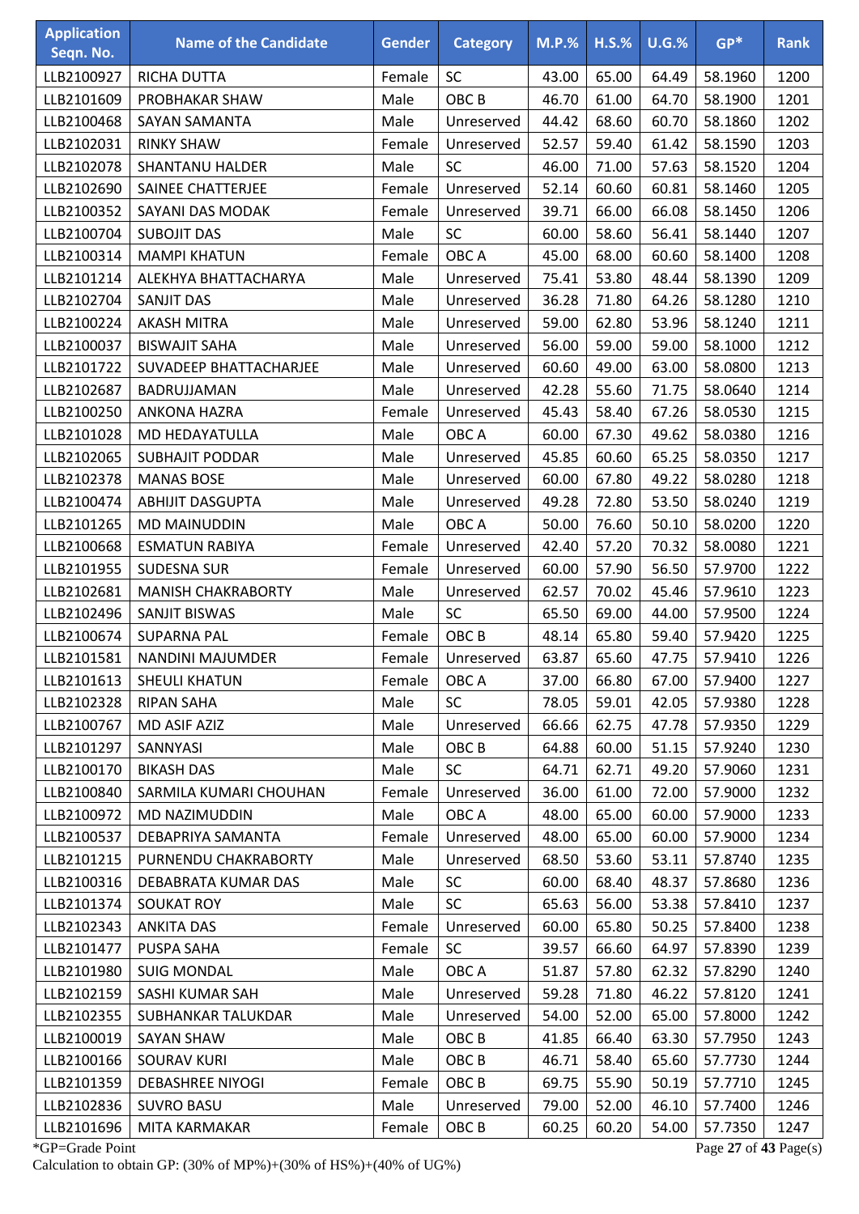| Application Seqn. No. | Name of the Candidate | Gender | Category | M.P.% | H.S.% | U.G.% | GP* | Rank |
|---|---|---|---|---|---|---|---|---|
| LLB2100927 | RICHA DUTTA | Female | SC | 43.00 | 65.00 | 64.49 | 58.1960 | 1200 |
| LLB2101609 | PROBHAKAR SHAW | Male | OBC B | 46.70 | 61.00 | 64.70 | 58.1900 | 1201 |
| LLB2100468 | SAYAN SAMANTA | Male | Unreserved | 44.42 | 68.60 | 60.70 | 58.1860 | 1202 |
| LLB2102031 | RINKY SHAW | Female | Unreserved | 52.57 | 59.40 | 61.42 | 58.1590 | 1203 |
| LLB2102078 | SHANTANU HALDER | Male | SC | 46.00 | 71.00 | 57.63 | 58.1520 | 1204 |
| LLB2102690 | SAINEE CHATTERJEE | Female | Unreserved | 52.14 | 60.60 | 60.81 | 58.1460 | 1205 |
| LLB2100352 | SAYANI DAS MODAK | Female | Unreserved | 39.71 | 66.00 | 66.08 | 58.1450 | 1206 |
| LLB2100704 | SUBOJIT DAS | Male | SC | 60.00 | 58.60 | 56.41 | 58.1440 | 1207 |
| LLB2100314 | MAMPI KHATUN | Female | OBC A | 45.00 | 68.00 | 60.60 | 58.1400 | 1208 |
| LLB2101214 | ALEKHYA BHATTACHARYA | Male | Unreserved | 75.41 | 53.80 | 48.44 | 58.1390 | 1209 |
| LLB2102704 | SANJIT DAS | Male | Unreserved | 36.28 | 71.80 | 64.26 | 58.1280 | 1210 |
| LLB2100224 | AKASH MITRA | Male | Unreserved | 59.00 | 62.80 | 53.96 | 58.1240 | 1211 |
| LLB2100037 | BISWAJIT SAHA | Male | Unreserved | 56.00 | 59.00 | 59.00 | 58.1000 | 1212 |
| LLB2101722 | SUVADEEP BHATTACHARJEE | Male | Unreserved | 60.60 | 49.00 | 63.00 | 58.0800 | 1213 |
| LLB2102687 | BADRUJJAMAN | Male | Unreserved | 42.28 | 55.60 | 71.75 | 58.0640 | 1214 |
| LLB2100250 | ANKONA HAZRA | Female | Unreserved | 45.43 | 58.40 | 67.26 | 58.0530 | 1215 |
| LLB2101028 | MD HEDAYATULLA | Male | OBC A | 60.00 | 67.30 | 49.62 | 58.0380 | 1216 |
| LLB2102065 | SUBHAJIT PODDAR | Male | Unreserved | 45.85 | 60.60 | 65.25 | 58.0350 | 1217 |
| LLB2102378 | MANAS BOSE | Male | Unreserved | 60.00 | 67.80 | 49.22 | 58.0280 | 1218 |
| LLB2100474 | ABHIJIT DASGUPTA | Male | Unreserved | 49.28 | 72.80 | 53.50 | 58.0240 | 1219 |
| LLB2101265 | MD MAINUDDIN | Male | OBC A | 50.00 | 76.60 | 50.10 | 58.0200 | 1220 |
| LLB2100668 | ESMATUN RABIYA | Female | Unreserved | 42.40 | 57.20 | 70.32 | 58.0080 | 1221 |
| LLB2101955 | SUDESNA SUR | Female | Unreserved | 60.00 | 57.90 | 56.50 | 57.9700 | 1222 |
| LLB2102681 | MANISH CHAKRABORTY | Male | Unreserved | 62.57 | 70.02 | 45.46 | 57.9610 | 1223 |
| LLB2102496 | SANJIT BISWAS | Male | SC | 65.50 | 69.00 | 44.00 | 57.9500 | 1224 |
| LLB2100674 | SUPARNA PAL | Female | OBC B | 48.14 | 65.80 | 59.40 | 57.9420 | 1225 |
| LLB2101581 | NANDINI MAJUMDER | Female | Unreserved | 63.87 | 65.60 | 47.75 | 57.9410 | 1226 |
| LLB2101613 | SHEULI KHATUN | Female | OBC A | 37.00 | 66.80 | 67.00 | 57.9400 | 1227 |
| LLB2102328 | RIPAN SAHA | Male | SC | 78.05 | 59.01 | 42.05 | 57.9380 | 1228 |
| LLB2100767 | MD ASIF AZIZ | Male | Unreserved | 66.66 | 62.75 | 47.78 | 57.9350 | 1229 |
| LLB2101297 | SANNYASI | Male | OBC B | 64.88 | 60.00 | 51.15 | 57.9240 | 1230 |
| LLB2100170 | BIKASH DAS | Male | SC | 64.71 | 62.71 | 49.20 | 57.9060 | 1231 |
| LLB2100840 | SARMILA KUMARI CHOUHAN | Female | Unreserved | 36.00 | 61.00 | 72.00 | 57.9000 | 1232 |
| LLB2100972 | MD NAZIMUDDIN | Male | OBC A | 48.00 | 65.00 | 60.00 | 57.9000 | 1233 |
| LLB2100537 | DEBAPRIYA SAMANTA | Female | Unreserved | 48.00 | 65.00 | 60.00 | 57.9000 | 1234 |
| LLB2101215 | PURNENDU CHAKRABORTY | Male | Unreserved | 68.50 | 53.60 | 53.11 | 57.8740 | 1235 |
| LLB2100316 | DEBABRATA KUMAR DAS | Male | SC | 60.00 | 68.40 | 48.37 | 57.8680 | 1236 |
| LLB2101374 | SOUKAT ROY | Male | SC | 65.63 | 56.00 | 53.38 | 57.8410 | 1237 |
| LLB2102343 | ANKITA DAS | Female | Unreserved | 60.00 | 65.80 | 50.25 | 57.8400 | 1238 |
| LLB2101477 | PUSPA SAHA | Female | SC | 39.57 | 66.60 | 64.97 | 57.8390 | 1239 |
| LLB2101980 | SUIG MONDAL | Male | OBC A | 51.87 | 57.80 | 62.32 | 57.8290 | 1240 |
| LLB2102159 | SASHI KUMAR SAH | Male | Unreserved | 59.28 | 71.80 | 46.22 | 57.8120 | 1241 |
| LLB2102355 | SUBHANKAR TALUKDAR | Male | Unreserved | 54.00 | 52.00 | 65.00 | 57.8000 | 1242 |
| LLB2100019 | SAYAN SHAW | Male | OBC B | 41.85 | 66.40 | 63.30 | 57.7950 | 1243 |
| LLB2100166 | SOURAV KURI | Male | OBC B | 46.71 | 58.40 | 65.60 | 57.7730 | 1244 |
| LLB2101359 | DEBASHREE NIYOGI | Female | OBC B | 69.75 | 55.90 | 50.19 | 57.7710 | 1245 |
| LLB2102836 | SUVRO BASU | Male | Unreserved | 79.00 | 52.00 | 46.10 | 57.7400 | 1246 |
| LLB2101696 | MITA KARMAKAR | Female | OBC B | 60.25 | 60.20 | 54.00 | 57.7350 | 1247 |

*GP=Grade Point

Calculation to obtain GP: (30% of MP%)+(30% of HS%)+(40% of UG%)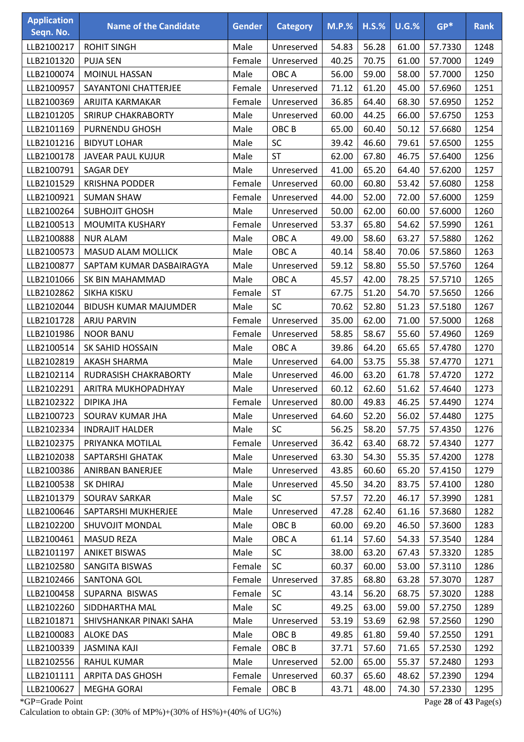| Application Seqn. No. | Name of the Candidate | Gender | Category | M.P.% | H.S.% | U.G.% | GP* | Rank |
|---|---|---|---|---|---|---|---|---|
| LLB2100217 | ROHIT SINGH | Male | Unreserved | 54.83 | 56.28 | 61.00 | 57.7330 | 1248 |
| LLB2101320 | PUJA SEN | Female | Unreserved | 40.25 | 70.75 | 61.00 | 57.7000 | 1249 |
| LLB2100074 | MOINUL HASSAN | Male | OBC A | 56.00 | 59.00 | 58.00 | 57.7000 | 1250 |
| LLB2100957 | SAYANTONI CHATTERJEE | Female | Unreserved | 71.12 | 61.20 | 45.00 | 57.6960 | 1251 |
| LLB2100369 | ARIJITA KARMAKAR | Female | Unreserved | 36.85 | 64.40 | 68.30 | 57.6950 | 1252 |
| LLB2101205 | SRIRUP CHAKRABORTY | Male | Unreserved | 60.00 | 44.25 | 66.00 | 57.6750 | 1253 |
| LLB2101169 | PURNENDU GHOSH | Male | OBC B | 65.00 | 60.40 | 50.12 | 57.6680 | 1254 |
| LLB2101216 | BIDYUT LOHAR | Male | SC | 39.42 | 46.60 | 79.61 | 57.6500 | 1255 |
| LLB2100178 | JAVEAR PAUL KUJUR | Male | ST | 62.00 | 67.80 | 46.75 | 57.6400 | 1256 |
| LLB2100791 | SAGAR DEY | Male | Unreserved | 41.00 | 65.20 | 64.40 | 57.6200 | 1257 |
| LLB2101529 | KRISHNA PODDER | Female | Unreserved | 60.00 | 60.80 | 53.42 | 57.6080 | 1258 |
| LLB2100921 | SUMAN SHAW | Female | Unreserved | 44.00 | 52.00 | 72.00 | 57.6000 | 1259 |
| LLB2100264 | SUBHOJIT GHOSH | Male | Unreserved | 50.00 | 62.00 | 60.00 | 57.6000 | 1260 |
| LLB2100513 | MOUMITA KUSHARY | Female | Unreserved | 53.37 | 65.80 | 54.62 | 57.5990 | 1261 |
| LLB2100888 | NUR ALAM | Male | OBC A | 49.00 | 58.60 | 63.27 | 57.5880 | 1262 |
| LLB2100573 | MASUD ALAM MOLLICK | Male | OBC A | 40.14 | 58.40 | 70.06 | 57.5860 | 1263 |
| LLB2100877 | SAPTAM KUMAR DASBAIRAGYA | Male | Unreserved | 59.12 | 58.80 | 55.50 | 57.5760 | 1264 |
| LLB2101066 | SK BIN MAHAMMAD | Male | OBC A | 45.57 | 42.00 | 78.25 | 57.5710 | 1265 |
| LLB2102862 | SIKHA KISKU | Female | ST | 67.75 | 51.20 | 54.70 | 57.5650 | 1266 |
| LLB2102044 | BIDUSH KUMAR MAJUMDER | Male | SC | 70.62 | 52.80 | 51.23 | 57.5180 | 1267 |
| LLB2101728 | ARJU PARVIN | Female | Unreserved | 35.00 | 62.00 | 71.00 | 57.5000 | 1268 |
| LLB2101986 | NOOR BANU | Female | Unreserved | 58.85 | 58.67 | 55.60 | 57.4960 | 1269 |
| LLB2100514 | SK SAHID HOSSAIN | Male | OBC A | 39.86 | 64.20 | 65.65 | 57.4780 | 1270 |
| LLB2102819 | AKASH SHARMA | Male | Unreserved | 64.00 | 53.75 | 55.38 | 57.4770 | 1271 |
| LLB2102114 | RUDRASISH CHAKRABORTY | Male | Unreserved | 46.00 | 63.20 | 61.78 | 57.4720 | 1272 |
| LLB2102291 | ARITRA MUKHOPADHYAY | Male | Unreserved | 60.12 | 62.60 | 51.62 | 57.4640 | 1273 |
| LLB2102322 | DIPIKA JHA | Female | Unreserved | 80.00 | 49.83 | 46.25 | 57.4490 | 1274 |
| LLB2100723 | SOURAV KUMAR JHA | Male | Unreserved | 64.60 | 52.20 | 56.02 | 57.4480 | 1275 |
| LLB2102334 | INDRAJIT HALDER | Male | SC | 56.25 | 58.20 | 57.75 | 57.4350 | 1276 |
| LLB2102375 | PRIYANKA MOTILAL | Female | Unreserved | 36.42 | 63.40 | 68.72 | 57.4340 | 1277 |
| LLB2102038 | SAPTARSHI GHATAK | Male | Unreserved | 63.30 | 54.30 | 55.35 | 57.4200 | 1278 |
| LLB2100386 | ANIRBAN BANERJEE | Male | Unreserved | 43.85 | 60.60 | 65.20 | 57.4150 | 1279 |
| LLB2100538 | SK DHIRAJ | Male | Unreserved | 45.50 | 34.20 | 83.75 | 57.4100 | 1280 |
| LLB2101379 | SOURAV SARKAR | Male | SC | 57.57 | 72.20 | 46.17 | 57.3990 | 1281 |
| LLB2100646 | SAPTARSHI MUKHERJEE | Male | Unreserved | 47.28 | 62.40 | 61.16 | 57.3680 | 1282 |
| LLB2102200 | SHUVOJIT MONDAL | Male | OBC B | 60.00 | 69.20 | 46.50 | 57.3600 | 1283 |
| LLB2100461 | MASUD REZA | Male | OBC A | 61.14 | 57.60 | 54.33 | 57.3540 | 1284 |
| LLB2101197 | ANIKET BISWAS | Male | SC | 38.00 | 63.20 | 67.43 | 57.3320 | 1285 |
| LLB2102580 | SANGITA BISWAS | Female | SC | 60.37 | 60.00 | 53.00 | 57.3110 | 1286 |
| LLB2102466 | SANTONA GOL | Female | Unreserved | 37.85 | 68.80 | 63.28 | 57.3070 | 1287 |
| LLB2100458 | SUPARNA BISWAS | Female | SC | 43.14 | 56.20 | 68.75 | 57.3020 | 1288 |
| LLB2102260 | SIDDHARTHA MAL | Male | SC | 49.25 | 63.00 | 59.00 | 57.2750 | 1289 |
| LLB2101871 | SHIVSHANKAR PINAKI SAHA | Male | Unreserved | 53.19 | 53.69 | 62.98 | 57.2560 | 1290 |
| LLB2100083 | ALOKE DAS | Male | OBC B | 49.85 | 61.80 | 59.40 | 57.2550 | 1291 |
| LLB2100339 | JASMINA KAJI | Female | OBC B | 37.71 | 57.60 | 71.65 | 57.2530 | 1292 |
| LLB2102556 | RAHUL KUMAR | Male | Unreserved | 52.00 | 65.00 | 55.37 | 57.2480 | 1293 |
| LLB2101111 | ARPITA DAS GHOSH | Female | Unreserved | 60.37 | 65.60 | 48.62 | 57.2390 | 1294 |
| LLB2100627 | MEGHA GORAI | Female | OBC B | 43.71 | 48.00 | 74.30 | 57.2330 | 1295 |

*GP=Grade Point

Calculation to obtain GP: (30% of MP%)+(30% of HS%)+(40% of UG%)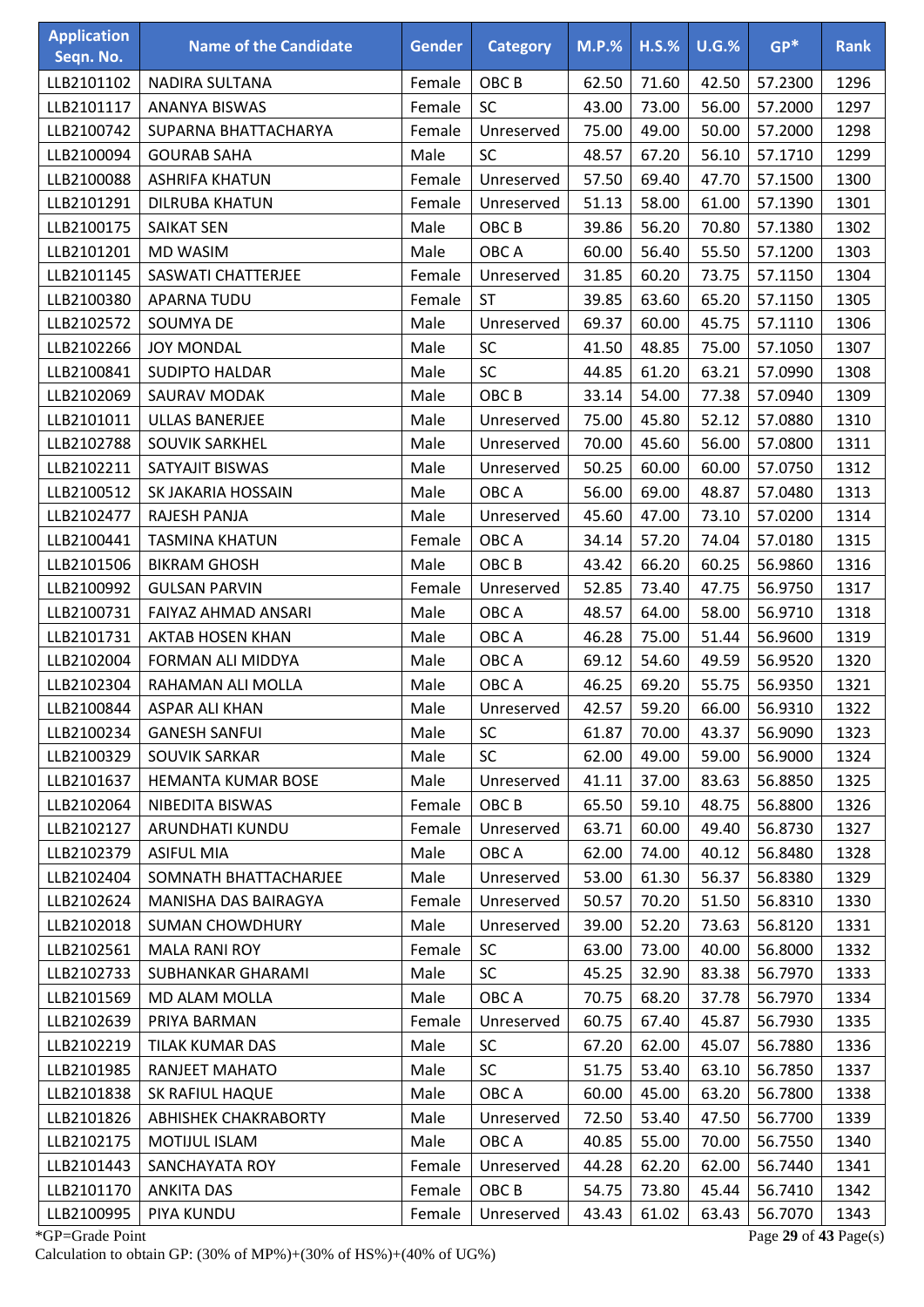| Application Seqn. No. | Name of the Candidate | Gender | Category | M.P.% | H.S.% | U.G.% | GP* | Rank |
|---|---|---|---|---|---|---|---|---|
| LLB2101102 | NADIRA SULTANA | Female | OBC B | 62.50 | 71.60 | 42.50 | 57.2300 | 1296 |
| LLB2101117 | ANANYA BISWAS | Female | SC | 43.00 | 73.00 | 56.00 | 57.2000 | 1297 |
| LLB2100742 | SUPARNA BHATTACHARYA | Female | Unreserved | 75.00 | 49.00 | 50.00 | 57.2000 | 1298 |
| LLB2100094 | GOURAB SAHA | Male | SC | 48.57 | 67.20 | 56.10 | 57.1710 | 1299 |
| LLB2100088 | ASHRIFA KHATUN | Female | Unreserved | 57.50 | 69.40 | 47.70 | 57.1500 | 1300 |
| LLB2101291 | DILRUBA KHATUN | Female | Unreserved | 51.13 | 58.00 | 61.00 | 57.1390 | 1301 |
| LLB2100175 | SAIKAT SEN | Male | OBC B | 39.86 | 56.20 | 70.80 | 57.1380 | 1302 |
| LLB2101201 | MD WASIM | Male | OBC A | 60.00 | 56.40 | 55.50 | 57.1200 | 1303 |
| LLB2101145 | SASWATI CHATTERJEE | Female | Unreserved | 31.85 | 60.20 | 73.75 | 57.1150 | 1304 |
| LLB2100380 | APARNA TUDU | Female | ST | 39.85 | 63.60 | 65.20 | 57.1150 | 1305 |
| LLB2102572 | SOUMYA DE | Male | Unreserved | 69.37 | 60.00 | 45.75 | 57.1110 | 1306 |
| LLB2102266 | JOY MONDAL | Male | SC | 41.50 | 48.85 | 75.00 | 57.1050 | 1307 |
| LLB2100841 | SUDIPTO HALDAR | Male | SC | 44.85 | 61.20 | 63.21 | 57.0990 | 1308 |
| LLB2102069 | SAURAV MODAK | Male | OBC B | 33.14 | 54.00 | 77.38 | 57.0940 | 1309 |
| LLB2101011 | ULLAS BANERJEE | Male | Unreserved | 75.00 | 45.80 | 52.12 | 57.0880 | 1310 |
| LLB2102788 | SOUVIK SARKHEL | Male | Unreserved | 70.00 | 45.60 | 56.00 | 57.0800 | 1311 |
| LLB2102211 | SATYAJIT BISWAS | Male | Unreserved | 50.25 | 60.00 | 60.00 | 57.0750 | 1312 |
| LLB2100512 | SK JAKARIA HOSSAIN | Male | OBC A | 56.00 | 69.00 | 48.87 | 57.0480 | 1313 |
| LLB2102477 | RAJESH PANJA | Male | Unreserved | 45.60 | 47.00 | 73.10 | 57.0200 | 1314 |
| LLB2100441 | TASMINA KHATUN | Female | OBC A | 34.14 | 57.20 | 74.04 | 57.0180 | 1315 |
| LLB2101506 | BIKRAM GHOSH | Male | OBC B | 43.42 | 66.20 | 60.25 | 56.9860 | 1316 |
| LLB2100992 | GULSAN PARVIN | Female | Unreserved | 52.85 | 73.40 | 47.75 | 56.9750 | 1317 |
| LLB2100731 | FAIYAZ AHMAD ANSARI | Male | OBC A | 48.57 | 64.00 | 58.00 | 56.9710 | 1318 |
| LLB2101731 | AKTAB HOSEN KHAN | Male | OBC A | 46.28 | 75.00 | 51.44 | 56.9600 | 1319 |
| LLB2102004 | FORMAN ALI MIDDYA | Male | OBC A | 69.12 | 54.60 | 49.59 | 56.9520 | 1320 |
| LLB2102304 | RAHAMAN ALI MOLLA | Male | OBC A | 46.25 | 69.20 | 55.75 | 56.9350 | 1321 |
| LLB2100844 | ASPAR ALI KHAN | Male | Unreserved | 42.57 | 59.20 | 66.00 | 56.9310 | 1322 |
| LLB2100234 | GANESH SANFUI | Male | SC | 61.87 | 70.00 | 43.37 | 56.9090 | 1323 |
| LLB2100329 | SOUVIK SARKAR | Male | SC | 62.00 | 49.00 | 59.00 | 56.9000 | 1324 |
| LLB2101637 | HEMANTA KUMAR BOSE | Male | Unreserved | 41.11 | 37.00 | 83.63 | 56.8850 | 1325 |
| LLB2102064 | NIBEDITA BISWAS | Female | OBC B | 65.50 | 59.10 | 48.75 | 56.8800 | 1326 |
| LLB2102127 | ARUNDHATI KUNDU | Female | Unreserved | 63.71 | 60.00 | 49.40 | 56.8730 | 1327 |
| LLB2102379 | ASIFUL MIA | Male | OBC A | 62.00 | 74.00 | 40.12 | 56.8480 | 1328 |
| LLB2102404 | SOMNATH BHATTACHARJEE | Male | Unreserved | 53.00 | 61.30 | 56.37 | 56.8380 | 1329 |
| LLB2102624 | MANISHA DAS BAIRAGYA | Female | Unreserved | 50.57 | 70.20 | 51.50 | 56.8310 | 1330 |
| LLB2102018 | SUMAN CHOWDHURY | Male | Unreserved | 39.00 | 52.20 | 73.63 | 56.8120 | 1331 |
| LLB2102561 | MALA RANI ROY | Female | SC | 63.00 | 73.00 | 40.00 | 56.8000 | 1332 |
| LLB2102733 | SUBHANKAR GHARAMI | Male | SC | 45.25 | 32.90 | 83.38 | 56.7970 | 1333 |
| LLB2101569 | MD ALAM MOLLA | Male | OBC A | 70.75 | 68.20 | 37.78 | 56.7970 | 1334 |
| LLB2102639 | PRIYA BARMAN | Female | Unreserved | 60.75 | 67.40 | 45.87 | 56.7930 | 1335 |
| LLB2102219 | TILAK KUMAR DAS | Male | SC | 67.20 | 62.00 | 45.07 | 56.7880 | 1336 |
| LLB2101985 | RANJEET MAHATO | Male | SC | 51.75 | 53.40 | 63.10 | 56.7850 | 1337 |
| LLB2101838 | SK RAFIUL HAQUE | Male | OBC A | 60.00 | 45.00 | 63.20 | 56.7800 | 1338 |
| LLB2101826 | ABHISHEK CHAKRABORTY | Male | Unreserved | 72.50 | 53.40 | 47.50 | 56.7700 | 1339 |
| LLB2102175 | MOTIJUL ISLAM | Male | OBC A | 40.85 | 55.00 | 70.00 | 56.7550 | 1340 |
| LLB2101443 | SANCHAYATA ROY | Female | Unreserved | 44.28 | 62.20 | 62.00 | 56.7440 | 1341 |
| LLB2101170 | ANKITA DAS | Female | OBC B | 54.75 | 73.80 | 45.44 | 56.7410 | 1342 |
| LLB2100995 | PIYA KUNDU | Female | Unreserved | 43.43 | 61.02 | 63.43 | 56.7070 | 1343 |

*GP=Grade Point

Calculation to obtain GP: (30% of MP%)+(30% of HS%)+(40% of UG%)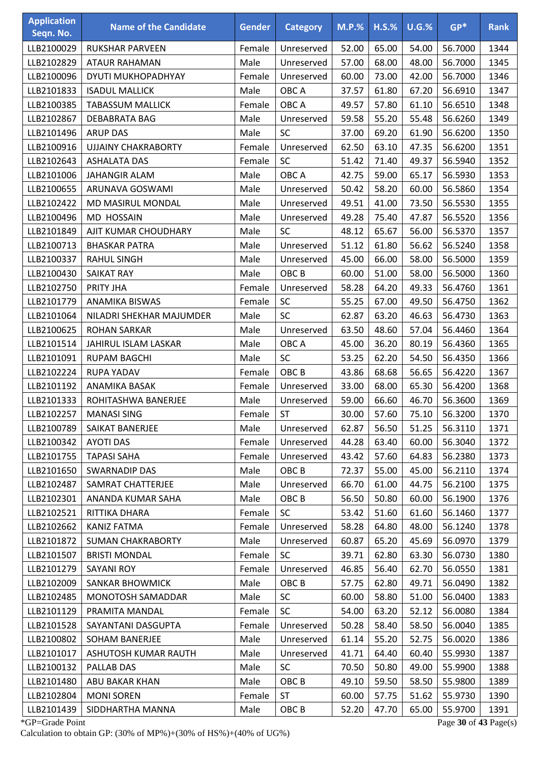| Application Seqn. No. | Name of the Candidate | Gender | Category | M.P.% | H.S.% | U.G.% | GP* | Rank |
|---|---|---|---|---|---|---|---|---|
| LLB2100029 | RUKSHAR PARVEEN | Female | Unreserved | 52.00 | 65.00 | 54.00 | 56.7000 | 1344 |
| LLB2102829 | ATAUR RAHAMAN | Male | Unreserved | 57.00 | 68.00 | 48.00 | 56.7000 | 1345 |
| LLB2100096 | DYUTI MUKHOPADHYAY | Female | Unreserved | 60.00 | 73.00 | 42.00 | 56.7000 | 1346 |
| LLB2101833 | ISADUL MALLICK | Male | OBC A | 37.57 | 61.80 | 67.20 | 56.6910 | 1347 |
| LLB2100385 | TABASSUM MALLICK | Female | OBC A | 49.57 | 57.80 | 61.10 | 56.6510 | 1348 |
| LLB2102867 | DEBABRATA BAG | Male | Unreserved | 59.58 | 55.20 | 55.48 | 56.6260 | 1349 |
| LLB2101496 | ARUP DAS | Male | SC | 37.00 | 69.20 | 61.90 | 56.6200 | 1350 |
| LLB2100916 | UJJAINY CHAKRABORTY | Female | Unreserved | 62.50 | 63.10 | 47.35 | 56.6200 | 1351 |
| LLB2102643 | ASHALATA DAS | Female | SC | 51.42 | 71.40 | 49.37 | 56.5940 | 1352 |
| LLB2101006 | JAHANGIR ALAM | Male | OBC A | 42.75 | 59.00 | 65.17 | 56.5930 | 1353 |
| LLB2100655 | ARUNAVA GOSWAMI | Male | Unreserved | 50.42 | 58.20 | 60.00 | 56.5860 | 1354 |
| LLB2102422 | MD MASIRUL MONDAL | Male | Unreserved | 49.51 | 41.00 | 73.50 | 56.5530 | 1355 |
| LLB2100496 | MD HOSSAIN | Male | Unreserved | 49.28 | 75.40 | 47.87 | 56.5520 | 1356 |
| LLB2101849 | AJIT KUMAR CHOUDHARY | Male | SC | 48.12 | 65.67 | 56.00 | 56.5370 | 1357 |
| LLB2100713 | BHASKAR PATRA | Male | Unreserved | 51.12 | 61.80 | 56.62 | 56.5240 | 1358 |
| LLB2100337 | RAHUL SINGH | Male | Unreserved | 45.00 | 66.00 | 58.00 | 56.5000 | 1359 |
| LLB2100430 | SAIKAT RAY | Male | OBC B | 60.00 | 51.00 | 58.00 | 56.5000 | 1360 |
| LLB2102750 | PRITY JHA | Female | Unreserved | 58.28 | 64.20 | 49.33 | 56.4760 | 1361 |
| LLB2101779 | ANAMIKA BISWAS | Female | SC | 55.25 | 67.00 | 49.50 | 56.4750 | 1362 |
| LLB2101064 | NILADRI SHEKHAR MAJUMDER | Male | SC | 62.87 | 63.20 | 46.63 | 56.4730 | 1363 |
| LLB2100625 | ROHAN SARKAR | Male | Unreserved | 63.50 | 48.60 | 57.04 | 56.4460 | 1364 |
| LLB2101514 | JAHIRUL ISLAM LASKAR | Male | OBC A | 45.00 | 36.20 | 80.19 | 56.4360 | 1365 |
| LLB2101091 | RUPAM BAGCHI | Male | SC | 53.25 | 62.20 | 54.50 | 56.4350 | 1366 |
| LLB2102224 | RUPA YADAV | Female | OBC B | 43.86 | 68.68 | 56.65 | 56.4220 | 1367 |
| LLB2101192 | ANAMIKA BASAK | Female | Unreserved | 33.00 | 68.00 | 65.30 | 56.4200 | 1368 |
| LLB2101333 | ROHITASHWA BANERJEE | Male | Unreserved | 59.00 | 66.60 | 46.70 | 56.3600 | 1369 |
| LLB2102257 | MANASI SING | Female | ST | 30.00 | 57.60 | 75.10 | 56.3200 | 1370 |
| LLB2100789 | SAIKAT BANERJEE | Male | Unreserved | 62.87 | 56.50 | 51.25 | 56.3110 | 1371 |
| LLB2100342 | AYOTI DAS | Female | Unreserved | 44.28 | 63.40 | 60.00 | 56.3040 | 1372 |
| LLB2101755 | TAPASI SAHA | Female | Unreserved | 43.42 | 57.60 | 64.83 | 56.2380 | 1373 |
| LLB2101650 | SWARNADIP DAS | Male | OBC B | 72.37 | 55.00 | 45.00 | 56.2110 | 1374 |
| LLB2102487 | SAMRAT CHATTERJEE | Male | Unreserved | 66.70 | 61.00 | 44.75 | 56.2100 | 1375 |
| LLB2102301 | ANANDA KUMAR SAHA | Male | OBC B | 56.50 | 50.80 | 60.00 | 56.1900 | 1376 |
| LLB2102521 | RITTIKA DHARA | Female | SC | 53.42 | 51.60 | 61.60 | 56.1460 | 1377 |
| LLB2102662 | KANIZ FATMA | Female | Unreserved | 58.28 | 64.80 | 48.00 | 56.1240 | 1378 |
| LLB2101872 | SUMAN CHAKRABORTY | Male | Unreserved | 60.87 | 65.20 | 45.69 | 56.0970 | 1379 |
| LLB2101507 | BRISTI MONDAL | Female | SC | 39.71 | 62.80 | 63.30 | 56.0730 | 1380 |
| LLB2101279 | SAYANI ROY | Female | Unreserved | 46.85 | 56.40 | 62.70 | 56.0550 | 1381 |
| LLB2102009 | SANKAR BHOWMICK | Male | OBC B | 57.75 | 62.80 | 49.71 | 56.0490 | 1382 |
| LLB2102485 | MONOTOSH SAMADDAR | Male | SC | 60.00 | 58.80 | 51.00 | 56.0400 | 1383 |
| LLB2101129 | PRAMITA MANDAL | Female | SC | 54.00 | 63.20 | 52.12 | 56.0080 | 1384 |
| LLB2101528 | SAYANTANI DASGUPTA | Female | Unreserved | 50.28 | 58.40 | 58.50 | 56.0040 | 1385 |
| LLB2100802 | SOHAM BANERJEE | Male | Unreserved | 61.14 | 55.20 | 52.75 | 56.0020 | 1386 |
| LLB2101017 | ASHUTOSH KUMAR RAUTH | Male | Unreserved | 41.71 | 64.40 | 60.40 | 55.9930 | 1387 |
| LLB2100132 | PALLAB DAS | Male | SC | 70.50 | 50.80 | 49.00 | 55.9900 | 1388 |
| LLB2101480 | ABU BAKAR KHAN | Male | OBC B | 49.10 | 59.50 | 58.50 | 55.9800 | 1389 |
| LLB2102804 | MONI SOREN | Female | ST | 60.00 | 57.75 | 51.62 | 55.9730 | 1390 |
| LLB2101439 | SIDDHARTHA MANNA | Male | OBC B | 52.20 | 47.70 | 65.00 | 55.9700 | 1391 |

*GP=Grade Point

Calculation to obtain GP: (30% of MP%)+(30% of HS%)+(40% of UG%)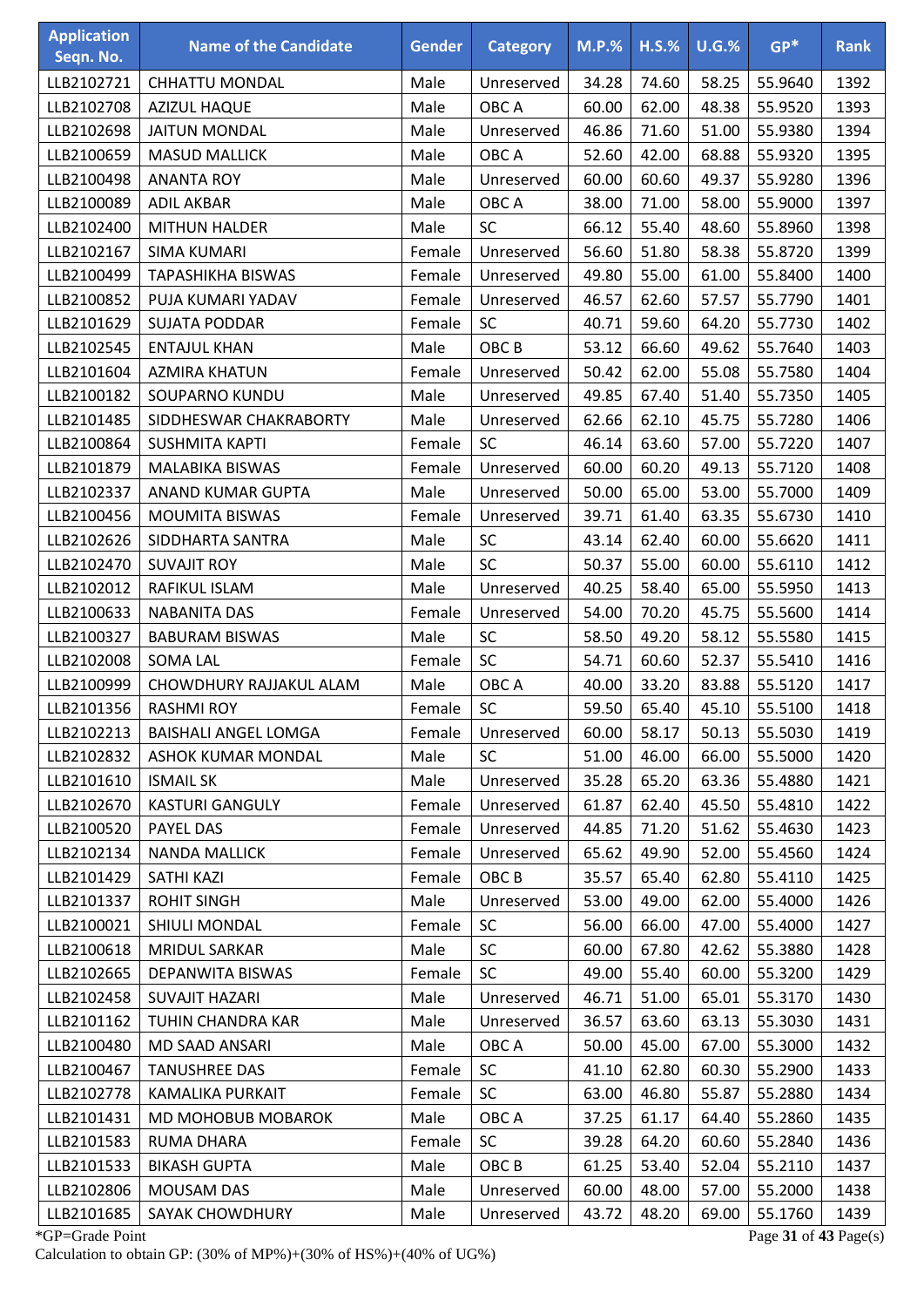| Application Seqn. No. | Name of the Candidate | Gender | Category | M.P.% | H.S.% | U.G.% | GP* | Rank |
|---|---|---|---|---|---|---|---|---|
| LLB2102721 | CHHATTU MONDAL | Male | Unreserved | 34.28 | 74.60 | 58.25 | 55.9640 | 1392 |
| LLB2102708 | AZIZUL HAQUE | Male | OBC A | 60.00 | 62.00 | 48.38 | 55.9520 | 1393 |
| LLB2102698 | JAITUN MONDAL | Male | Unreserved | 46.86 | 71.60 | 51.00 | 55.9380 | 1394 |
| LLB2100659 | MASUD MALLICK | Male | OBC A | 52.60 | 42.00 | 68.88 | 55.9320 | 1395 |
| LLB2100498 | ANANTA ROY | Male | Unreserved | 60.00 | 60.60 | 49.37 | 55.9280 | 1396 |
| LLB2100089 | ADIL AKBAR | Male | OBC A | 38.00 | 71.00 | 58.00 | 55.9000 | 1397 |
| LLB2102400 | MITHUN HALDER | Male | SC | 66.12 | 55.40 | 48.60 | 55.8960 | 1398 |
| LLB2102167 | SIMA KUMARI | Female | Unreserved | 56.60 | 51.80 | 58.38 | 55.8720 | 1399 |
| LLB2100499 | TAPASHIKHA BISWAS | Female | Unreserved | 49.80 | 55.00 | 61.00 | 55.8400 | 1400 |
| LLB2100852 | PUJA KUMARI YADAV | Female | Unreserved | 46.57 | 62.60 | 57.57 | 55.7790 | 1401 |
| LLB2101629 | SUJATA PODDAR | Female | SC | 40.71 | 59.60 | 64.20 | 55.7730 | 1402 |
| LLB2102545 | ENTAJUL KHAN | Male | OBC B | 53.12 | 66.60 | 49.62 | 55.7640 | 1403 |
| LLB2101604 | AZMIRA KHATUN | Female | Unreserved | 50.42 | 62.00 | 55.08 | 55.7580 | 1404 |
| LLB2100182 | SOUPARNO KUNDU | Male | Unreserved | 49.85 | 67.40 | 51.40 | 55.7350 | 1405 |
| LLB2101485 | SIDDHESWAR CHAKRABORTY | Male | Unreserved | 62.66 | 62.10 | 45.75 | 55.7280 | 1406 |
| LLB2100864 | SUSHMITA KAPTI | Female | SC | 46.14 | 63.60 | 57.00 | 55.7220 | 1407 |
| LLB2101879 | MALABIKA BISWAS | Female | Unreserved | 60.00 | 60.20 | 49.13 | 55.7120 | 1408 |
| LLB2102337 | ANAND KUMAR GUPTA | Male | Unreserved | 50.00 | 65.00 | 53.00 | 55.7000 | 1409 |
| LLB2100456 | MOUMITA BISWAS | Female | Unreserved | 39.71 | 61.40 | 63.35 | 55.6730 | 1410 |
| LLB2102626 | SIDDHARTA SANTRA | Male | SC | 43.14 | 62.40 | 60.00 | 55.6620 | 1411 |
| LLB2102470 | SUVAJIT ROY | Male | SC | 50.37 | 55.00 | 60.00 | 55.6110 | 1412 |
| LLB2102012 | RAFIKUL ISLAM | Male | Unreserved | 40.25 | 58.40 | 65.00 | 55.5950 | 1413 |
| LLB2100633 | NABANITA DAS | Female | Unreserved | 54.00 | 70.20 | 45.75 | 55.5600 | 1414 |
| LLB2100327 | BABURAM BISWAS | Male | SC | 58.50 | 49.20 | 58.12 | 55.5580 | 1415 |
| LLB2102008 | SOMA LAL | Female | SC | 54.71 | 60.60 | 52.37 | 55.5410 | 1416 |
| LLB2100999 | CHOWDHURY RAJJAKUL ALAM | Male | OBC A | 40.00 | 33.20 | 83.88 | 55.5120 | 1417 |
| LLB2101356 | RASHMI ROY | Female | SC | 59.50 | 65.40 | 45.10 | 55.5100 | 1418 |
| LLB2102213 | BAISHALI ANGEL LOMGA | Female | Unreserved | 60.00 | 58.17 | 50.13 | 55.5030 | 1419 |
| LLB2102832 | ASHOK KUMAR MONDAL | Male | SC | 51.00 | 46.00 | 66.00 | 55.5000 | 1420 |
| LLB2101610 | ISMAIL SK | Male | Unreserved | 35.28 | 65.20 | 63.36 | 55.4880 | 1421 |
| LLB2102670 | KASTURI GANGULY | Female | Unreserved | 61.87 | 62.40 | 45.50 | 55.4810 | 1422 |
| LLB2100520 | PAYEL DAS | Female | Unreserved | 44.85 | 71.20 | 51.62 | 55.4630 | 1423 |
| LLB2102134 | NANDA MALLICK | Female | Unreserved | 65.62 | 49.90 | 52.00 | 55.4560 | 1424 |
| LLB2101429 | SATHI KAZI | Female | OBC B | 35.57 | 65.40 | 62.80 | 55.4110 | 1425 |
| LLB2101337 | ROHIT SINGH | Male | Unreserved | 53.00 | 49.00 | 62.00 | 55.4000 | 1426 |
| LLB2100021 | SHIULI MONDAL | Female | SC | 56.00 | 66.00 | 47.00 | 55.4000 | 1427 |
| LLB2100618 | MRIDUL SARKAR | Male | SC | 60.00 | 67.80 | 42.62 | 55.3880 | 1428 |
| LLB2102665 | DEPANWITA BISWAS | Female | SC | 49.00 | 55.40 | 60.00 | 55.3200 | 1429 |
| LLB2102458 | SUVAJIT HAZARI | Male | Unreserved | 46.71 | 51.00 | 65.01 | 55.3170 | 1430 |
| LLB2101162 | TUHIN CHANDRA KAR | Male | Unreserved | 36.57 | 63.60 | 63.13 | 55.3030 | 1431 |
| LLB2100480 | MD SAAD ANSARI | Male | OBC A | 50.00 | 45.00 | 67.00 | 55.3000 | 1432 |
| LLB2100467 | TANUSHREE DAS | Female | SC | 41.10 | 62.80 | 60.30 | 55.2900 | 1433 |
| LLB2102778 | KAMALIKA PURKAIT | Female | SC | 63.00 | 46.80 | 55.87 | 55.2880 | 1434 |
| LLB2101431 | MD MOHOBUB MOBAROK | Male | OBC A | 37.25 | 61.17 | 64.40 | 55.2860 | 1435 |
| LLB2101583 | RUMA DHARA | Female | SC | 39.28 | 64.20 | 60.60 | 55.2840 | 1436 |
| LLB2101533 | BIKASH GUPTA | Male | OBC B | 61.25 | 53.40 | 52.04 | 55.2110 | 1437 |
| LLB2102806 | MOUSAM DAS | Male | Unreserved | 60.00 | 48.00 | 57.00 | 55.2000 | 1438 |
| LLB2101685 | SAYAK CHOWDHURY | Male | Unreserved | 43.72 | 48.20 | 69.00 | 55.1760 | 1439 |

*GP=Grade Point

Calculation to obtain GP: (30% of MP%)+(30% of HS%)+(40% of UG%)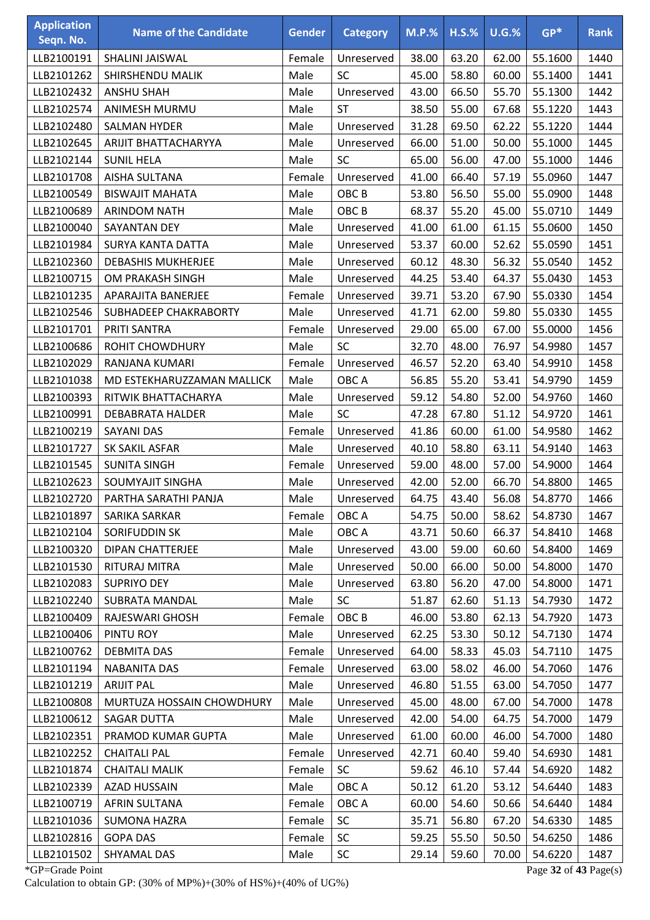| Application Seqn. No. | Name of the Candidate | Gender | Category | M.P.% | H.S.% | U.G.% | GP* | Rank |
|---|---|---|---|---|---|---|---|---|
| LLB2100191 | SHALINI JAISWAL | Female | Unreserved | 38.00 | 63.20 | 62.00 | 55.1600 | 1440 |
| LLB2101262 | SHIRSHENDU MALIK | Male | SC | 45.00 | 58.80 | 60.00 | 55.1400 | 1441 |
| LLB2102432 | ANSHU SHAH | Male | Unreserved | 43.00 | 66.50 | 55.70 | 55.1300 | 1442 |
| LLB2102574 | ANIMESH MURMU | Male | ST | 38.50 | 55.00 | 67.68 | 55.1220 | 1443 |
| LLB2102480 | SALMAN HYDER | Male | Unreserved | 31.28 | 69.50 | 62.22 | 55.1220 | 1444 |
| LLB2102645 | ARIJIT BHATTACHARYYA | Male | Unreserved | 66.00 | 51.00 | 50.00 | 55.1000 | 1445 |
| LLB2102144 | SUNIL HELA | Male | SC | 65.00 | 56.00 | 47.00 | 55.1000 | 1446 |
| LLB2101708 | AISHA SULTANA | Female | Unreserved | 41.00 | 66.40 | 57.19 | 55.0960 | 1447 |
| LLB2100549 | BISWAJIT MAHATA | Male | OBC B | 53.80 | 56.50 | 55.00 | 55.0900 | 1448 |
| LLB2100689 | ARINDOM NATH | Male | OBC B | 68.37 | 55.20 | 45.00 | 55.0710 | 1449 |
| LLB2100040 | SAYANTAN DEY | Male | Unreserved | 41.00 | 61.00 | 61.15 | 55.0600 | 1450 |
| LLB2101984 | SURYA KANTA DATTA | Male | Unreserved | 53.37 | 60.00 | 52.62 | 55.0590 | 1451 |
| LLB2102360 | DEBASHIS MUKHERJEE | Male | Unreserved | 60.12 | 48.30 | 56.32 | 55.0540 | 1452 |
| LLB2100715 | OM PRAKASH SINGH | Male | Unreserved | 44.25 | 53.40 | 64.37 | 55.0430 | 1453 |
| LLB2101235 | APARAJITA BANERJEE | Female | Unreserved | 39.71 | 53.20 | 67.90 | 55.0330 | 1454 |
| LLB2102546 | SUBHADEEP CHAKRABORTY | Male | Unreserved | 41.71 | 62.00 | 59.80 | 55.0330 | 1455 |
| LLB2101701 | PRITI SANTRA | Female | Unreserved | 29.00 | 65.00 | 67.00 | 55.0000 | 1456 |
| LLB2100686 | ROHIT CHOWDHURY | Male | SC | 32.70 | 48.00 | 76.97 | 54.9980 | 1457 |
| LLB2102029 | RANJANA KUMARI | Female | Unreserved | 46.57 | 52.20 | 63.40 | 54.9910 | 1458 |
| LLB2101038 | MD ESTEKHARUZZAMAN MALLICK | Male | OBC A | 56.85 | 55.20 | 53.41 | 54.9790 | 1459 |
| LLB2100393 | RITWIK BHATTACHARYA | Male | Unreserved | 59.12 | 54.80 | 52.00 | 54.9760 | 1460 |
| LLB2100991 | DEBABRATA HALDER | Male | SC | 47.28 | 67.80 | 51.12 | 54.9720 | 1461 |
| LLB2100219 | SAYANI DAS | Female | Unreserved | 41.86 | 60.00 | 61.00 | 54.9580 | 1462 |
| LLB2101727 | SK SAKIL ASFAR | Male | Unreserved | 40.10 | 58.80 | 63.11 | 54.9140 | 1463 |
| LLB2101545 | SUNITA SINGH | Female | Unreserved | 59.00 | 48.00 | 57.00 | 54.9000 | 1464 |
| LLB2102623 | SOUMYAJIT SINGHA | Male | Unreserved | 42.00 | 52.00 | 66.70 | 54.8800 | 1465 |
| LLB2102720 | PARTHA SARATHI PANJA | Male | Unreserved | 64.75 | 43.40 | 56.08 | 54.8770 | 1466 |
| LLB2101897 | SARIKA SARKAR | Female | OBC A | 54.75 | 50.00 | 58.62 | 54.8730 | 1467 |
| LLB2102104 | SORIFUDDIN SK | Male | OBC A | 43.71 | 50.60 | 66.37 | 54.8410 | 1468 |
| LLB2100320 | DIPAN CHATTERJEE | Male | Unreserved | 43.00 | 59.00 | 60.60 | 54.8400 | 1469 |
| LLB2101530 | RITURAJ MITRA | Male | Unreserved | 50.00 | 66.00 | 50.00 | 54.8000 | 1470 |
| LLB2102083 | SUPRIYO DEY | Male | Unreserved | 63.80 | 56.20 | 47.00 | 54.8000 | 1471 |
| LLB2102240 | SUBRATA MANDAL | Male | SC | 51.87 | 62.60 | 51.13 | 54.7930 | 1472 |
| LLB2100409 | RAJESWARI GHOSH | Female | OBC B | 46.00 | 53.80 | 62.13 | 54.7920 | 1473 |
| LLB2100406 | PINTU ROY | Male | Unreserved | 62.25 | 53.30 | 50.12 | 54.7130 | 1474 |
| LLB2100762 | DEBMITA DAS | Female | Unreserved | 64.00 | 58.33 | 45.03 | 54.7110 | 1475 |
| LLB2101194 | NABANITA DAS | Female | Unreserved | 63.00 | 58.02 | 46.00 | 54.7060 | 1476 |
| LLB2101219 | ARIJIT PAL | Male | Unreserved | 46.80 | 51.55 | 63.00 | 54.7050 | 1477 |
| LLB2100808 | MURTUZA HOSSAIN CHOWDHURY | Male | Unreserved | 45.00 | 48.00 | 67.00 | 54.7000 | 1478 |
| LLB2100612 | SAGAR DUTTA | Male | Unreserved | 42.00 | 54.00 | 64.75 | 54.7000 | 1479 |
| LLB2102351 | PRAMOD KUMAR GUPTA | Male | Unreserved | 61.00 | 60.00 | 46.00 | 54.7000 | 1480 |
| LLB2102252 | CHAITALI PAL | Female | Unreserved | 42.71 | 60.40 | 59.40 | 54.6930 | 1481 |
| LLB2101874 | CHAITALI MALIK | Female | SC | 59.62 | 46.10 | 57.44 | 54.6920 | 1482 |
| LLB2102339 | AZAD HUSSAIN | Male | OBC A | 50.12 | 61.20 | 53.12 | 54.6440 | 1483 |
| LLB2100719 | AFRIN SULTANA | Female | OBC A | 60.00 | 54.60 | 50.66 | 54.6440 | 1484 |
| LLB2101036 | SUMONA HAZRA | Female | SC | 35.71 | 56.80 | 67.20 | 54.6330 | 1485 |
| LLB2102816 | GOPA DAS | Female | SC | 59.25 | 55.50 | 50.50 | 54.6250 | 1486 |
| LLB2101502 | SHYAMAL DAS | Male | SC | 29.14 | 59.60 | 70.00 | 54.6220 | 1487 |

*GP=Grade Point

Calculation to obtain GP: (30% of MP%)+(30% of HS%)+(40% of UG%)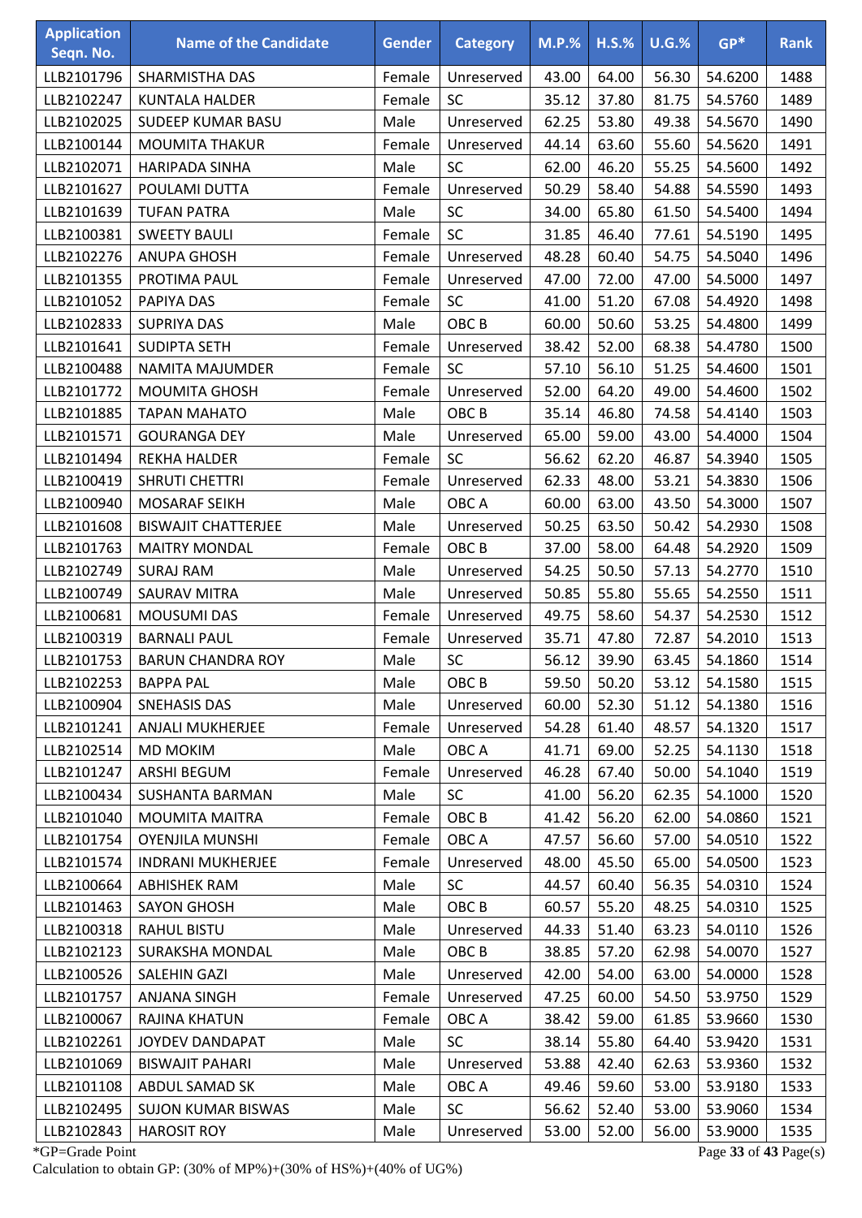| Application Seqn. No. | Name of the Candidate | Gender | Category | M.P.% | H.S.% | U.G.% | GP* | Rank |
|---|---|---|---|---|---|---|---|---|
| LLB2101796 | SHARMISTHA DAS | Female | Unreserved | 43.00 | 64.00 | 56.30 | 54.6200 | 1488 |
| LLB2102247 | KUNTALA HALDER | Female | SC | 35.12 | 37.80 | 81.75 | 54.5760 | 1489 |
| LLB2102025 | SUDEEP KUMAR BASU | Male | Unreserved | 62.25 | 53.80 | 49.38 | 54.5670 | 1490 |
| LLB2100144 | MOUMITA THAKUR | Female | Unreserved | 44.14 | 63.60 | 55.60 | 54.5620 | 1491 |
| LLB2102071 | HARIPADA SINHA | Male | SC | 62.00 | 46.20 | 55.25 | 54.5600 | 1492 |
| LLB2101627 | POULAMI DUTTA | Female | Unreserved | 50.29 | 58.40 | 54.88 | 54.5590 | 1493 |
| LLB2101639 | TUFAN PATRA | Male | SC | 34.00 | 65.80 | 61.50 | 54.5400 | 1494 |
| LLB2100381 | SWEETY BAULI | Female | SC | 31.85 | 46.40 | 77.61 | 54.5190 | 1495 |
| LLB2102276 | ANUPA GHOSH | Female | Unreserved | 48.28 | 60.40 | 54.75 | 54.5040 | 1496 |
| LLB2101355 | PROTIMA PAUL | Female | Unreserved | 47.00 | 72.00 | 47.00 | 54.5000 | 1497 |
| LLB2101052 | PAPIYA DAS | Female | SC | 41.00 | 51.20 | 67.08 | 54.4920 | 1498 |
| LLB2102833 | SUPRIYA DAS | Male | OBC B | 60.00 | 50.60 | 53.25 | 54.4800 | 1499 |
| LLB2101641 | SUDIPTA SETH | Female | Unreserved | 38.42 | 52.00 | 68.38 | 54.4780 | 1500 |
| LLB2100488 | NAMITA MAJUMDER | Female | SC | 57.10 | 56.10 | 51.25 | 54.4600 | 1501 |
| LLB2101772 | MOUMITA GHOSH | Female | Unreserved | 52.00 | 64.20 | 49.00 | 54.4600 | 1502 |
| LLB2101885 | TAPAN MAHATO | Male | OBC B | 35.14 | 46.80 | 74.58 | 54.4140 | 1503 |
| LLB2101571 | GOURANGA DEY | Male | Unreserved | 65.00 | 59.00 | 43.00 | 54.4000 | 1504 |
| LLB2101494 | REKHA HALDER | Female | SC | 56.62 | 62.20 | 46.87 | 54.3940 | 1505 |
| LLB2100419 | SHRUTI CHETTRI | Female | Unreserved | 62.33 | 48.00 | 53.21 | 54.3830 | 1506 |
| LLB2100940 | MOSARAF SEIKH | Male | OBC A | 60.00 | 63.00 | 43.50 | 54.3000 | 1507 |
| LLB2101608 | BISWAJIT CHATTERJEE | Male | Unreserved | 50.25 | 63.50 | 50.42 | 54.2930 | 1508 |
| LLB2101763 | MAITRY MONDAL | Female | OBC B | 37.00 | 58.00 | 64.48 | 54.2920 | 1509 |
| LLB2102749 | SURAJ RAM | Male | Unreserved | 54.25 | 50.50 | 57.13 | 54.2770 | 1510 |
| LLB2100749 | SAURAV MITRA | Male | Unreserved | 50.85 | 55.80 | 55.65 | 54.2550 | 1511 |
| LLB2100681 | MOUSUMI DAS | Female | Unreserved | 49.75 | 58.60 | 54.37 | 54.2530 | 1512 |
| LLB2100319 | BARNALI PAUL | Female | Unreserved | 35.71 | 47.80 | 72.87 | 54.2010 | 1513 |
| LLB2101753 | BARUN CHANDRA ROY | Male | SC | 56.12 | 39.90 | 63.45 | 54.1860 | 1514 |
| LLB2102253 | BAPPA PAL | Male | OBC B | 59.50 | 50.20 | 53.12 | 54.1580 | 1515 |
| LLB2100904 | SNEHASIS DAS | Male | Unreserved | 60.00 | 52.30 | 51.12 | 54.1380 | 1516 |
| LLB2101241 | ANJALI MUKHERJEE | Female | Unreserved | 54.28 | 61.40 | 48.57 | 54.1320 | 1517 |
| LLB2102514 | MD MOKIM | Male | OBC A | 41.71 | 69.00 | 52.25 | 54.1130 | 1518 |
| LLB2101247 | ARSHI BEGUM | Female | Unreserved | 46.28 | 67.40 | 50.00 | 54.1040 | 1519 |
| LLB2100434 | SUSHANTA BARMAN | Male | SC | 41.00 | 56.20 | 62.35 | 54.1000 | 1520 |
| LLB2101040 | MOUMITA MAITRA | Female | OBC B | 41.42 | 56.20 | 62.00 | 54.0860 | 1521 |
| LLB2101754 | OYENJILA MUNSHI | Female | OBC A | 47.57 | 56.60 | 57.00 | 54.0510 | 1522 |
| LLB2101574 | INDRANI MUKHERJEE | Female | Unreserved | 48.00 | 45.50 | 65.00 | 54.0500 | 1523 |
| LLB2100664 | ABHISHEK RAM | Male | SC | 44.57 | 60.40 | 56.35 | 54.0310 | 1524 |
| LLB2101463 | SAYON GHOSH | Male | OBC B | 60.57 | 55.20 | 48.25 | 54.0310 | 1525 |
| LLB2100318 | RAHUL BISTU | Male | Unreserved | 44.33 | 51.40 | 63.23 | 54.0110 | 1526 |
| LLB2102123 | SURAKSHA MONDAL | Male | OBC B | 38.85 | 57.20 | 62.98 | 54.0070 | 1527 |
| LLB2100526 | SALEHIN GAZI | Male | Unreserved | 42.00 | 54.00 | 63.00 | 54.0000 | 1528 |
| LLB2101757 | ANJANA SINGH | Female | Unreserved | 47.25 | 60.00 | 54.50 | 53.9750 | 1529 |
| LLB2100067 | RAJINA KHATUN | Female | OBC A | 38.42 | 59.00 | 61.85 | 53.9660 | 1530 |
| LLB2102261 | JOYDEV DANDAPAT | Male | SC | 38.14 | 55.80 | 64.40 | 53.9420 | 1531 |
| LLB2101069 | BISWAJIT PAHARI | Male | Unreserved | 53.88 | 42.40 | 62.63 | 53.9360 | 1532 |
| LLB2101108 | ABDUL SAMAD SK | Male | OBC A | 49.46 | 59.60 | 53.00 | 53.9180 | 1533 |
| LLB2102495 | SUJON KUMAR BISWAS | Male | SC | 56.62 | 52.40 | 53.00 | 53.9060 | 1534 |
| LLB2102843 | HAROSIT ROY | Male | Unreserved | 53.00 | 52.00 | 56.00 | 53.9000 | 1535 |

*GP=Grade Point

Calculation to obtain GP: (30% of MP%)+(30% of HS%)+(40% of UG%)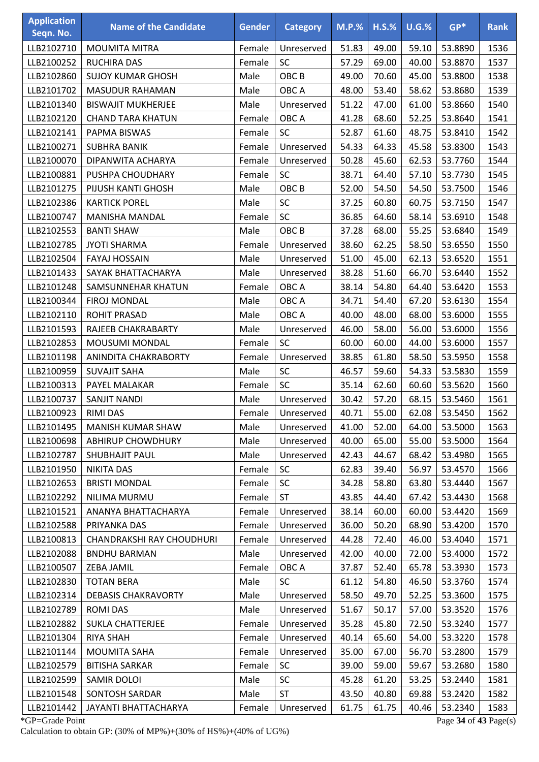| Application Seqn. No. | Name of the Candidate | Gender | Category | M.P.% | H.S.% | U.G.% | GP* | Rank |
|---|---|---|---|---|---|---|---|---|
| LLB2102710 | MOUMITA MITRA | Female | Unreserved | 51.83 | 49.00 | 59.10 | 53.8890 | 1536 |
| LLB2100252 | RUCHIRA DAS | Female | SC | 57.29 | 69.00 | 40.00 | 53.8870 | 1537 |
| LLB2102860 | SUJOY KUMAR GHOSH | Male | OBC B | 49.00 | 70.60 | 45.00 | 53.8800 | 1538 |
| LLB2101702 | MASUDUR RAHAMAN | Male | OBC A | 48.00 | 53.40 | 58.62 | 53.8680 | 1539 |
| LLB2101340 | BISWAJIT MUKHERJEE | Male | Unreserved | 51.22 | 47.00 | 61.00 | 53.8660 | 1540 |
| LLB2102120 | CHAND TARA KHATUN | Female | OBC A | 41.28 | 68.60 | 52.25 | 53.8640 | 1541 |
| LLB2102141 | PAPMA BISWAS | Female | SC | 52.87 | 61.60 | 48.75 | 53.8410 | 1542 |
| LLB2100271 | SUBHRA BANIK | Female | Unreserved | 54.33 | 64.33 | 45.58 | 53.8300 | 1543 |
| LLB2100070 | DIPANWITA ACHARYA | Female | Unreserved | 50.28 | 45.60 | 62.53 | 53.7760 | 1544 |
| LLB2100881 | PUSHPA CHOUDHARY | Female | SC | 38.71 | 64.40 | 57.10 | 53.7730 | 1545 |
| LLB2101275 | PIJUSH KANTI GHOSH | Male | OBC B | 52.00 | 54.50 | 54.50 | 53.7500 | 1546 |
| LLB2102386 | KARTICK POREL | Male | SC | 37.25 | 60.80 | 60.75 | 53.7150 | 1547 |
| LLB2100747 | MANISHA MANDAL | Female | SC | 36.85 | 64.60 | 58.14 | 53.6910 | 1548 |
| LLB2102553 | BANTI SHAW | Male | OBC B | 37.28 | 68.00 | 55.25 | 53.6840 | 1549 |
| LLB2102785 | JYOTI SHARMA | Female | Unreserved | 38.60 | 62.25 | 58.50 | 53.6550 | 1550 |
| LLB2102504 | FAYAJ HOSSAIN | Male | Unreserved | 51.00 | 45.00 | 62.13 | 53.6520 | 1551 |
| LLB2101433 | SAYAK BHATTACHARYA | Male | Unreserved | 38.28 | 51.60 | 66.70 | 53.6440 | 1552 |
| LLB2101248 | SAMSUNNEHAR KHATUN | Female | OBC A | 38.14 | 54.80 | 64.40 | 53.6420 | 1553 |
| LLB2100344 | FIROJ MONDAL | Male | OBC A | 34.71 | 54.40 | 67.20 | 53.6130 | 1554 |
| LLB2102110 | ROHIT PRASAD | Male | OBC A | 40.00 | 48.00 | 68.00 | 53.6000 | 1555 |
| LLB2101593 | RAJEEB CHAKRABARTY | Male | Unreserved | 46.00 | 58.00 | 56.00 | 53.6000 | 1556 |
| LLB2102853 | MOUSUMI MONDAL | Female | SC | 60.00 | 60.00 | 44.00 | 53.6000 | 1557 |
| LLB2101198 | ANINDITA CHAKRABORTY | Female | Unreserved | 38.85 | 61.80 | 58.50 | 53.5950 | 1558 |
| LLB2100959 | SUVAJIT SAHA | Male | SC | 46.57 | 59.60 | 54.33 | 53.5830 | 1559 |
| LLB2100313 | PAYEL MALAKAR | Female | SC | 35.14 | 62.60 | 60.60 | 53.5620 | 1560 |
| LLB2100737 | SANJIT NANDI | Male | Unreserved | 30.42 | 57.20 | 68.15 | 53.5460 | 1561 |
| LLB2100923 | RIMI DAS | Female | Unreserved | 40.71 | 55.00 | 62.08 | 53.5450 | 1562 |
| LLB2101495 | MANISH KUMAR SHAW | Male | Unreserved | 41.00 | 52.00 | 64.00 | 53.5000 | 1563 |
| LLB2100698 | ABHIRUP CHOWDHURY | Male | Unreserved | 40.00 | 65.00 | 55.00 | 53.5000 | 1564 |
| LLB2102787 | SHUBHAJIT PAUL | Male | Unreserved | 42.43 | 44.67 | 68.42 | 53.4980 | 1565 |
| LLB2101950 | NIKITA DAS | Female | SC | 62.83 | 39.40 | 56.97 | 53.4570 | 1566 |
| LLB2102653 | BRISTI MONDAL | Female | SC | 34.28 | 58.80 | 63.80 | 53.4440 | 1567 |
| LLB2102292 | NILIMA MURMU | Female | ST | 43.85 | 44.40 | 67.42 | 53.4430 | 1568 |
| LLB2101521 | ANANYA BHATTACHARYA | Female | Unreserved | 38.14 | 60.00 | 60.00 | 53.4420 | 1569 |
| LLB2102588 | PRIYANKA DAS | Female | Unreserved | 36.00 | 50.20 | 68.90 | 53.4200 | 1570 |
| LLB2100813 | CHANDRAKSHI RAY CHOUDHURI | Female | Unreserved | 44.28 | 72.40 | 46.00 | 53.4040 | 1571 |
| LLB2102088 | BNDHU BARMAN | Male | Unreserved | 42.00 | 40.00 | 72.00 | 53.4000 | 1572 |
| LLB2100507 | ZEBA JAMIL | Female | OBC A | 37.87 | 52.40 | 65.78 | 53.3930 | 1573 |
| LLB2102830 | TOTAN BERA | Male | SC | 61.12 | 54.80 | 46.50 | 53.3760 | 1574 |
| LLB2102314 | DEBASIS CHAKRAVORTY | Male | Unreserved | 58.50 | 49.70 | 52.25 | 53.3600 | 1575 |
| LLB2102789 | ROMI DAS | Male | Unreserved | 51.67 | 50.17 | 57.00 | 53.3520 | 1576 |
| LLB2102882 | SUKLA CHATTERJEE | Female | Unreserved | 35.28 | 45.80 | 72.50 | 53.3240 | 1577 |
| LLB2101304 | RIYA SHAH | Female | Unreserved | 40.14 | 65.60 | 54.00 | 53.3220 | 1578 |
| LLB2101144 | MOUMITA SAHA | Female | Unreserved | 35.00 | 67.00 | 56.70 | 53.2800 | 1579 |
| LLB2102579 | BITISHA SARKAR | Female | SC | 39.00 | 59.00 | 59.67 | 53.2680 | 1580 |
| LLB2102599 | SAMIR DOLOI | Male | SC | 45.28 | 61.20 | 53.25 | 53.2440 | 1581 |
| LLB2101548 | SONTOSH SARDAR | Male | ST | 43.50 | 40.80 | 69.88 | 53.2420 | 1582 |
| LLB2101442 | JAYANTI BHATTACHARYA | Female | Unreserved | 61.75 | 61.75 | 40.46 | 53.2340 | 1583 |

*GP=Grade Point

Calculation to obtain GP: (30% of MP%)+(30% of HS%)+(40% of UG%)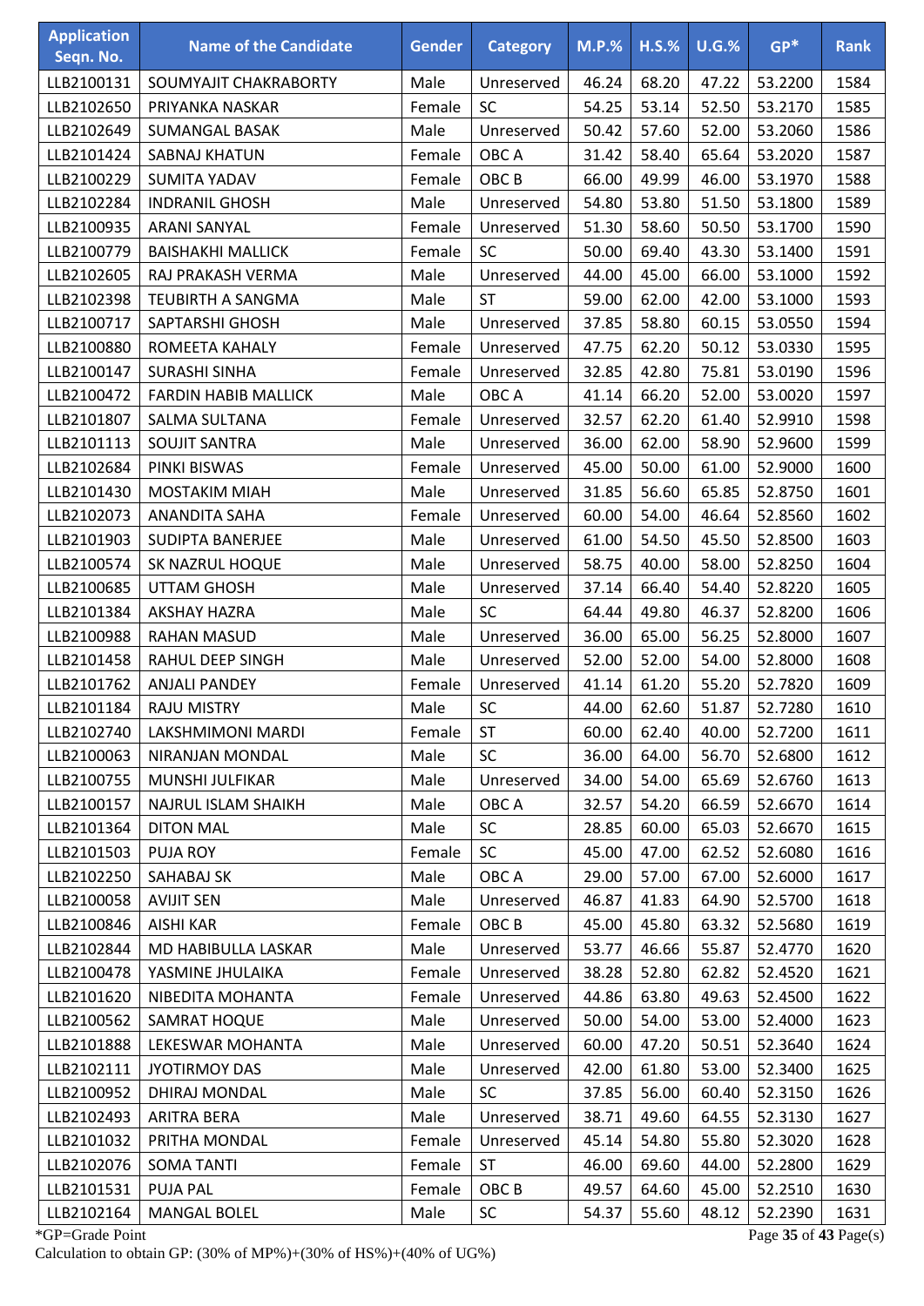| Application Seqn. No. | Name of the Candidate | Gender | Category | M.P.% | H.S.% | U.G.% | GP* | Rank |
|---|---|---|---|---|---|---|---|---|
| LLB2100131 | SOUMYAJIT CHAKRABORTY | Male | Unreserved | 46.24 | 68.20 | 47.22 | 53.2200 | 1584 |
| LLB2102650 | PRIYANKA NASKAR | Female | SC | 54.25 | 53.14 | 52.50 | 53.2170 | 1585 |
| LLB2102649 | SUMANGAL BASAK | Male | Unreserved | 50.42 | 57.60 | 52.00 | 53.2060 | 1586 |
| LLB2101424 | SABNAJ KHATUN | Female | OBC A | 31.42 | 58.40 | 65.64 | 53.2020 | 1587 |
| LLB2100229 | SUMITA YADAV | Female | OBC B | 66.00 | 49.99 | 46.00 | 53.1970 | 1588 |
| LLB2102284 | INDRANIL GHOSH | Male | Unreserved | 54.80 | 53.80 | 51.50 | 53.1800 | 1589 |
| LLB2100935 | ARANI SANYAL | Female | Unreserved | 51.30 | 58.60 | 50.50 | 53.1700 | 1590 |
| LLB2100779 | BAISHAKHI MALLICK | Female | SC | 50.00 | 69.40 | 43.30 | 53.1400 | 1591 |
| LLB2102605 | RAJ PRAKASH VERMA | Male | Unreserved | 44.00 | 45.00 | 66.00 | 53.1000 | 1592 |
| LLB2102398 | TEUBIRTH A SANGMA | Male | ST | 59.00 | 62.00 | 42.00 | 53.1000 | 1593 |
| LLB2100717 | SAPTARSHI GHOSH | Male | Unreserved | 37.85 | 58.80 | 60.15 | 53.0550 | 1594 |
| LLB2100880 | ROMEETA KAHALY | Female | Unreserved | 47.75 | 62.20 | 50.12 | 53.0330 | 1595 |
| LLB2100147 | SURASHI SINHA | Female | Unreserved | 32.85 | 42.80 | 75.81 | 53.0190 | 1596 |
| LLB2100472 | FARDIN HABIB MALLICK | Male | OBC A | 41.14 | 66.20 | 52.00 | 53.0020 | 1597 |
| LLB2101807 | SALMA SULTANA | Female | Unreserved | 32.57 | 62.20 | 61.40 | 52.9910 | 1598 |
| LLB2101113 | SOUJIT SANTRA | Male | Unreserved | 36.00 | 62.00 | 58.90 | 52.9600 | 1599 |
| LLB2102684 | PINKI BISWAS | Female | Unreserved | 45.00 | 50.00 | 61.00 | 52.9000 | 1600 |
| LLB2101430 | MOSTAKIM MIAH | Male | Unreserved | 31.85 | 56.60 | 65.85 | 52.8750 | 1601 |
| LLB2102073 | ANANDITA SAHA | Female | Unreserved | 60.00 | 54.00 | 46.64 | 52.8560 | 1602 |
| LLB2101903 | SUDIPTA BANERJEE | Male | Unreserved | 61.00 | 54.50 | 45.50 | 52.8500 | 1603 |
| LLB2100574 | SK NAZRUL HOQUE | Male | Unreserved | 58.75 | 40.00 | 58.00 | 52.8250 | 1604 |
| LLB2100685 | UTTAM GHOSH | Male | Unreserved | 37.14 | 66.40 | 54.40 | 52.8220 | 1605 |
| LLB2101384 | AKSHAY HAZRA | Male | SC | 64.44 | 49.80 | 46.37 | 52.8200 | 1606 |
| LLB2100988 | RAHAN MASUD | Male | Unreserved | 36.00 | 65.00 | 56.25 | 52.8000 | 1607 |
| LLB2101458 | RAHUL DEEP SINGH | Male | Unreserved | 52.00 | 52.00 | 54.00 | 52.8000 | 1608 |
| LLB2101762 | ANJALI PANDEY | Female | Unreserved | 41.14 | 61.20 | 55.20 | 52.7820 | 1609 |
| LLB2101184 | RAJU MISTRY | Male | SC | 44.00 | 62.60 | 51.87 | 52.7280 | 1610 |
| LLB2102740 | LAKSHMIMONI MARDI | Female | ST | 60.00 | 62.40 | 40.00 | 52.7200 | 1611 |
| LLB2100063 | NIRANJAN MONDAL | Male | SC | 36.00 | 64.00 | 56.70 | 52.6800 | 1612 |
| LLB2100755 | MUNSHI JULFIKAR | Male | Unreserved | 34.00 | 54.00 | 65.69 | 52.6760 | 1613 |
| LLB2100157 | NAJRUL ISLAM SHAIKH | Male | OBC A | 32.57 | 54.20 | 66.59 | 52.6670 | 1614 |
| LLB2101364 | DITON MAL | Male | SC | 28.85 | 60.00 | 65.03 | 52.6670 | 1615 |
| LLB2101503 | PUJA ROY | Female | SC | 45.00 | 47.00 | 62.52 | 52.6080 | 1616 |
| LLB2102250 | SAHABAJ SK | Male | OBC A | 29.00 | 57.00 | 67.00 | 52.6000 | 1617 |
| LLB2100058 | AVIJIT SEN | Male | Unreserved | 46.87 | 41.83 | 64.90 | 52.5700 | 1618 |
| LLB2100846 | AISHI KAR | Female | OBC B | 45.00 | 45.80 | 63.32 | 52.5680 | 1619 |
| LLB2102844 | MD HABIBULLA LASKAR | Male | Unreserved | 53.77 | 46.66 | 55.87 | 52.4770 | 1620 |
| LLB2100478 | YASMINE JHULAIKA | Female | Unreserved | 38.28 | 52.80 | 62.82 | 52.4520 | 1621 |
| LLB2101620 | NIBEDITA MOHANTA | Female | Unreserved | 44.86 | 63.80 | 49.63 | 52.4500 | 1622 |
| LLB2100562 | SAMRAT HOQUE | Male | Unreserved | 50.00 | 54.00 | 53.00 | 52.4000 | 1623 |
| LLB2101888 | LEKESWAR MOHANTA | Male | Unreserved | 60.00 | 47.20 | 50.51 | 52.3640 | 1624 |
| LLB2102111 | JYOTIRMOY DAS | Male | Unreserved | 42.00 | 61.80 | 53.00 | 52.3400 | 1625 |
| LLB2100952 | DHIRAJ MONDAL | Male | SC | 37.85 | 56.00 | 60.40 | 52.3150 | 1626 |
| LLB2102493 | ARITRA BERA | Male | Unreserved | 38.71 | 49.60 | 64.55 | 52.3130 | 1627 |
| LLB2101032 | PRITHA MONDAL | Female | Unreserved | 45.14 | 54.80 | 55.80 | 52.3020 | 1628 |
| LLB2102076 | SOMA TANTI | Female | ST | 46.00 | 69.60 | 44.00 | 52.2800 | 1629 |
| LLB2101531 | PUJA PAL | Female | OBC B | 49.57 | 64.60 | 45.00 | 52.2510 | 1630 |
| LLB2102164 | MANGAL BOLEL | Male | SC | 54.37 | 55.60 | 48.12 | 52.2390 | 1631 |

*GP=Grade Point

Calculation to obtain GP: (30% of MP%)+(30% of HS%)+(40% of UG%)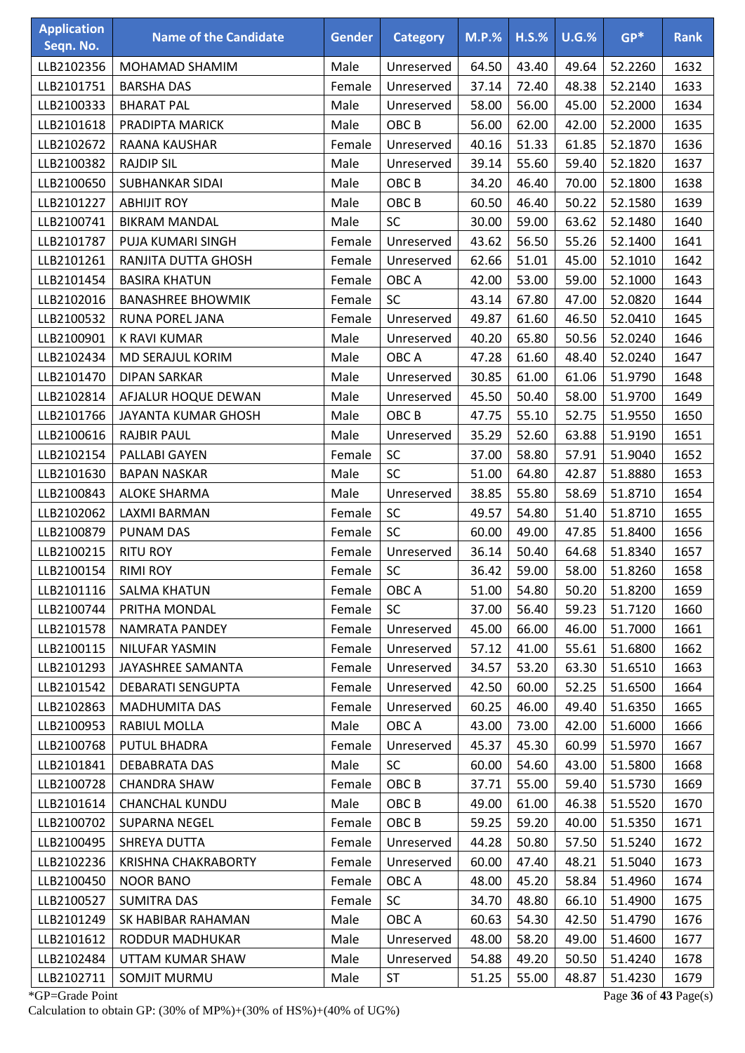| Application Seqn. No. | Name of the Candidate | Gender | Category | M.P.% | H.S.% | U.G.% | GP* | Rank |
|---|---|---|---|---|---|---|---|---|
| LLB2102356 | MOHAMAD SHAMIM | Male | Unreserved | 64.50 | 43.40 | 49.64 | 52.2260 | 1632 |
| LLB2101751 | BARSHA DAS | Female | Unreserved | 37.14 | 72.40 | 48.38 | 52.2140 | 1633 |
| LLB2100333 | BHARAT PAL | Male | Unreserved | 58.00 | 56.00 | 45.00 | 52.2000 | 1634 |
| LLB2101618 | PRADIPTA MARICK | Male | OBC B | 56.00 | 62.00 | 42.00 | 52.2000 | 1635 |
| LLB2102672 | RAANA KAUSHAR | Female | Unreserved | 40.16 | 51.33 | 61.85 | 52.1870 | 1636 |
| LLB2100382 | RAJDIP SIL | Male | Unreserved | 39.14 | 55.60 | 59.40 | 52.1820 | 1637 |
| LLB2100650 | SUBHANKAR SIDAI | Male | OBC B | 34.20 | 46.40 | 70.00 | 52.1800 | 1638 |
| LLB2101227 | ABHIJIT ROY | Male | OBC B | 60.50 | 46.40 | 50.22 | 52.1580 | 1639 |
| LLB2100741 | BIKRAM MANDAL | Male | SC | 30.00 | 59.00 | 63.62 | 52.1480 | 1640 |
| LLB2101787 | PUJA KUMARI SINGH | Female | Unreserved | 43.62 | 56.50 | 55.26 | 52.1400 | 1641 |
| LLB2101261 | RANJITA DUTTA GHOSH | Female | Unreserved | 62.66 | 51.01 | 45.00 | 52.1010 | 1642 |
| LLB2101454 | BASIRA KHATUN | Female | OBC A | 42.00 | 53.00 | 59.00 | 52.1000 | 1643 |
| LLB2102016 | BANASHREE BHOWMIK | Female | SC | 43.14 | 67.80 | 47.00 | 52.0820 | 1644 |
| LLB2100532 | RUNA POREL JANA | Female | Unreserved | 49.87 | 61.60 | 46.50 | 52.0410 | 1645 |
| LLB2100901 | K RAVI KUMAR | Male | Unreserved | 40.20 | 65.80 | 50.56 | 52.0240 | 1646 |
| LLB2102434 | MD SERAJUL KORIM | Male | OBC A | 47.28 | 61.60 | 48.40 | 52.0240 | 1647 |
| LLB2101470 | DIPAN SARKAR | Male | Unreserved | 30.85 | 61.00 | 61.06 | 51.9790 | 1648 |
| LLB2102814 | AFJALUR HOQUE DEWAN | Male | Unreserved | 45.50 | 50.40 | 58.00 | 51.9700 | 1649 |
| LLB2101766 | JAYANTA KUMAR GHOSH | Male | OBC B | 47.75 | 55.10 | 52.75 | 51.9550 | 1650 |
| LLB2100616 | RAJBIR PAUL | Male | Unreserved | 35.29 | 52.60 | 63.88 | 51.9190 | 1651 |
| LLB2102154 | PALLABI GAYEN | Female | SC | 37.00 | 58.80 | 57.91 | 51.9040 | 1652 |
| LLB2101630 | BAPAN NASKAR | Male | SC | 51.00 | 64.80 | 42.87 | 51.8880 | 1653 |
| LLB2100843 | ALOKE SHARMA | Male | Unreserved | 38.85 | 55.80 | 58.69 | 51.8710 | 1654 |
| LLB2102062 | LAXMI BARMAN | Female | SC | 49.57 | 54.80 | 51.40 | 51.8710 | 1655 |
| LLB2100879 | PUNAM DAS | Female | SC | 60.00 | 49.00 | 47.85 | 51.8400 | 1656 |
| LLB2100215 | RITU ROY | Female | Unreserved | 36.14 | 50.40 | 64.68 | 51.8340 | 1657 |
| LLB2100154 | RIMI ROY | Female | SC | 36.42 | 59.00 | 58.00 | 51.8260 | 1658 |
| LLB2101116 | SALMA KHATUN | Female | OBC A | 51.00 | 54.80 | 50.20 | 51.8200 | 1659 |
| LLB2100744 | PRITHA MONDAL | Female | SC | 37.00 | 56.40 | 59.23 | 51.7120 | 1660 |
| LLB2101578 | NAMRATA PANDEY | Female | Unreserved | 45.00 | 66.00 | 46.00 | 51.7000 | 1661 |
| LLB2100115 | NILUFAR YASMIN | Female | Unreserved | 57.12 | 41.00 | 55.61 | 51.6800 | 1662 |
| LLB2101293 | JAYASHREE SAMANTA | Female | Unreserved | 34.57 | 53.20 | 63.30 | 51.6510 | 1663 |
| LLB2101542 | DEBARATI SENGUPTA | Female | Unreserved | 42.50 | 60.00 | 52.25 | 51.6500 | 1664 |
| LLB2102863 | MADHUMITA DAS | Female | Unreserved | 60.25 | 46.00 | 49.40 | 51.6350 | 1665 |
| LLB2100953 | RABIUL MOLLA | Male | OBC A | 43.00 | 73.00 | 42.00 | 51.6000 | 1666 |
| LLB2100768 | PUTUL BHADRA | Female | Unreserved | 45.37 | 45.30 | 60.99 | 51.5970 | 1667 |
| LLB2101841 | DEBABRATA DAS | Male | SC | 60.00 | 54.60 | 43.00 | 51.5800 | 1668 |
| LLB2100728 | CHANDRA SHAW | Female | OBC B | 37.71 | 55.00 | 59.40 | 51.5730 | 1669 |
| LLB2101614 | CHANCHAL KUNDU | Male | OBC B | 49.00 | 61.00 | 46.38 | 51.5520 | 1670 |
| LLB2100702 | SUPARNA NEGEL | Female | OBC B | 59.25 | 59.20 | 40.00 | 51.5350 | 1671 |
| LLB2100495 | SHREYA DUTTA | Female | Unreserved | 44.28 | 50.80 | 57.50 | 51.5240 | 1672 |
| LLB2102236 | KRISHNA CHAKRABORTY | Female | Unreserved | 60.00 | 47.40 | 48.21 | 51.5040 | 1673 |
| LLB2100450 | NOOR BANO | Female | OBC A | 48.00 | 45.20 | 58.84 | 51.4960 | 1674 |
| LLB2100527 | SUMITRA DAS | Female | SC | 34.70 | 48.80 | 66.10 | 51.4900 | 1675 |
| LLB2101249 | SK HABIBAR RAHAMAN | Male | OBC A | 60.63 | 54.30 | 42.50 | 51.4790 | 1676 |
| LLB2101612 | RODDUR MADHUKAR | Male | Unreserved | 48.00 | 58.20 | 49.00 | 51.4600 | 1677 |
| LLB2102484 | UTTAM KUMAR SHAW | Male | Unreserved | 54.88 | 49.20 | 50.50 | 51.4240 | 1678 |
| LLB2102711 | SOMJIT MURMU | Male | ST | 51.25 | 55.00 | 48.87 | 51.4230 | 1679 |

*GP=Grade Point

Calculation to obtain GP: (30% of MP%)+(30% of HS%)+(40% of UG%)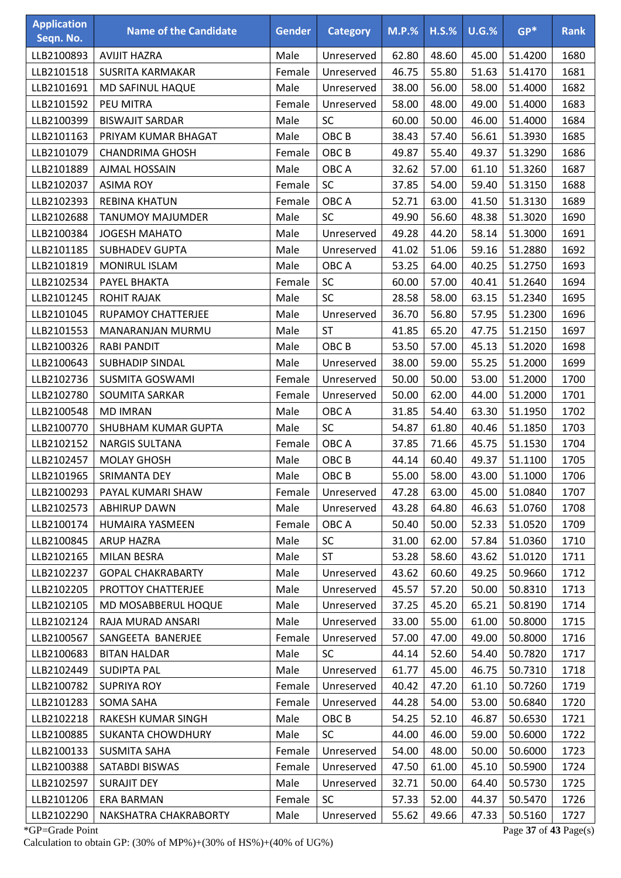| Application Seqn. No. | Name of the Candidate | Gender | Category | M.P.% | H.S.% | U.G.% | GP* | Rank |
|---|---|---|---|---|---|---|---|---|
| LLB2100893 | AVIJIT HAZRA | Male | Unreserved | 62.80 | 48.60 | 45.00 | 51.4200 | 1680 |
| LLB2101518 | SUSRITA KARMAKAR | Female | Unreserved | 46.75 | 55.80 | 51.63 | 51.4170 | 1681 |
| LLB2101691 | MD SAFINUL HAQUE | Male | Unreserved | 38.00 | 56.00 | 58.00 | 51.4000 | 1682 |
| LLB2101592 | PEU MITRA | Female | Unreserved | 58.00 | 48.00 | 49.00 | 51.4000 | 1683 |
| LLB2100399 | BISWAJIT SARDAR | Male | SC | 60.00 | 50.00 | 46.00 | 51.4000 | 1684 |
| LLB2101163 | PRIYAM KUMAR BHAGAT | Male | OBC B | 38.43 | 57.40 | 56.61 | 51.3930 | 1685 |
| LLB2101079 | CHANDRIMA GHOSH | Female | OBC B | 49.87 | 55.40 | 49.37 | 51.3290 | 1686 |
| LLB2101889 | AJMAL HOSSAIN | Male | OBC A | 32.62 | 57.00 | 61.10 | 51.3260 | 1687 |
| LLB2102037 | ASIMA ROY | Female | SC | 37.85 | 54.00 | 59.40 | 51.3150 | 1688 |
| LLB2102393 | REBINA KHATUN | Female | OBC A | 52.71 | 63.00 | 41.50 | 51.3130 | 1689 |
| LLB2102688 | TANUMOY MAJUMDER | Male | SC | 49.90 | 56.60 | 48.38 | 51.3020 | 1690 |
| LLB2100384 | JOGESH MAHATO | Male | Unreserved | 49.28 | 44.20 | 58.14 | 51.3000 | 1691 |
| LLB2101185 | SUBHADEV GUPTA | Male | Unreserved | 41.02 | 51.06 | 59.16 | 51.2880 | 1692 |
| LLB2101819 | MONIRUL ISLAM | Male | OBC A | 53.25 | 64.00 | 40.25 | 51.2750 | 1693 |
| LLB2102534 | PAYEL BHAKTA | Female | SC | 60.00 | 57.00 | 40.41 | 51.2640 | 1694 |
| LLB2101245 | ROHIT RAJAK | Male | SC | 28.58 | 58.00 | 63.15 | 51.2340 | 1695 |
| LLB2101045 | RUPAMOY CHATTERJEE | Male | Unreserved | 36.70 | 56.80 | 57.95 | 51.2300 | 1696 |
| LLB2101553 | MANARANJAN MURMU | Male | ST | 41.85 | 65.20 | 47.75 | 51.2150 | 1697 |
| LLB2100326 | RABI PANDIT | Male | OBC B | 53.50 | 57.00 | 45.13 | 51.2020 | 1698 |
| LLB2100643 | SUBHADIP SINDAL | Male | Unreserved | 38.00 | 59.00 | 55.25 | 51.2000 | 1699 |
| LLB2102736 | SUSMITA GOSWAMI | Female | Unreserved | 50.00 | 50.00 | 53.00 | 51.2000 | 1700 |
| LLB2102780 | SOUMITA SARKAR | Female | Unreserved | 50.00 | 62.00 | 44.00 | 51.2000 | 1701 |
| LLB2100548 | MD IMRAN | Male | OBC A | 31.85 | 54.40 | 63.30 | 51.1950 | 1702 |
| LLB2100770 | SHUBHAM KUMAR GUPTA | Male | SC | 54.87 | 61.80 | 40.46 | 51.1850 | 1703 |
| LLB2102152 | NARGIS SULTANA | Female | OBC A | 37.85 | 71.66 | 45.75 | 51.1530 | 1704 |
| LLB2102457 | MOLAY GHOSH | Male | OBC B | 44.14 | 60.40 | 49.37 | 51.1100 | 1705 |
| LLB2101965 | SRIMANTA DEY | Male | OBC B | 55.00 | 58.00 | 43.00 | 51.1000 | 1706 |
| LLB2100293 | PAYAL KUMARI SHAW | Female | Unreserved | 47.28 | 63.00 | 45.00 | 51.0840 | 1707 |
| LLB2102573 | ABHIRUP DAWN | Male | Unreserved | 43.28 | 64.80 | 46.63 | 51.0760 | 1708 |
| LLB2100174 | HUMAIRA YASMEEN | Female | OBC A | 50.40 | 50.00 | 52.33 | 51.0520 | 1709 |
| LLB2100845 | ARUP HAZRA | Male | SC | 31.00 | 62.00 | 57.84 | 51.0360 | 1710 |
| LLB2102165 | MILAN BESRA | Male | ST | 53.28 | 58.60 | 43.62 | 51.0120 | 1711 |
| LLB2102237 | GOPAL CHAKRABARTY | Male | Unreserved | 43.62 | 60.60 | 49.25 | 50.9660 | 1712 |
| LLB2102205 | PROTTOY CHATTERJEE | Male | Unreserved | 45.57 | 57.20 | 50.00 | 50.8310 | 1713 |
| LLB2102105 | MD MOSABBERUL HOQUE | Male | Unreserved | 37.25 | 45.20 | 65.21 | 50.8190 | 1714 |
| LLB2102124 | RAJA MURAD ANSARI | Male | Unreserved | 33.00 | 55.00 | 61.00 | 50.8000 | 1715 |
| LLB2100567 | SANGEETA BANERJEE | Female | Unreserved | 57.00 | 47.00 | 49.00 | 50.8000 | 1716 |
| LLB2100683 | BITAN HALDAR | Male | SC | 44.14 | 52.60 | 54.40 | 50.7820 | 1717 |
| LLB2102449 | SUDIPTA PAL | Male | Unreserved | 61.77 | 45.00 | 46.75 | 50.7310 | 1718 |
| LLB2100782 | SUPRIYA ROY | Female | Unreserved | 40.42 | 47.20 | 61.10 | 50.7260 | 1719 |
| LLB2101283 | SOMA SAHA | Female | Unreserved | 44.28 | 54.00 | 53.00 | 50.6840 | 1720 |
| LLB2102218 | RAKESH KUMAR SINGH | Male | OBC B | 54.25 | 52.10 | 46.87 | 50.6530 | 1721 |
| LLB2100885 | SUKANTA CHOWDHURY | Male | SC | 44.00 | 46.00 | 59.00 | 50.6000 | 1722 |
| LLB2100133 | SUSMITA SAHA | Female | Unreserved | 54.00 | 48.00 | 50.00 | 50.6000 | 1723 |
| LLB2100388 | SATABDI BISWAS | Female | Unreserved | 47.50 | 61.00 | 45.10 | 50.5900 | 1724 |
| LLB2102597 | SURAJIT DEY | Male | Unreserved | 32.71 | 50.00 | 64.40 | 50.5730 | 1725 |
| LLB2101206 | ERA BARMAN | Female | SC | 57.33 | 52.00 | 44.37 | 50.5470 | 1726 |
| LLB2102290 | NAKSHATRA CHAKRABORTY | Male | Unreserved | 55.62 | 49.66 | 47.33 | 50.5160 | 1727 |

*GP=Grade Point

Calculation to obtain GP: (30% of MP%)+(30% of HS%)+(40% of UG%)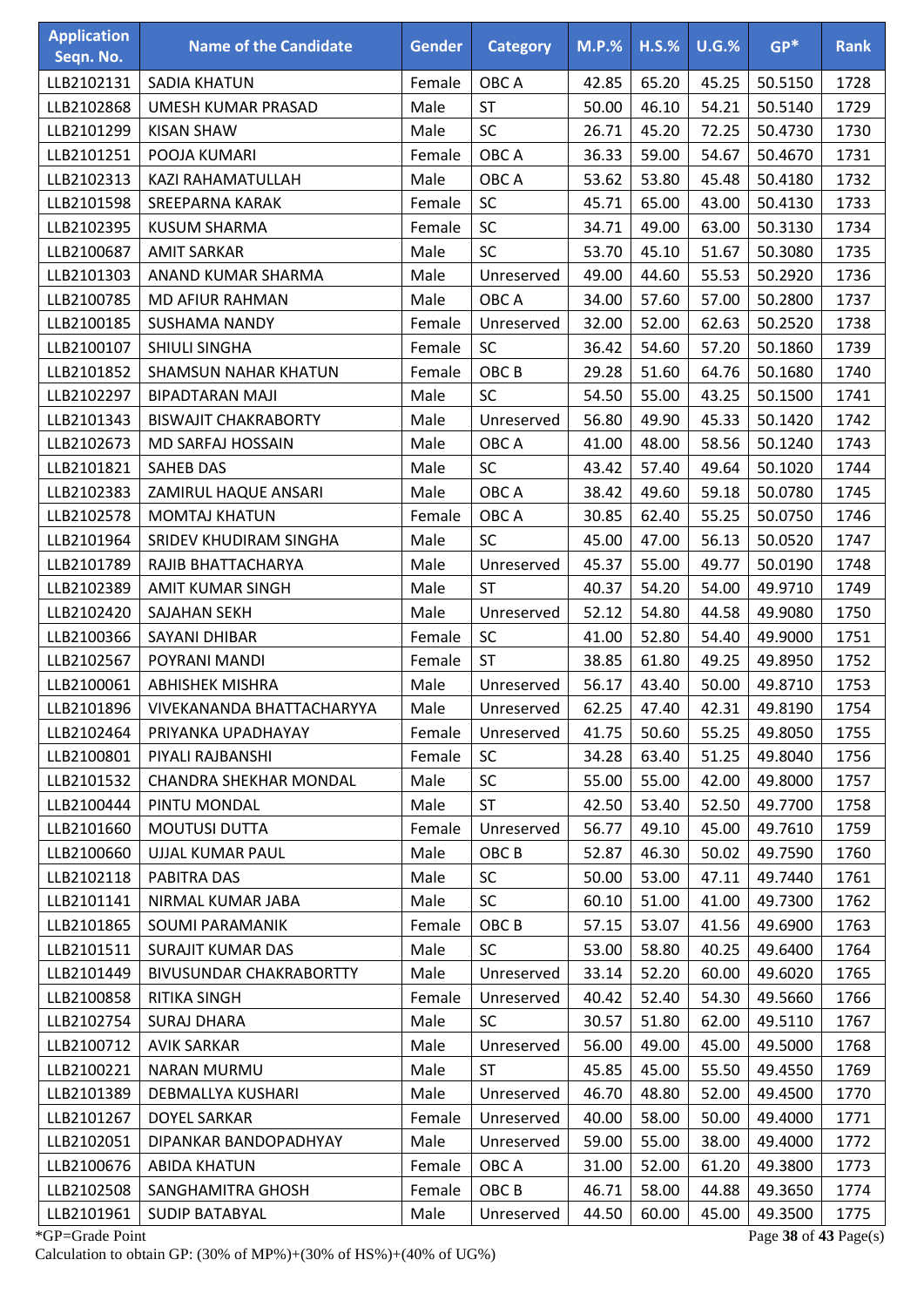| Application Seqn. No. | Name of the Candidate | Gender | Category | M.P.% | H.S.% | U.G.% | GP* | Rank |
|---|---|---|---|---|---|---|---|---|
| LLB2102131 | SADIA KHATUN | Female | OBC A | 42.85 | 65.20 | 45.25 | 50.5150 | 1728 |
| LLB2102868 | UMESH KUMAR PRASAD | Male | ST | 50.00 | 46.10 | 54.21 | 50.5140 | 1729 |
| LLB2101299 | KISAN SHAW | Male | SC | 26.71 | 45.20 | 72.25 | 50.4730 | 1730 |
| LLB2101251 | POOJA KUMARI | Female | OBC A | 36.33 | 59.00 | 54.67 | 50.4670 | 1731 |
| LLB2102313 | KAZI RAHAMATULLAH | Male | OBC A | 53.62 | 53.80 | 45.48 | 50.4180 | 1732 |
| LLB2101598 | SREEPARNA KARAK | Female | SC | 45.71 | 65.00 | 43.00 | 50.4130 | 1733 |
| LLB2102395 | KUSUM SHARMA | Female | SC | 34.71 | 49.00 | 63.00 | 50.3130 | 1734 |
| LLB2100687 | AMIT SARKAR | Male | SC | 53.70 | 45.10 | 51.67 | 50.3080 | 1735 |
| LLB2101303 | ANAND KUMAR SHARMA | Male | Unreserved | 49.00 | 44.60 | 55.53 | 50.2920 | 1736 |
| LLB2100785 | MD AFIUR RAHMAN | Male | OBC A | 34.00 | 57.60 | 57.00 | 50.2800 | 1737 |
| LLB2100185 | SUSHAMA NANDY | Female | Unreserved | 32.00 | 52.00 | 62.63 | 50.2520 | 1738 |
| LLB2100107 | SHIULI SINGHA | Female | SC | 36.42 | 54.60 | 57.20 | 50.1860 | 1739 |
| LLB2101852 | SHAMSUN NAHAR KHATUN | Female | OBC B | 29.28 | 51.60 | 64.76 | 50.1680 | 1740 |
| LLB2102297 | BIPADTARAN MAJI | Male | SC | 54.50 | 55.00 | 43.25 | 50.1500 | 1741 |
| LLB2101343 | BISWAJIT CHAKRABORTY | Male | Unreserved | 56.80 | 49.90 | 45.33 | 50.1420 | 1742 |
| LLB2102673 | MD SARFAJ HOSSAIN | Male | OBC A | 41.00 | 48.00 | 58.56 | 50.1240 | 1743 |
| LLB2101821 | SAHEB DAS | Male | SC | 43.42 | 57.40 | 49.64 | 50.1020 | 1744 |
| LLB2102383 | ZAMIRUL HAQUE ANSARI | Male | OBC A | 38.42 | 49.60 | 59.18 | 50.0780 | 1745 |
| LLB2102578 | MOMTAJ KHATUN | Female | OBC A | 30.85 | 62.40 | 55.25 | 50.0750 | 1746 |
| LLB2101964 | SRIDEV KHUDIRAM SINGHA | Male | SC | 45.00 | 47.00 | 56.13 | 50.0520 | 1747 |
| LLB2101789 | RAJIB BHATTACHARYA | Male | Unreserved | 45.37 | 55.00 | 49.77 | 50.0190 | 1748 |
| LLB2102389 | AMIT KUMAR SINGH | Male | ST | 40.37 | 54.20 | 54.00 | 49.9710 | 1749 |
| LLB2102420 | SAJAHAN SEKH | Male | Unreserved | 52.12 | 54.80 | 44.58 | 49.9080 | 1750 |
| LLB2100366 | SAYANI DHIBAR | Female | SC | 41.00 | 52.80 | 54.40 | 49.9000 | 1751 |
| LLB2102567 | POYRANI MANDI | Female | ST | 38.85 | 61.80 | 49.25 | 49.8950 | 1752 |
| LLB2100061 | ABHISHEK MISHRA | Male | Unreserved | 56.17 | 43.40 | 50.00 | 49.8710 | 1753 |
| LLB2101896 | VIVEKANANDA BHATTACHARYYA | Male | Unreserved | 62.25 | 47.40 | 42.31 | 49.8190 | 1754 |
| LLB2102464 | PRIYANKA UPADHAYAY | Female | Unreserved | 41.75 | 50.60 | 55.25 | 49.8050 | 1755 |
| LLB2100801 | PIYALI RAJBANSHI | Female | SC | 34.28 | 63.40 | 51.25 | 49.8040 | 1756 |
| LLB2101532 | CHANDRA SHEKHAR MONDAL | Male | SC | 55.00 | 55.00 | 42.00 | 49.8000 | 1757 |
| LLB2100444 | PINTU MONDAL | Male | ST | 42.50 | 53.40 | 52.50 | 49.7700 | 1758 |
| LLB2101660 | MOUTUSI DUTTA | Female | Unreserved | 56.77 | 49.10 | 45.00 | 49.7610 | 1759 |
| LLB2100660 | UJJAL KUMAR PAUL | Male | OBC B | 52.87 | 46.30 | 50.02 | 49.7590 | 1760 |
| LLB2102118 | PABITRA DAS | Male | SC | 50.00 | 53.00 | 47.11 | 49.7440 | 1761 |
| LLB2101141 | NIRMAL KUMAR JABA | Male | SC | 60.10 | 51.00 | 41.00 | 49.7300 | 1762 |
| LLB2101865 | SOUMI PARAMANIK | Female | OBC B | 57.15 | 53.07 | 41.56 | 49.6900 | 1763 |
| LLB2101511 | SURAJIT KUMAR DAS | Male | SC | 53.00 | 58.80 | 40.25 | 49.6400 | 1764 |
| LLB2101449 | BIVUSUNDAR CHAKRABORTTY | Male | Unreserved | 33.14 | 52.20 | 60.00 | 49.6020 | 1765 |
| LLB2100858 | RITIKA SINGH | Female | Unreserved | 40.42 | 52.40 | 54.30 | 49.5660 | 1766 |
| LLB2102754 | SURAJ DHARA | Male | SC | 30.57 | 51.80 | 62.00 | 49.5110 | 1767 |
| LLB2100712 | AVIK SARKAR | Male | Unreserved | 56.00 | 49.00 | 45.00 | 49.5000 | 1768 |
| LLB2100221 | NARAN MURMU | Male | ST | 45.85 | 45.00 | 55.50 | 49.4550 | 1769 |
| LLB2101389 | DEBMALLYA KUSHARI | Male | Unreserved | 46.70 | 48.80 | 52.00 | 49.4500 | 1770 |
| LLB2101267 | DOYEL SARKAR | Female | Unreserved | 40.00 | 58.00 | 50.00 | 49.4000 | 1771 |
| LLB2102051 | DIPANKAR BANDOPADHYAY | Male | Unreserved | 59.00 | 55.00 | 38.00 | 49.4000 | 1772 |
| LLB2100676 | ABIDA KHATUN | Female | OBC A | 31.00 | 52.00 | 61.20 | 49.3800 | 1773 |
| LLB2102508 | SANGHAMITRA GHOSH | Female | OBC B | 46.71 | 58.00 | 44.88 | 49.3650 | 1774 |
| LLB2101961 | SUDIP BATABYAL | Male | Unreserved | 44.50 | 60.00 | 45.00 | 49.3500 | 1775 |

*GP=Grade Point

Calculation to obtain GP: (30% of MP%)+(30% of HS%)+(40% of UG%)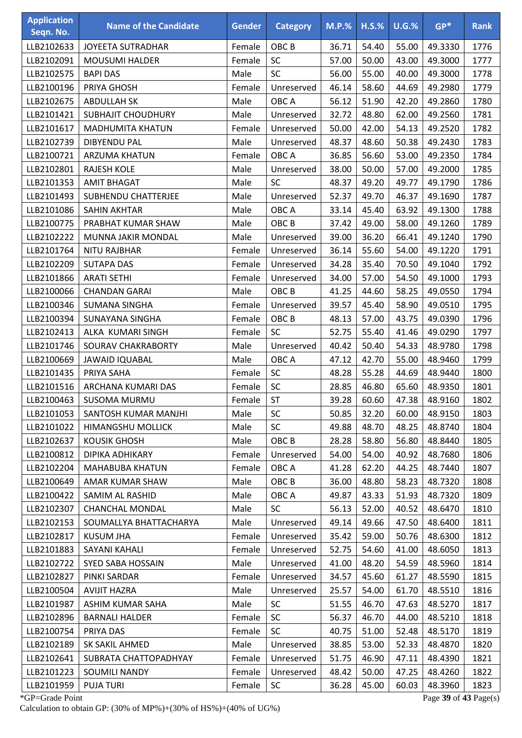| Application Seqn. No. | Name of the Candidate | Gender | Category | M.P.% | H.S.% | U.G.% | GP* | Rank |
|---|---|---|---|---|---|---|---|---|
| LLB2102633 | JOYEETA SUTRADHAR | Female | OBC B | 36.71 | 54.40 | 55.00 | 49.3330 | 1776 |
| LLB2102091 | MOUSUMI HALDER | Female | SC | 57.00 | 50.00 | 43.00 | 49.3000 | 1777 |
| LLB2102575 | BAPI DAS | Male | SC | 56.00 | 55.00 | 40.00 | 49.3000 | 1778 |
| LLB2100196 | PRIYA GHOSH | Female | Unreserved | 46.14 | 58.60 | 44.69 | 49.2980 | 1779 |
| LLB2102675 | ABDULLAH SK | Male | OBC A | 56.12 | 51.90 | 42.20 | 49.2860 | 1780 |
| LLB2101421 | SUBHAJIT CHOUDHURY | Male | Unreserved | 32.72 | 48.80 | 62.00 | 49.2560 | 1781 |
| LLB2101617 | MADHUMITA KHATUN | Female | Unreserved | 50.00 | 42.00 | 54.13 | 49.2520 | 1782 |
| LLB2102739 | DIBYENDU PAL | Male | Unreserved | 48.37 | 48.60 | 50.38 | 49.2430 | 1783 |
| LLB2100721 | ARZUMA KHATUN | Female | OBC A | 36.85 | 56.60 | 53.00 | 49.2350 | 1784 |
| LLB2102801 | RAJESH KOLE | Male | Unreserved | 38.00 | 50.00 | 57.00 | 49.2000 | 1785 |
| LLB2101353 | AMIT BHAGAT | Male | SC | 48.37 | 49.20 | 49.77 | 49.1790 | 1786 |
| LLB2101493 | SUBHENDU CHATTERJEE | Male | Unreserved | 52.37 | 49.70 | 46.37 | 49.1690 | 1787 |
| LLB2101086 | SAHIN AKHTAR | Male | OBC A | 33.14 | 45.40 | 63.92 | 49.1300 | 1788 |
| LLB2100775 | PRABHAT KUMAR SHAW | Male | OBC B | 37.42 | 49.00 | 58.00 | 49.1260 | 1789 |
| LLB2102222 | MUNNA JAKIR MONDAL | Male | Unreserved | 39.00 | 36.20 | 66.41 | 49.1240 | 1790 |
| LLB2101764 | NITU RAJBHAR | Female | Unreserved | 36.14 | 55.60 | 54.00 | 49.1220 | 1791 |
| LLB2102209 | SUTAPA DAS | Female | Unreserved | 34.28 | 35.40 | 70.50 | 49.1040 | 1792 |
| LLB2101866 | ARATI SETHI | Female | Unreserved | 34.00 | 57.00 | 54.50 | 49.1000 | 1793 |
| LLB2100066 | CHANDAN GARAI | Male | OBC B | 41.25 | 44.60 | 58.25 | 49.0550 | 1794 |
| LLB2100346 | SUMANA SINGHA | Female | Unreserved | 39.57 | 45.40 | 58.90 | 49.0510 | 1795 |
| LLB2100394 | SUNAYANA SINGHA | Female | OBC B | 48.13 | 57.00 | 43.75 | 49.0390 | 1796 |
| LLB2102413 | ALKA KUMARI SINGH | Female | SC | 52.75 | 55.40 | 41.46 | 49.0290 | 1797 |
| LLB2101746 | SOURAV CHAKRABORTY | Male | Unreserved | 40.42 | 50.40 | 54.33 | 48.9780 | 1798 |
| LLB2100669 | JAWAID IQUABAL | Male | OBC A | 47.12 | 42.70 | 55.00 | 48.9460 | 1799 |
| LLB2101435 | PRIYA SAHA | Female | SC | 48.28 | 55.28 | 44.69 | 48.9440 | 1800 |
| LLB2101516 | ARCHANA KUMARI DAS | Female | SC | 28.85 | 46.80 | 65.60 | 48.9350 | 1801 |
| LLB2100463 | SUSOMA MURMU | Female | ST | 39.28 | 60.60 | 47.38 | 48.9160 | 1802 |
| LLB2101053 | SANTOSH KUMAR MANJHI | Male | SC | 50.85 | 32.20 | 60.00 | 48.9150 | 1803 |
| LLB2101022 | HIMANGSHU MOLLICK | Male | SC | 49.88 | 48.70 | 48.25 | 48.8740 | 1804 |
| LLB2102637 | KOUSIK GHOSH | Male | OBC B | 28.28 | 58.80 | 56.80 | 48.8440 | 1805 |
| LLB2100812 | DIPIKA ADHIKARY | Female | Unreserved | 54.00 | 54.00 | 40.92 | 48.7680 | 1806 |
| LLB2102204 | MAHABUBA KHATUN | Female | OBC A | 41.28 | 62.20 | 44.25 | 48.7440 | 1807 |
| LLB2100649 | AMAR KUMAR SHAW | Male | OBC B | 36.00 | 48.80 | 58.23 | 48.7320 | 1808 |
| LLB2100422 | SAMIM AL RASHID | Male | OBC A | 49.87 | 43.33 | 51.93 | 48.7320 | 1809 |
| LLB2102307 | CHANCHAL MONDAL | Male | SC | 56.13 | 52.00 | 40.52 | 48.6470 | 1810 |
| LLB2102153 | SOUMALLYA BHATTACHARYA | Male | Unreserved | 49.14 | 49.66 | 47.50 | 48.6400 | 1811 |
| LLB2102817 | KUSUM JHA | Female | Unreserved | 35.42 | 59.00 | 50.76 | 48.6300 | 1812 |
| LLB2101883 | SAYANI KAHALI | Female | Unreserved | 52.75 | 54.60 | 41.00 | 48.6050 | 1813 |
| LLB2102722 | SYED SABA HOSSAIN | Male | Unreserved | 41.00 | 48.20 | 54.59 | 48.5960 | 1814 |
| LLB2102827 | PINKI SARDAR | Female | Unreserved | 34.57 | 45.60 | 61.27 | 48.5590 | 1815 |
| LLB2100504 | AVIJIT HAZRA | Male | Unreserved | 25.57 | 54.00 | 61.70 | 48.5510 | 1816 |
| LLB2101987 | ASHIM KUMAR SAHA | Male | SC | 51.55 | 46.70 | 47.63 | 48.5270 | 1817 |
| LLB2102896 | BARNALI HALDER | Female | SC | 56.37 | 46.70 | 44.00 | 48.5210 | 1818 |
| LLB2100754 | PRIYA DAS | Female | SC | 40.75 | 51.00 | 52.48 | 48.5170 | 1819 |
| LLB2102189 | SK SAKIL AHMED | Male | Unreserved | 38.85 | 53.00 | 52.33 | 48.4870 | 1820 |
| LLB2102641 | SUBRATA CHATTOPADHYAY | Female | Unreserved | 51.75 | 46.90 | 47.11 | 48.4390 | 1821 |
| LLB2101223 | SOUMILI NANDY | Female | Unreserved | 48.42 | 50.00 | 47.25 | 48.4260 | 1822 |
| LLB2101959 | PUJA TURI | Female | SC | 36.28 | 45.00 | 60.03 | 48.3960 | 1823 |

*GP=Grade Point

Calculation to obtain GP: (30% of MP%)+(30% of HS%)+(40% of UG%)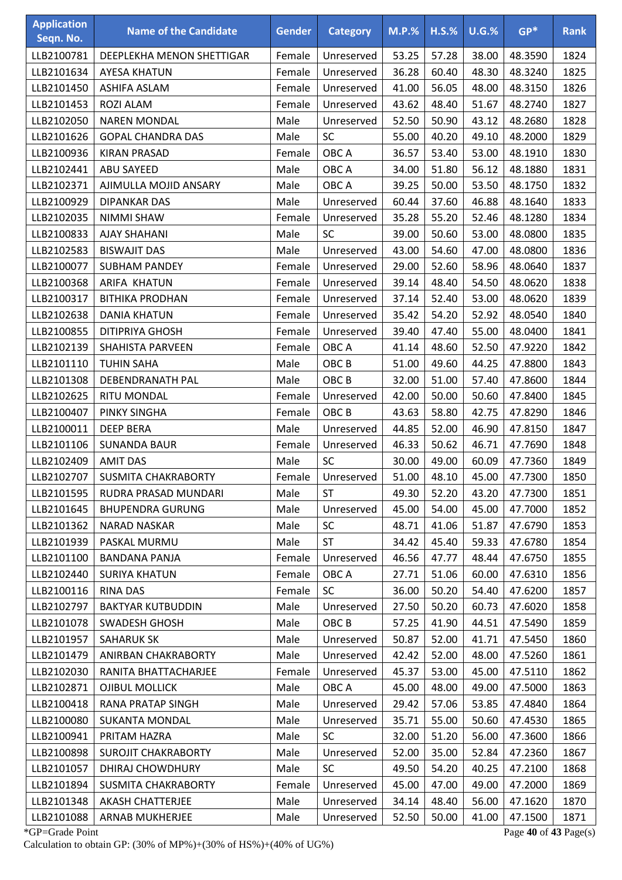| Application Seqn. No. | Name of the Candidate | Gender | Category | M.P.% | H.S.% | U.G.% | GP* | Rank |
|---|---|---|---|---|---|---|---|---|
| LLB2100781 | DEEPLEKHA MENON SHETTIGAR | Female | Unreserved | 53.25 | 57.28 | 38.00 | 48.3590 | 1824 |
| LLB2101634 | AYESA KHATUN | Female | Unreserved | 36.28 | 60.40 | 48.30 | 48.3240 | 1825 |
| LLB2101450 | ASHIFA ASLAM | Female | Unreserved | 41.00 | 56.05 | 48.00 | 48.3150 | 1826 |
| LLB2101453 | ROZI ALAM | Female | Unreserved | 43.62 | 48.40 | 51.67 | 48.2740 | 1827 |
| LLB2102050 | NAREN MONDAL | Male | Unreserved | 52.50 | 50.90 | 43.12 | 48.2680 | 1828 |
| LLB2101626 | GOPAL CHANDRA DAS | Male | SC | 55.00 | 40.20 | 49.10 | 48.2000 | 1829 |
| LLB2100936 | KIRAN PRASAD | Female | OBC A | 36.57 | 53.40 | 53.00 | 48.1910 | 1830 |
| LLB2102441 | ABU SAYEED | Male | OBC A | 34.00 | 51.80 | 56.12 | 48.1880 | 1831 |
| LLB2102371 | AJIMULLA MOJID ANSARY | Male | OBC A | 39.25 | 50.00 | 53.50 | 48.1750 | 1832 |
| LLB2100929 | DIPANKAR DAS | Male | Unreserved | 60.44 | 37.60 | 46.88 | 48.1640 | 1833 |
| LLB2102035 | NIMMI SHAW | Female | Unreserved | 35.28 | 55.20 | 52.46 | 48.1280 | 1834 |
| LLB2100833 | AJAY SHAHANI | Male | SC | 39.00 | 50.60 | 53.00 | 48.0800 | 1835 |
| LLB2102583 | BISWAJIT DAS | Male | Unreserved | 43.00 | 54.60 | 47.00 | 48.0800 | 1836 |
| LLB2100077 | SUBHAM PANDEY | Female | Unreserved | 29.00 | 52.60 | 58.96 | 48.0640 | 1837 |
| LLB2100368 | ARIFA KHATUN | Female | Unreserved | 39.14 | 48.40 | 54.50 | 48.0620 | 1838 |
| LLB2100317 | BITHIKA PRODHAN | Female | Unreserved | 37.14 | 52.40 | 53.00 | 48.0620 | 1839 |
| LLB2102638 | DANIA KHATUN | Female | Unreserved | 35.42 | 54.20 | 52.92 | 48.0540 | 1840 |
| LLB2100855 | DITIPRIYA GHOSH | Female | Unreserved | 39.40 | 47.40 | 55.00 | 48.0400 | 1841 |
| LLB2102139 | SHAHISTA PARVEEN | Female | OBC A | 41.14 | 48.60 | 52.50 | 47.9220 | 1842 |
| LLB2101110 | TUHIN SAHA | Male | OBC B | 51.00 | 49.60 | 44.25 | 47.8800 | 1843 |
| LLB2101308 | DEBENDRANATH PAL | Male | OBC B | 32.00 | 51.00 | 57.40 | 47.8600 | 1844 |
| LLB2102625 | RITU MONDAL | Female | Unreserved | 42.00 | 50.00 | 50.60 | 47.8400 | 1845 |
| LLB2100407 | PINKY SINGHA | Female | OBC B | 43.63 | 58.80 | 42.75 | 47.8290 | 1846 |
| LLB2100011 | DEEP BERA | Male | Unreserved | 44.85 | 52.00 | 46.90 | 47.8150 | 1847 |
| LLB2101106 | SUNANDA BAUR | Female | Unreserved | 46.33 | 50.62 | 46.71 | 47.7690 | 1848 |
| LLB2102409 | AMIT DAS | Male | SC | 30.00 | 49.00 | 60.09 | 47.7360 | 1849 |
| LLB2102707 | SUSMITA CHAKRABORTY | Female | Unreserved | 51.00 | 48.10 | 45.00 | 47.7300 | 1850 |
| LLB2101595 | RUDRA PRASAD MUNDARI | Male | ST | 49.30 | 52.20 | 43.20 | 47.7300 | 1851 |
| LLB2101645 | BHUPENDRA GURUNG | Male | Unreserved | 45.00 | 54.00 | 45.00 | 47.7000 | 1852 |
| LLB2101362 | NARAD NASKAR | Male | SC | 48.71 | 41.06 | 51.87 | 47.6790 | 1853 |
| LLB2101939 | PASKAL MURMU | Male | ST | 34.42 | 45.40 | 59.33 | 47.6780 | 1854 |
| LLB2101100 | BANDANA PANJA | Female | Unreserved | 46.56 | 47.77 | 48.44 | 47.6750 | 1855 |
| LLB2102440 | SURIYA KHATUN | Female | OBC A | 27.71 | 51.06 | 60.00 | 47.6310 | 1856 |
| LLB2100116 | RINA DAS | Female | SC | 36.00 | 50.20 | 54.40 | 47.6200 | 1857 |
| LLB2102797 | BAKTYAR KUTBUDDIN | Male | Unreserved | 27.50 | 50.20 | 60.73 | 47.6020 | 1858 |
| LLB2101078 | SWADESH GHOSH | Male | OBC B | 57.25 | 41.90 | 44.51 | 47.5490 | 1859 |
| LLB2101957 | SAHARUK SK | Male | Unreserved | 50.87 | 52.00 | 41.71 | 47.5450 | 1860 |
| LLB2101479 | ANIRBAN CHAKRABORTY | Male | Unreserved | 42.42 | 52.00 | 48.00 | 47.5260 | 1861 |
| LLB2102030 | RANITA BHATTACHARJEE | Female | Unreserved | 45.37 | 53.00 | 45.00 | 47.5110 | 1862 |
| LLB2102871 | OJIBUL MOLLICK | Male | OBC A | 45.00 | 48.00 | 49.00 | 47.5000 | 1863 |
| LLB2100418 | RANA PRATAP SINGH | Male | Unreserved | 29.42 | 57.06 | 53.85 | 47.4840 | 1864 |
| LLB2100080 | SUKANTA MONDAL | Male | Unreserved | 35.71 | 55.00 | 50.60 | 47.4530 | 1865 |
| LLB2100941 | PRITAM HAZRA | Male | SC | 32.00 | 51.20 | 56.00 | 47.3600 | 1866 |
| LLB2100898 | SUROJIT CHAKRABORTY | Male | Unreserved | 52.00 | 35.00 | 52.84 | 47.2360 | 1867 |
| LLB2101057 | DHIRAJ CHOWDHURY | Male | SC | 49.50 | 54.20 | 40.25 | 47.2100 | 1868 |
| LLB2101894 | SUSMITA CHAKRABORTY | Female | Unreserved | 45.00 | 47.00 | 49.00 | 47.2000 | 1869 |
| LLB2101348 | AKASH CHATTERJEE | Male | Unreserved | 34.14 | 48.40 | 56.00 | 47.1620 | 1870 |
| LLB2101088 | ARNAB MUKHERJEE | Male | Unreserved | 52.50 | 50.00 | 41.00 | 47.1500 | 1871 |

*GP=Grade Point

Calculation to obtain GP: (30% of MP%)+(30% of HS%)+(40% of UG%)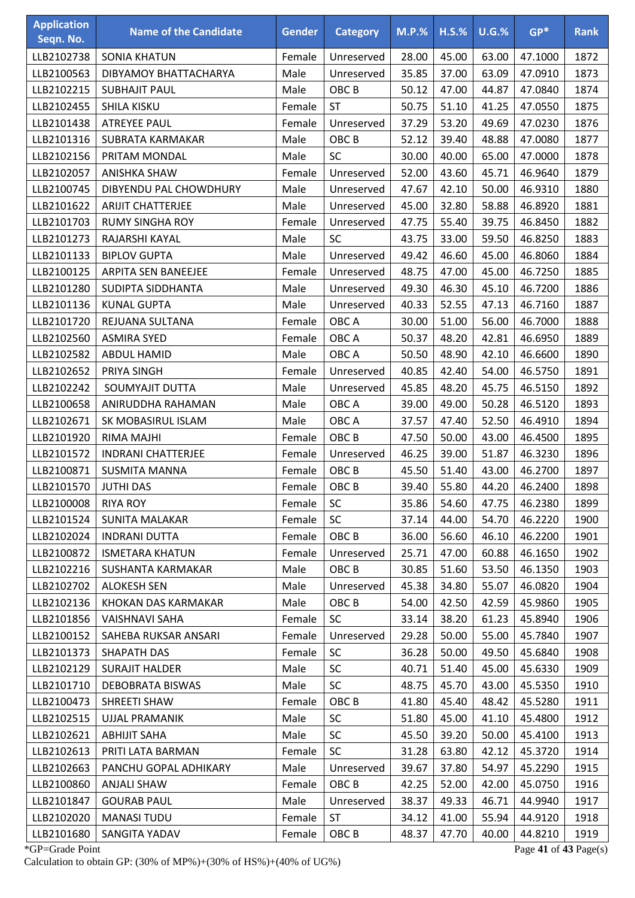| Application Seqn. No. | Name of the Candidate | Gender | Category | M.P.% | H.S.% | U.G.% | GP* | Rank |
|---|---|---|---|---|---|---|---|---|
| LLB2102738 | SONIA KHATUN | Female | Unreserved | 28.00 | 45.00 | 63.00 | 47.1000 | 1872 |
| LLB2100563 | DIBYAMOY BHATTACHARYA | Male | Unreserved | 35.85 | 37.00 | 63.09 | 47.0910 | 1873 |
| LLB2102215 | SUBHAJIT PAUL | Male | OBC B | 50.12 | 47.00 | 44.87 | 47.0840 | 1874 |
| LLB2102455 | SHILA KISKU | Female | ST | 50.75 | 51.10 | 41.25 | 47.0550 | 1875 |
| LLB2101438 | ATREYEE PAUL | Female | Unreserved | 37.29 | 53.20 | 49.69 | 47.0230 | 1876 |
| LLB2101316 | SUBRATA KARMAKAR | Male | OBC B | 52.12 | 39.40 | 48.88 | 47.0080 | 1877 |
| LLB2102156 | PRITAM MONDAL | Male | SC | 30.00 | 40.00 | 65.00 | 47.0000 | 1878 |
| LLB2102057 | ANISHKA SHAW | Female | Unreserved | 52.00 | 43.60 | 45.71 | 46.9640 | 1879 |
| LLB2100745 | DIBYENDU PAL CHOWDHURY | Male | Unreserved | 47.67 | 42.10 | 50.00 | 46.9310 | 1880 |
| LLB2101622 | ARIJIT CHATTERJEE | Male | Unreserved | 45.00 | 32.80 | 58.88 | 46.8920 | 1881 |
| LLB2101703 | RUMY SINGHA ROY | Female | Unreserved | 47.75 | 55.40 | 39.75 | 46.8450 | 1882 |
| LLB2101273 | RAJARSHI KAYAL | Male | SC | 43.75 | 33.00 | 59.50 | 46.8250 | 1883 |
| LLB2101133 | BIPLOV GUPTA | Male | Unreserved | 49.42 | 46.60 | 45.00 | 46.8060 | 1884 |
| LLB2100125 | ARPITA SEN BANEEJEE | Female | Unreserved | 48.75 | 47.00 | 45.00 | 46.7250 | 1885 |
| LLB2101280 | SUDIPTA SIDDHANTA | Male | Unreserved | 49.30 | 46.30 | 45.10 | 46.7200 | 1886 |
| LLB2101136 | KUNAL GUPTA | Male | Unreserved | 40.33 | 52.55 | 47.13 | 46.7160 | 1887 |
| LLB2101720 | REJUANA SULTANA | Female | OBC A | 30.00 | 51.00 | 56.00 | 46.7000 | 1888 |
| LLB2102560 | ASMIRA SYED | Female | OBC A | 50.37 | 48.20 | 42.81 | 46.6950 | 1889 |
| LLB2102582 | ABDUL HAMID | Male | OBC A | 50.50 | 48.90 | 42.10 | 46.6600 | 1890 |
| LLB2102652 | PRIYA SINGH | Female | Unreserved | 40.85 | 42.40 | 54.00 | 46.5750 | 1891 |
| LLB2102242 | SOUMYAJIT DUTTA | Male | Unreserved | 45.85 | 48.20 | 45.75 | 46.5150 | 1892 |
| LLB2100658 | ANIRUDDHA RAHAMAN | Male | OBC A | 39.00 | 49.00 | 50.28 | 46.5120 | 1893 |
| LLB2102671 | SK MOBASIRUL ISLAM | Male | OBC A | 37.57 | 47.40 | 52.50 | 46.4910 | 1894 |
| LLB2101920 | RIMA MAJHI | Female | OBC B | 47.50 | 50.00 | 43.00 | 46.4500 | 1895 |
| LLB2101572 | INDRANI CHATTERJEE | Female | Unreserved | 46.25 | 39.00 | 51.87 | 46.3230 | 1896 |
| LLB2100871 | SUSMITA MANNA | Female | OBC B | 45.50 | 51.40 | 43.00 | 46.2700 | 1897 |
| LLB2101570 | JUTHI DAS | Female | OBC B | 39.40 | 55.80 | 44.20 | 46.2400 | 1898 |
| LLB2100008 | RIYA ROY | Female | SC | 35.86 | 54.60 | 47.75 | 46.2380 | 1899 |
| LLB2101524 | SUNITA MALAKAR | Female | SC | 37.14 | 44.00 | 54.70 | 46.2220 | 1900 |
| LLB2102024 | INDRANI DUTTA | Female | OBC B | 36.00 | 56.60 | 46.10 | 46.2200 | 1901 |
| LLB2100872 | ISMETARA KHATUN | Female | Unreserved | 25.71 | 47.00 | 60.88 | 46.1650 | 1902 |
| LLB2102216 | SUSHANTA KARMAKAR | Male | OBC B | 30.85 | 51.60 | 53.50 | 46.1350 | 1903 |
| LLB2102702 | ALOKESH SEN | Male | Unreserved | 45.38 | 34.80 | 55.07 | 46.0820 | 1904 |
| LLB2102136 | KHOKAN DAS KARMAKAR | Male | OBC B | 54.00 | 42.50 | 42.59 | 45.9860 | 1905 |
| LLB2101856 | VAISHNAVI SAHA | Female | SC | 33.14 | 38.20 | 61.23 | 45.8940 | 1906 |
| LLB2100152 | SAHEBA RUKSAR ANSARI | Female | Unreserved | 29.28 | 50.00 | 55.00 | 45.7840 | 1907 |
| LLB2101373 | SHAPATH DAS | Female | SC | 36.28 | 50.00 | 49.50 | 45.6840 | 1908 |
| LLB2102129 | SURAJIT HALDER | Male | SC | 40.71 | 51.40 | 45.00 | 45.6330 | 1909 |
| LLB2101710 | DEBOBRATA BISWAS | Male | SC | 48.75 | 45.70 | 43.00 | 45.5350 | 1910 |
| LLB2100473 | SHREETI SHAW | Female | OBC B | 41.80 | 45.40 | 48.42 | 45.5280 | 1911 |
| LLB2102515 | UJJAL PRAMANIK | Male | SC | 51.80 | 45.00 | 41.10 | 45.4800 | 1912 |
| LLB2102621 | ABHIJIT SAHA | Male | SC | 45.50 | 39.20 | 50.00 | 45.4100 | 1913 |
| LLB2102613 | PRITI LATA BARMAN | Female | SC | 31.28 | 63.80 | 42.12 | 45.3720 | 1914 |
| LLB2102663 | PANCHU GOPAL ADHIKARY | Male | Unreserved | 39.67 | 37.80 | 54.97 | 45.2290 | 1915 |
| LLB2100860 | ANJALI SHAW | Female | OBC B | 42.25 | 52.00 | 42.00 | 45.0750 | 1916 |
| LLB2101847 | GOURAB PAUL | Male | Unreserved | 38.37 | 49.33 | 46.71 | 44.9940 | 1917 |
| LLB2102020 | MANASI TUDU | Female | ST | 34.12 | 41.00 | 55.94 | 44.9120 | 1918 |
| LLB2101680 | SANGITA YADAV | Female | OBC B | 48.37 | 47.70 | 40.00 | 44.8210 | 1919 |

*GP=Grade Point

Calculation to obtain GP: (30% of MP%)+(30% of HS%)+(40% of UG%)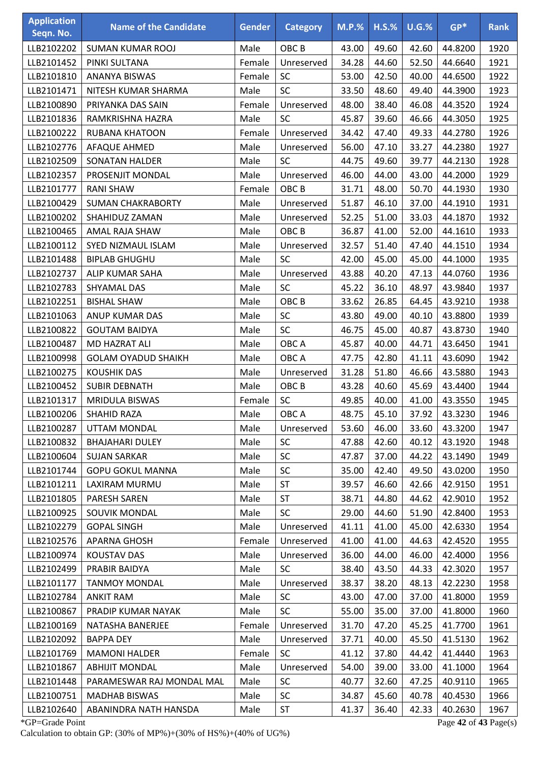| Application Seqn. No. | Name of the Candidate | Gender | Category | M.P.% | H.S.% | U.G.% | GP* | Rank |
|---|---|---|---|---|---|---|---|---|
| LLB2102202 | SUMAN KUMAR ROOJ | Male | OBC B | 43.00 | 49.60 | 42.60 | 44.8200 | 1920 |
| LLB2101452 | PINKI SULTANA | Female | Unreserved | 34.28 | 44.60 | 52.50 | 44.6640 | 1921 |
| LLB2101810 | ANANYA BISWAS | Female | SC | 53.00 | 42.50 | 40.00 | 44.6500 | 1922 |
| LLB2101471 | NITESH KUMAR SHARMA | Male | SC | 33.50 | 48.60 | 49.40 | 44.3900 | 1923 |
| LLB2100890 | PRIYANKA DAS SAIN | Female | Unreserved | 48.00 | 38.40 | 46.08 | 44.3520 | 1924 |
| LLB2101836 | RAMKRISHNA HAZRA | Male | SC | 45.87 | 39.60 | 46.66 | 44.3050 | 1925 |
| LLB2100222 | RUBANA KHATOON | Female | Unreserved | 34.42 | 47.40 | 49.33 | 44.2780 | 1926 |
| LLB2102776 | AFAQUE AHMED | Male | Unreserved | 56.00 | 47.10 | 33.27 | 44.2380 | 1927 |
| LLB2102509 | SONATAN HALDER | Male | SC | 44.75 | 49.60 | 39.77 | 44.2130 | 1928 |
| LLB2102357 | PROSENJIT MONDAL | Male | Unreserved | 46.00 | 44.00 | 43.00 | 44.2000 | 1929 |
| LLB2101777 | RANI SHAW | Female | OBC B | 31.71 | 48.00 | 50.70 | 44.1930 | 1930 |
| LLB2100429 | SUMAN CHAKRABORTY | Male | Unreserved | 51.87 | 46.10 | 37.00 | 44.1910 | 1931 |
| LLB2100202 | SHAHIDUZ ZAMAN | Male | Unreserved | 52.25 | 51.00 | 33.03 | 44.1870 | 1932 |
| LLB2100465 | AMAL RAJA SHAW | Male | OBC B | 36.87 | 41.00 | 52.00 | 44.1610 | 1933 |
| LLB2100112 | SYED NIZMAUL ISLAM | Male | Unreserved | 32.57 | 51.40 | 47.40 | 44.1510 | 1934 |
| LLB2101488 | BIPLAB GHUGHU | Male | SC | 42.00 | 45.00 | 45.00 | 44.1000 | 1935 |
| LLB2102737 | ALIP KUMAR SAHA | Male | Unreserved | 43.88 | 40.20 | 47.13 | 44.0760 | 1936 |
| LLB2102783 | SHYAMAL DAS | Male | SC | 45.22 | 36.10 | 48.97 | 43.9840 | 1937 |
| LLB2102251 | BISHAL SHAW | Male | OBC B | 33.62 | 26.85 | 64.45 | 43.9210 | 1938 |
| LLB2101063 | ANUP KUMAR DAS | Male | SC | 43.80 | 49.00 | 40.10 | 43.8800 | 1939 |
| LLB2100822 | GOUTAM BAIDYA | Male | SC | 46.75 | 45.00 | 40.87 | 43.8730 | 1940 |
| LLB2100487 | MD HAZRAT ALI | Male | OBC A | 45.87 | 40.00 | 44.71 | 43.6450 | 1941 |
| LLB2100998 | GOLAM OYADUD SHAIKH | Male | OBC A | 47.75 | 42.80 | 41.11 | 43.6090 | 1942 |
| LLB2100275 | KOUSHIK DAS | Male | Unreserved | 31.28 | 51.80 | 46.66 | 43.5880 | 1943 |
| LLB2100452 | SUBIR DEBNATH | Male | OBC B | 43.28 | 40.60 | 45.69 | 43.4400 | 1944 |
| LLB2101317 | MRIDULA BISWAS | Female | SC | 49.85 | 40.00 | 41.00 | 43.3550 | 1945 |
| LLB2100206 | SHAHID RAZA | Male | OBC A | 48.75 | 45.10 | 37.92 | 43.3230 | 1946 |
| LLB2100287 | UTTAM MONDAL | Male | Unreserved | 53.60 | 46.00 | 33.60 | 43.3200 | 1947 |
| LLB2100832 | BHAJAHARI DULEY | Male | SC | 47.88 | 42.60 | 40.12 | 43.1920 | 1948 |
| LLB2100604 | SUJAN SARKAR | Male | SC | 47.87 | 37.00 | 44.22 | 43.1490 | 1949 |
| LLB2101744 | GOPU GOKUL MANNA | Male | SC | 35.00 | 42.40 | 49.50 | 43.0200 | 1950 |
| LLB2101211 | LAXIRAM MURMU | Male | ST | 39.57 | 46.60 | 42.66 | 42.9150 | 1951 |
| LLB2101805 | PARESH SAREN | Male | ST | 38.71 | 44.80 | 44.62 | 42.9010 | 1952 |
| LLB2100925 | SOUVIK MONDAL | Male | SC | 29.00 | 44.60 | 51.90 | 42.8400 | 1953 |
| LLB2102279 | GOPAL SINGH | Male | Unreserved | 41.11 | 41.00 | 45.00 | 42.6330 | 1954 |
| LLB2102576 | APARNA GHOSH | Female | Unreserved | 41.00 | 41.00 | 44.63 | 42.4520 | 1955 |
| LLB2100974 | KOUSTAV DAS | Male | Unreserved | 36.00 | 44.00 | 46.00 | 42.4000 | 1956 |
| LLB2102499 | PRABIR BAIDYA | Male | SC | 38.40 | 43.50 | 44.33 | 42.3020 | 1957 |
| LLB2101177 | TANMOY MONDAL | Male | Unreserved | 38.37 | 38.20 | 48.13 | 42.2230 | 1958 |
| LLB2102784 | ANKIT RAM | Male | SC | 43.00 | 47.00 | 37.00 | 41.8000 | 1959 |
| LLB2100867 | PRADIP KUMAR NAYAK | Male | SC | 55.00 | 35.00 | 37.00 | 41.8000 | 1960 |
| LLB2100169 | NATASHA BANERJEE | Female | Unreserved | 31.70 | 47.20 | 45.25 | 41.7700 | 1961 |
| LLB2102092 | BAPPA DEY | Male | Unreserved | 37.71 | 40.00 | 45.50 | 41.5130 | 1962 |
| LLB2101769 | MAMONI HALDER | Female | SC | 41.12 | 37.80 | 44.42 | 41.4440 | 1963 |
| LLB2101867 | ABHIJIT MONDAL | Male | Unreserved | 54.00 | 39.00 | 33.00 | 41.1000 | 1964 |
| LLB2101448 | PARAMESWAR RAJ MONDAL MAL | Male | SC | 40.77 | 32.60 | 47.25 | 40.9110 | 1965 |
| LLB2100751 | MADHAB BISWAS | Male | SC | 34.87 | 45.60 | 40.78 | 40.4530 | 1966 |
| LLB2102640 | ABANINDRA NATH HANSDA | Male | ST | 41.37 | 36.40 | 42.33 | 40.2630 | 1967 |

*GP=Grade Point

Calculation to obtain GP: (30% of MP%)+(30% of HS%)+(40% of UG%)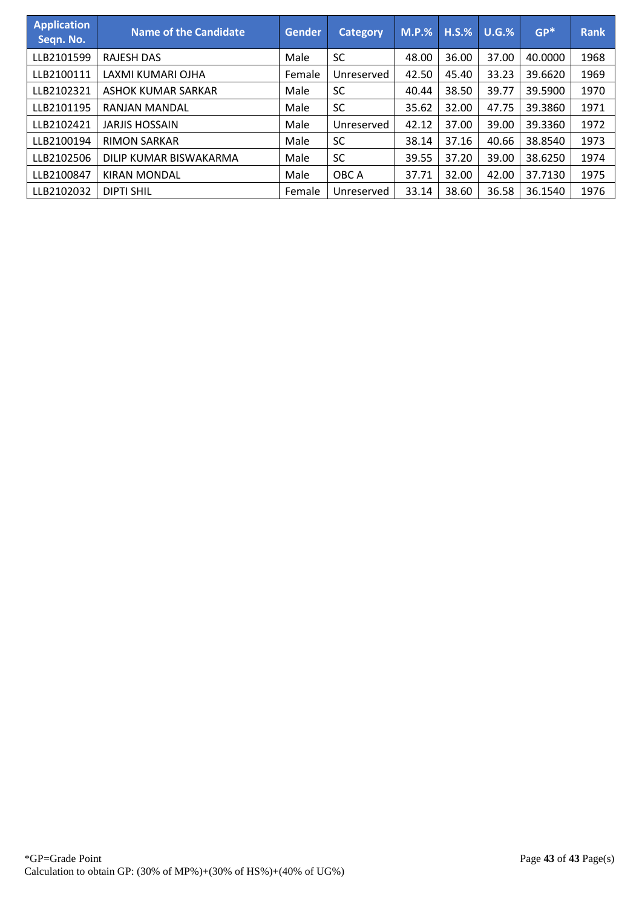| Application Seqn. No. | Name of the Candidate | Gender | Category | M.P.% | H.S.% | U.G.% | GP* | Rank |
|---|---|---|---|---|---|---|---|---|
| LLB2101599 | RAJESH DAS | Male | SC | 48.00 | 36.00 | 37.00 | 40.0000 | 1968 |
| LLB2100111 | LAXMI KUMARI OJHA | Female | Unreserved | 42.50 | 45.40 | 33.23 | 39.6620 | 1969 |
| LLB2102321 | ASHOK KUMAR SARKAR | Male | SC | 40.44 | 38.50 | 39.77 | 39.5900 | 1970 |
| LLB2101195 | RANJAN MANDAL | Male | SC | 35.62 | 32.00 | 47.75 | 39.3860 | 1971 |
| LLB2102421 | JARJIS HOSSAIN | Male | Unreserved | 42.12 | 37.00 | 39.00 | 39.3360 | 1972 |
| LLB2100194 | RIMON SARKAR | Male | SC | 38.14 | 37.16 | 40.66 | 38.8540 | 1973 |
| LLB2102506 | DILIP KUMAR BISWAKARMA | Male | SC | 39.55 | 37.20 | 39.00 | 38.6250 | 1974 |
| LLB2100847 | KIRAN MONDAL | Male | OBC A | 37.71 | 32.00 | 42.00 | 37.7130 | 1975 |
| LLB2102032 | DIPTI SHIL | Female | Unreserved | 33.14 | 38.60 | 36.58 | 36.1540 | 1976 |

*GP=Grade Point
Calculation to obtain GP: (30% of MP%)+(30% of HS%)+(40% of UG%)